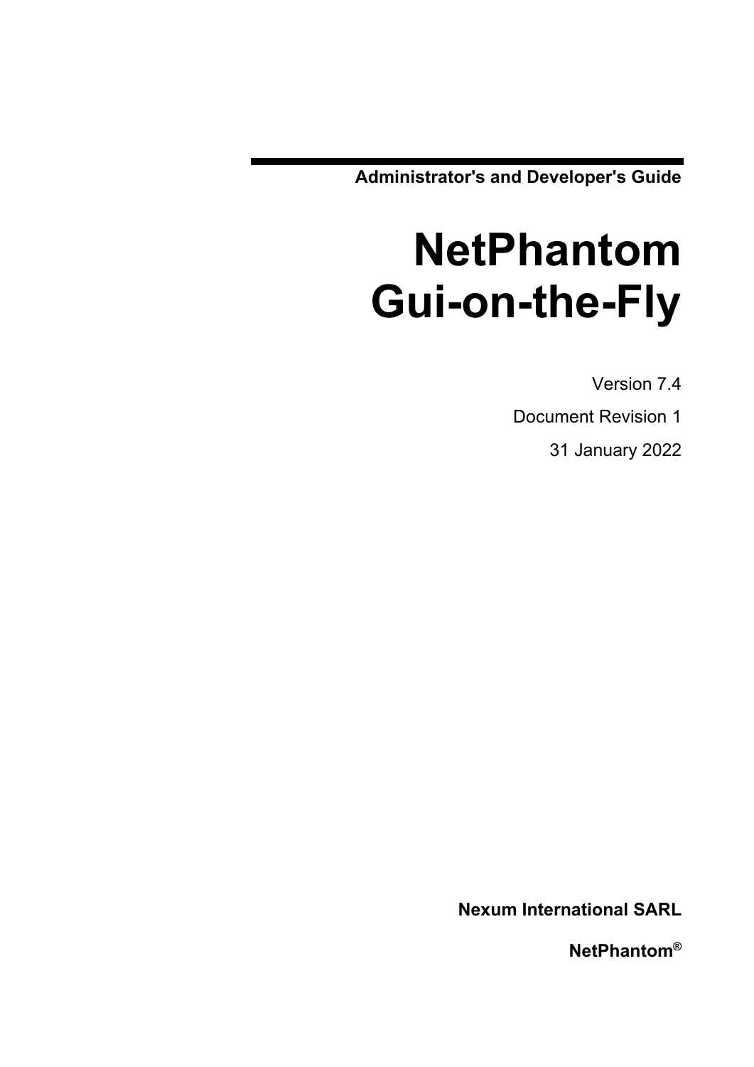**Administrator's and Developer's Guide**

# NetPhantom Gui-on-the-Fly

Version 7.4

Document Revision 1

31 January 2022

**Nexum International SARL**

**NetPhantom®**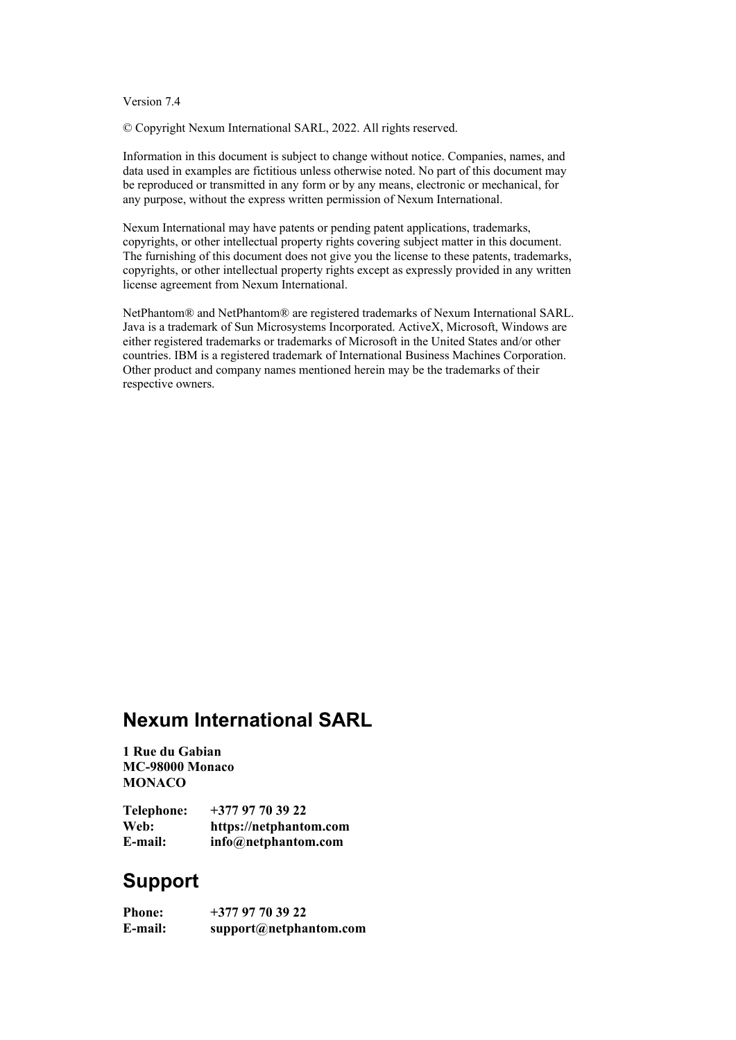Version 7.4

© Copyright Nexum International SARL, 2022. All rights reserved.

Information in this document is subject to change without notice. Companies, names, and data used in examples are fictitious unless otherwise noted. No part of this document may be reproduced or transmitted in any form or by any means, electronic or mechanical, for any purpose, without the express written permission of Nexum International.

Nexum International may have patents or pending patent applications, trademarks, copyrights, or other intellectual property rights covering subject matter in this document. The furnishing of this document does not give you the license to these patents, trademarks, copyrights, or other intellectual property rights except as expressly provided in any written license agreement from Nexum International.

NetPhantom® and NetPhantom® are registered trademarks of Nexum International SARL. Java is a trademark of Sun Microsystems Incorporated. ActiveX, Microsoft, Windows are either registered trademarks or trademarks of Microsoft in the United States and/or other countries. IBM is a registered trademark of International Business Machines Corporation. Other product and company names mentioned herein may be the trademarks of their respective owners.

## Nexum International SARL

**1 Rue du Gabian**
**MC-98000 Monaco**
**MONACO**

| | |
|---|---|
| **Telephone:** | **+377 97 70 39 22** |
| **Web:** | **https://netphantom.com** |
| **E-mail:** | **info@netphantom.com** |

## Support

| | |
|---|---|
| **Phone:** | **+377 97 70 39 22** |
| **E-mail:** | **support@netphantom.com** |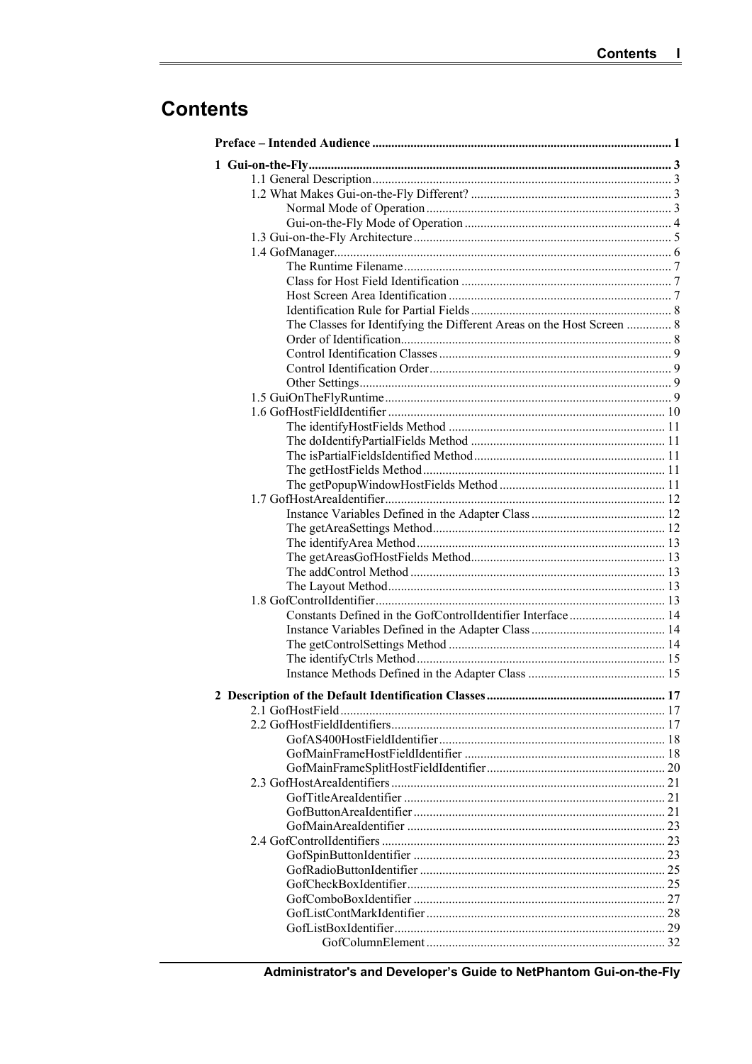# Contents

**Preface – Intended Audience** ........ **1**

**1 Gui-on-the-Fly** ........ **3**

- 1.1 General Description ........ 3
- 1.2 What Makes Gui-on-the-Fly Different? ........ 3
  - Normal Mode of Operation ........ 3
  - Gui-on-the-Fly Mode of Operation ........ 4
- 1.3 Gui-on-the-Fly Architecture ........ 5
- 1.4 GofManager ........ 6
  - The Runtime Filename ........ 7
  - Class for Host Field Identification ........ 7
  - Host Screen Area Identification ........ 7
  - Identification Rule for Partial Fields ........ 8
  - The Classes for Identifying the Different Areas on the Host Screen ........ 8
  - Order of Identification ........ 8
  - Control Identification Classes ........ 9
  - Control Identification Order ........ 9
  - Other Settings ........ 9
- 1.5 GuiOnTheFlyRuntime ........ 9
- 1.6 GofHostFieldIdentifier ........ 10
  - The identifyHostFields Method ........ 11
  - The doIdentifyPartialFields Method ........ 11
  - The isPartialFieldsIdentified Method ........ 11
  - The getHostFields Method ........ 11
  - The getPopupWindowHostFields Method ........ 11
- 1.7 GofHostAreaIdentifier ........ 12
  - Instance Variables Defined in the Adapter Class ........ 12
  - The getAreaSettings Method ........ 12
  - The identifyArea Method ........ 13
  - The getAreasGofHostFields Method ........ 13
  - The addControl Method ........ 13
  - The Layout Method ........ 13
- 1.8 GofControlIdentifier ........ 13
  - Constants Defined in the GofControlIdentifier Interface ........ 14
  - Instance Variables Defined in the Adapter Class ........ 14
  - The getControlSettings Method ........ 14
  - The identifyCtrls Method ........ 15
  - Instance Methods Defined in the Adapter Class ........ 15

**2 Description of the Default Identification Classes** ........ **17**

- 2.1 GofHostField ........ 17
- 2.2 GofHostFieldIdentifiers ........ 17
  - GofAS400HostFieldIdentifier ........ 18
  - GofMainFrameHostFieldIdentifier ........ 18
  - GofMainFrameSplitHostFieldIdentifier ........ 20
- 2.3 GofHostAreaIdentifiers ........ 21
  - GofTitleAreaIdentifier ........ 21
  - GofButtonAreaIdentifier ........ 21
  - GofMainAreaIdentifier ........ 23
- 2.4 GofControlIdentifiers ........ 23
  - GofSpinButtonIdentifier ........ 23
  - GofRadioButtonIdentifier ........ 25
  - GofCheckBoxIdentifier ........ 25
  - GofComboBoxIdentifier ........ 27
  - GofListContMarkIdentifier ........ 28
  - GofListBoxIdentifier ........ 29
    - GofColumnElement ........ 32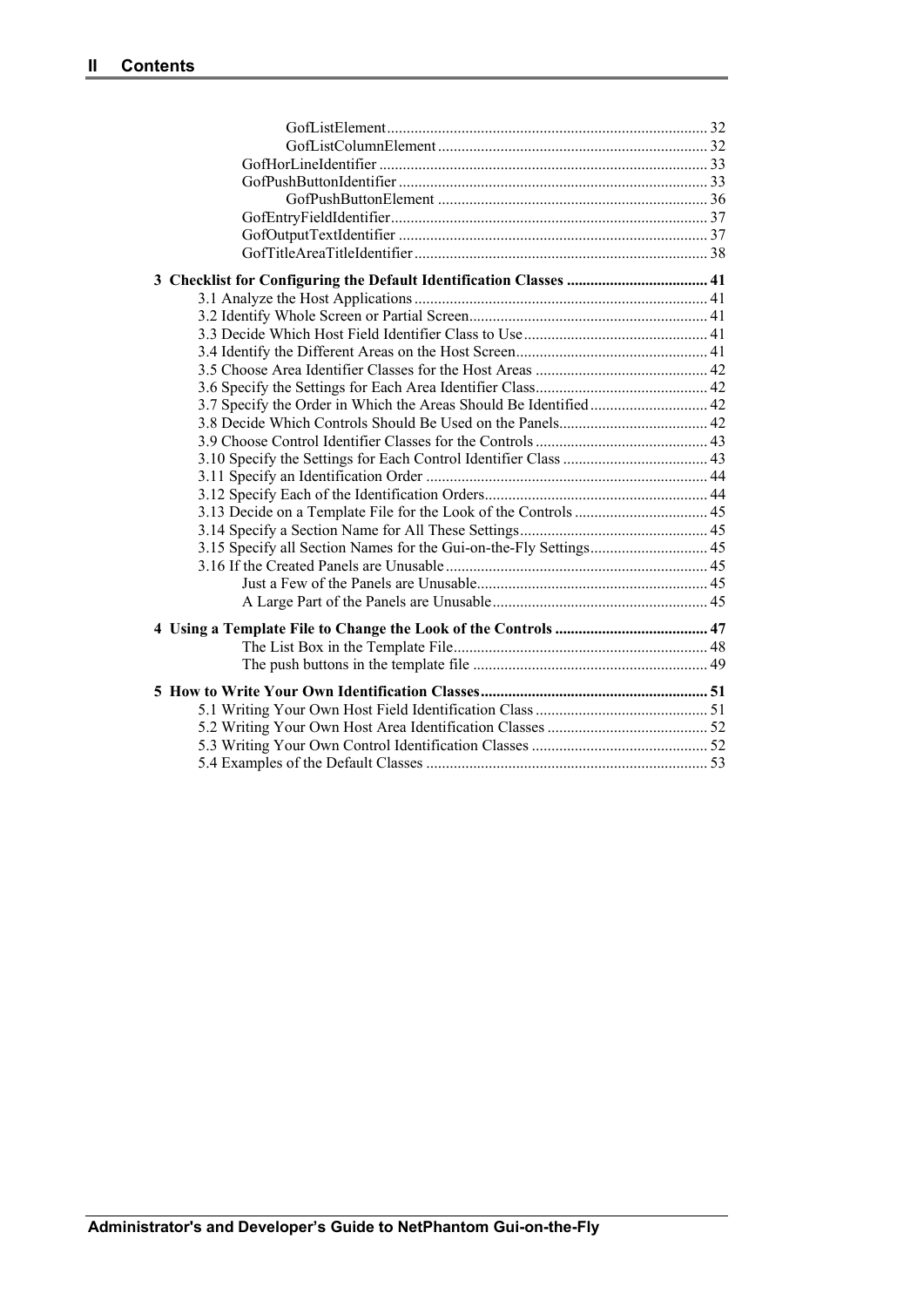GofListElement ........................................................................... 32
GofListColumnElement .................................................................... 32
GofHorLineIdentifier ........................................................................ 33
GofPushButtonIdentifier .................................................................... 33
GofPushButtonElement ..................................................................... 36
GofEntryFieldIdentifier ...................................................................... 37
GofOutputTextIdentifier ..................................................................... 37
GofTitleAreaTitleIdentifier ................................................................. 38

**3 Checklist for Configuring the Default Identification Classes .................................... 41**

3.1 Analyze the Host Applications ............................................................ 41
3.2 Identify Whole Screen or Partial Screen ................................................ 41
3.3 Decide Which Host Field Identifier Class to Use ...................................... 41
3.4 Identify the Different Areas on the Host Screen ....................................... 41
3.5 Choose Area Identifier Classes for the Host Areas .................................... 42
3.6 Specify the Settings for Each Area Identifier Class ................................... 42
3.7 Specify the Order in Which the Areas Should Be Identified ......................... 42
3.8 Decide Which Controls Should Be Used on the Panels ............................... 42
3.9 Choose Control Identifier Classes for the Controls .................................... 43
3.10 Specify the Settings for Each Control Identifier Class ............................... 43
3.11 Specify an Identification Order .......................................................... 44
3.12 Specify Each of the Identification Orders ............................................... 44
3.13 Decide on a Template File for the Look of the Controls ............................. 45
3.14 Specify a Section Name for All These Settings ........................................ 45
3.15 Specify all Section Names for the Gui-on-the-Fly Settings ........................... 45
3.16 If the Created Panels are Unusable ....................................................... 45
Just a Few of the Panels are Unusable ........................................................ 45
A Large Part of the Panels are Unusable ..................................................... 45

**4 Using a Template File to Change the Look of the Controls ....................................... 47**

The List Box in the Template File ............................................................... 48
The push buttons in the template file .......................................................... 49

**5 How to Write Your Own Identification Classes ......................................................... 51**

5.1 Writing Your Own Host Field Identification Class ........................................ 51
5.2 Writing Your Own Host Area Identification Classes ...................................... 52
5.3 Writing Your Own Control Identification Classes .......................................... 52
5.4 Examples of the Default Classes ............................................................... 53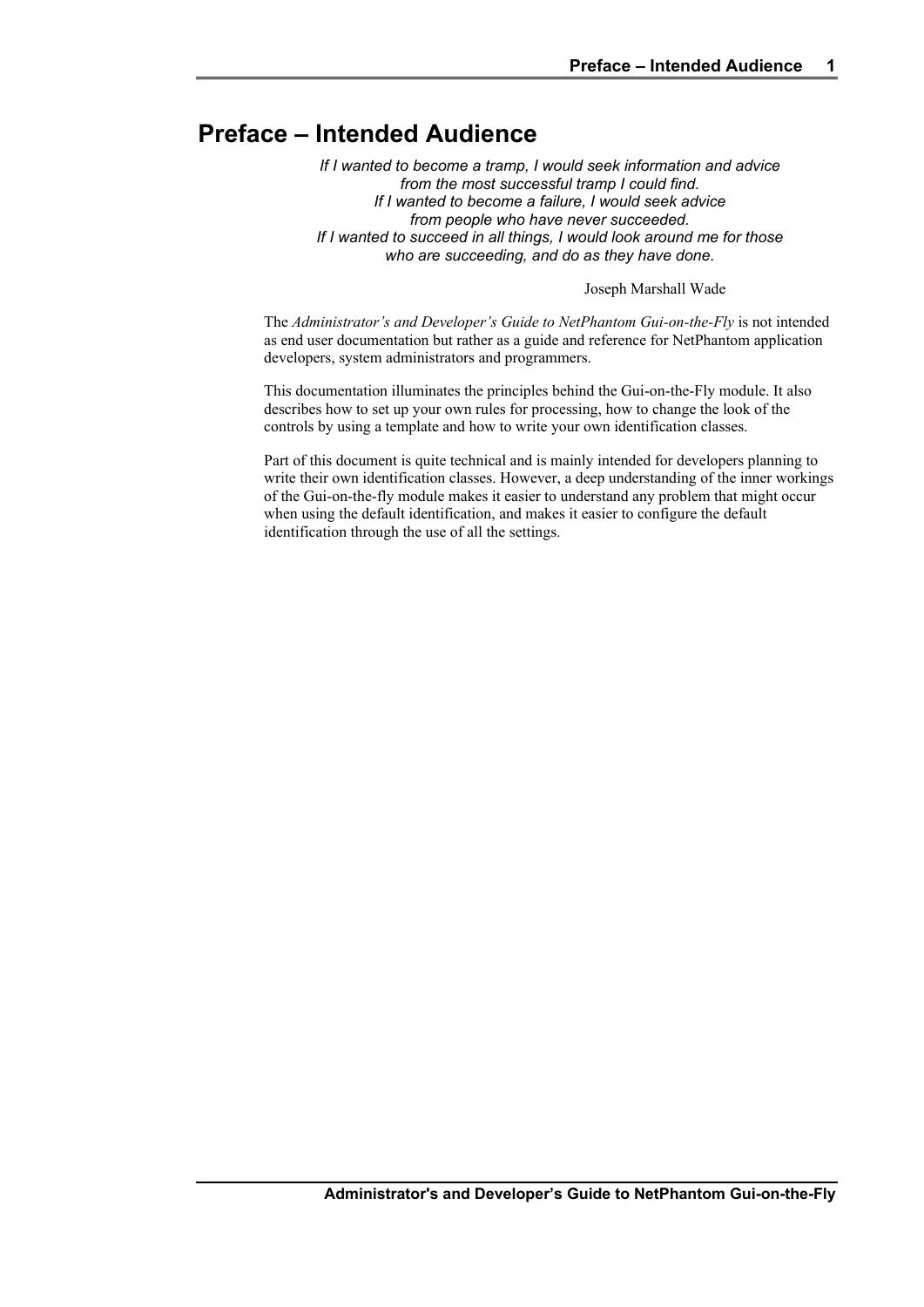# Preface – Intended Audience

*If I wanted to become a tramp, I would seek information and advice*
*from the most successful tramp I could find.*
*If I wanted to become a failure, I would seek advice*
*from people who have never succeeded.*
*If I wanted to succeed in all things, I would look around me for those*
*who are succeeding, and do as they have done.*

Joseph Marshall Wade

The *Administrator's and Developer's Guide to NetPhantom Gui-on-the-Fly* is not intended as end user documentation but rather as a guide and reference for NetPhantom application developers, system administrators and programmers.

This documentation illuminates the principles behind the Gui-on-the-Fly module. It also describes how to set up your own rules for processing, how to change the look of the controls by using a template and how to write your own identification classes.

Part of this document is quite technical and is mainly intended for developers planning to write their own identification classes. However, a deep understanding of the inner workings of the Gui-on-the-fly module makes it easier to understand any problem that might occur when using the default identification, and makes it easier to configure the default identification through the use of all the settings.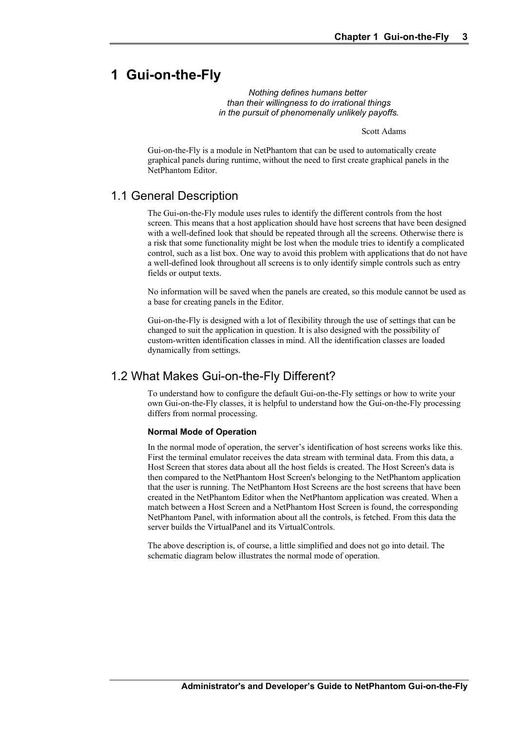# 1 Gui-on-the-Fly

*Nothing defines humans better*
*than their willingness to do irrational things*
*in the pursuit of phenomenally unlikely payoffs.*

Scott Adams

Gui-on-the-Fly is a module in NetPhantom that can be used to automatically create graphical panels during runtime, without the need to first create graphical panels in the NetPhantom Editor.

## 1.1 General Description

The Gui-on-the-Fly module uses rules to identify the different controls from the host screen. This means that a host application should have host screens that have been designed with a well-defined look that should be repeated through all the screens. Otherwise there is a risk that some functionality might be lost when the module tries to identify a complicated control, such as a list box. One way to avoid this problem with applications that do not have a well-defined look throughout all screens is to only identify simple controls such as entry fields or output texts.

No information will be saved when the panels are created, so this module cannot be used as a base for creating panels in the Editor.

Gui-on-the-Fly is designed with a lot of flexibility through the use of settings that can be changed to suit the application in question. It is also designed with the possibility of custom-written identification classes in mind. All the identification classes are loaded dynamically from settings.

## 1.2 What Makes Gui-on-the-Fly Different?

To understand how to configure the default Gui-on-the-Fly settings or how to write your own Gui-on-the-Fly classes, it is helpful to understand how the Gui-on-the-Fly processing differs from normal processing.

#### Normal Mode of Operation

In the normal mode of operation, the server's identification of host screens works like this. First the terminal emulator receives the data stream with terminal data. From this data, a Host Screen that stores data about all the host fields is created. The Host Screen's data is then compared to the NetPhantom Host Screen's belonging to the NetPhantom application that the user is running. The NetPhantom Host Screens are the host screens that have been created in the NetPhantom Editor when the NetPhantom application was created. When a match between a Host Screen and a NetPhantom Host Screen is found, the corresponding NetPhantom Panel, with information about all the controls, is fetched. From this data the server builds the VirtualPanel and its VirtualControls.

The above description is, of course, a little simplified and does not go into detail. The schematic diagram below illustrates the normal mode of operation.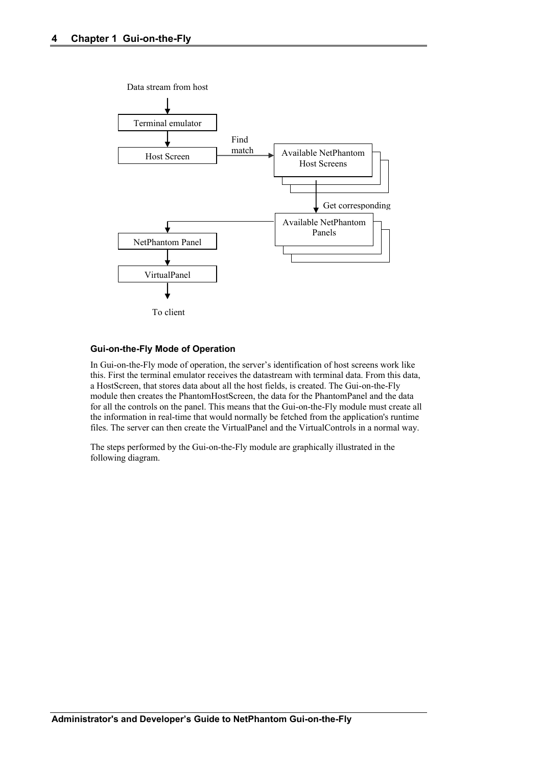Data stream from host

Terminal emulator

Host Screen

Find match

Available NetPhantom Host Screens

Get corresponding

Available NetPhantom Panels

NetPhantom Panel

VirtualPanel

To client

#### Gui-on-the-Fly Mode of Operation

In Gui-on-the-Fly mode of operation, the server's identification of host screens work like this. First the terminal emulator receives the datastream with terminal data. From this data, a HostScreen, that stores data about all the host fields, is created. The Gui-on-the-Fly module then creates the PhantomHostScreen, the data for the PhantomPanel and the data for all the controls on the panel. This means that the Gui-on-the-Fly module must create all the information in real-time that would normally be fetched from the application's runtime files. The server can then create the VirtualPanel and the VirtualControls in a normal way.

The steps performed by the Gui-on-the-Fly module are graphically illustrated in the following diagram.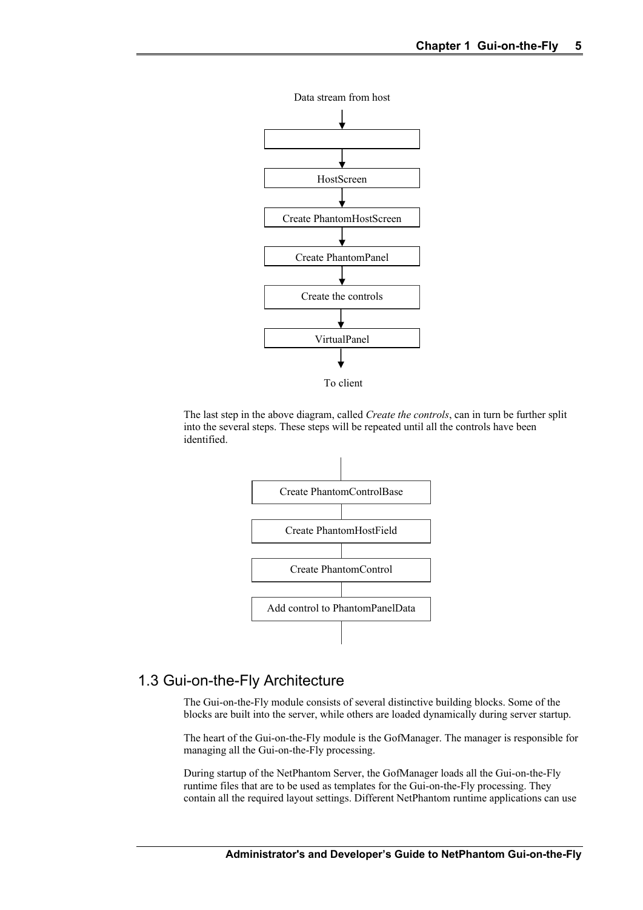Data stream from host

↓

[ ]

↓

HostScreen

↓

Create PhantomHostScreen

↓

Create PhantomPanel

↓

Create the controls

↓

VirtualPanel

↓

To client

The last step in the above diagram, called *Create the controls*, can in turn be further split into the several steps. These steps will be repeated until all the controls have been identified.

Create PhantomControlBase

Create PhantomHostField

Create PhantomControl

Add control to PhantomPanelData

## 1.3 Gui-on-the-Fly Architecture

The Gui-on-the-Fly module consists of several distinctive building blocks. Some of the blocks are built into the server, while others are loaded dynamically during server startup.

The heart of the Gui-on-the-Fly module is the GofManager. The manager is responsible for managing all the Gui-on-the-Fly processing.

During startup of the NetPhantom Server, the GofManager loads all the Gui-on-the-Fly runtime files that are to be used as templates for the Gui-on-the-Fly processing. They contain all the required layout settings. Different NetPhantom runtime applications can use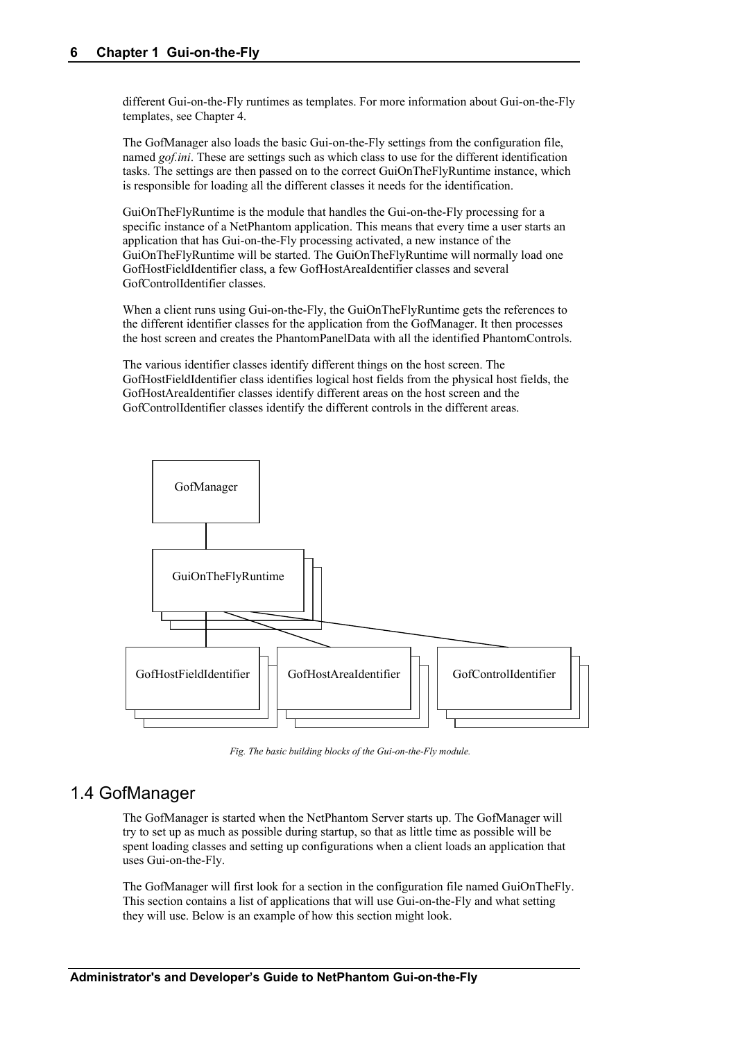different Gui-on-the-Fly runtimes as templates. For more information about Gui-on-the-Fly templates, see Chapter 4.

The GofManager also loads the basic Gui-on-the-Fly settings from the configuration file, named *gof.ini*. These are settings such as which class to use for the different identification tasks. The settings are then passed on to the correct GuiOnTheFlyRuntime instance, which is responsible for loading all the different classes it needs for the identification.

GuiOnTheFlyRuntime is the module that handles the Gui-on-the-Fly processing for a specific instance of a NetPhantom application. This means that every time a user starts an application that has Gui-on-the-Fly processing activated, a new instance of the GuiOnTheFlyRuntime will be started. The GuiOnTheFlyRuntime will normally load one GofHostFieldIdentifier class, a few GofHostAreaIdentifier classes and several GofControlIdentifier classes.

When a client runs using Gui-on-the-Fly, the GuiOnTheFlyRuntime gets the references to the different identifier classes for the application from the GofManager. It then processes the host screen and creates the PhantomPanelData with all the identified PhantomControls.

The various identifier classes identify different things on the host screen. The GofHostFieldIdentifier class identifies logical host fields from the physical host fields, the GofHostAreaIdentifier classes identify different areas on the host screen and the GofControlIdentifier classes identify the different controls in the different areas.

GofManager

GuiOnTheFlyRuntime

GofHostFieldIdentifier | GofHostAreaIdentifier | GofControlIdentifier

*Fig. The basic building blocks of the Gui-on-the-Fly module.*

## 1.4 GofManager

The GofManager is started when the NetPhantom Server starts up. The GofManager will try to set up as much as possible during startup, so that as little time as possible will be spent loading classes and setting up configurations when a client loads an application that uses Gui-on-the-Fly.

The GofManager will first look for a section in the configuration file named GuiOnTheFly. This section contains a list of applications that will use Gui-on-the-Fly and what setting they will use. Below is an example of how this section might look.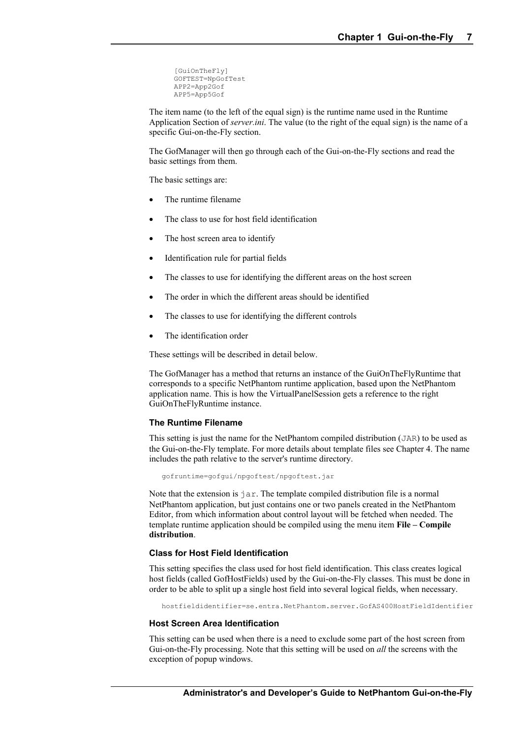```
[GuiOnTheFly]
GOFTEST=NpGofTest
APP2=App2Gof
APP5=App5Gof
```

The item name (to the left of the equal sign) is the runtime name used in the Runtime Application Section of *server.ini*. The value (to the right of the equal sign) is the name of a specific Gui-on-the-Fly section.

The GofManager will then go through each of the Gui-on-the-Fly sections and read the basic settings from them.

The basic settings are:

- The runtime filename
- The class to use for host field identification
- The host screen area to identify
- Identification rule for partial fields
- The classes to use for identifying the different areas on the host screen
- The order in which the different areas should be identified
- The classes to use for identifying the different controls
- The identification order

These settings will be described in detail below.

The GofManager has a method that returns an instance of the GuiOnTheFlyRuntime that corresponds to a specific NetPhantom runtime application, based upon the NetPhantom application name. This is how the VirtualPanelSession gets a reference to the right GuiOnTheFlyRuntime instance.

### The Runtime Filename

This setting is just the name for the NetPhantom compiled distribution (`JAR`) to be used as the Gui-on-the-Fly template. For more details about template files see Chapter 4. The name includes the path relative to the server's runtime directory.

```
gofruntime=gofgui/npgoftest/npgoftest.jar
```

Note that the extension is `jar`. The template compiled distribution file is a normal NetPhantom application, but just contains one or two panels created in the NetPhantom Editor, from which information about control layout will be fetched when needed. The template runtime application should be compiled using the menu item **File – Compile distribution**.

### Class for Host Field Identification

This setting specifies the class used for host field identification. This class creates logical host fields (called GofHostFields) used by the Gui-on-the-Fly classes. This must be done in order to be able to split up a single host field into several logical fields, when necessary.

```
hostfieldidentifier=se.entra.NetPhantom.server.GofAS400HostFieldIdentifier
```

### Host Screen Area Identification

This setting can be used when there is a need to exclude some part of the host screen from Gui-on-the-Fly processing. Note that this setting will be used on *all* the screens with the exception of popup windows.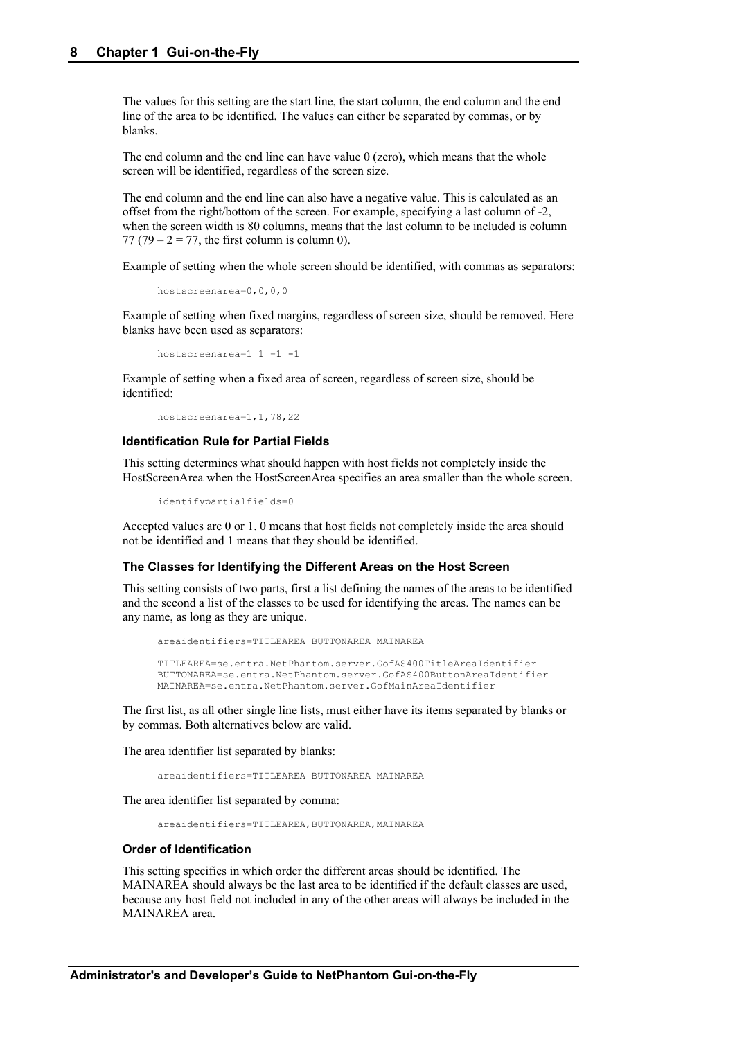The values for this setting are the start line, the start column, the end column and the end line of the area to be identified. The values can either be separated by commas, or by blanks.

The end column and the end line can have value 0 (zero), which means that the whole screen will be identified, regardless of the screen size.

The end column and the end line can also have a negative value. This is calculated as an offset from the right/bottom of the screen. For example, specifying a last column of -2, when the screen width is 80 columns, means that the last column to be included is column 77 (79 – 2 = 77, the first column is column 0).

Example of setting when the whole screen should be identified, with commas as separators:

```
hostscreenarea=0,0,0,0
```

Example of setting when fixed margins, regardless of screen size, should be removed. Here blanks have been used as separators:

```
hostscreenarea=1 1 -1 -1
```

Example of setting when a fixed area of screen, regardless of screen size, should be identified:

```
hostscreenarea=1,1,78,22
```

### Identification Rule for Partial Fields

This setting determines what should happen with host fields not completely inside the HostScreenArea when the HostScreenArea specifies an area smaller than the whole screen.

```
identifypartialfields=0
```

Accepted values are 0 or 1. 0 means that host fields not completely inside the area should not be identified and 1 means that they should be identified.

### The Classes for Identifying the Different Areas on the Host Screen

This setting consists of two parts, first a list defining the names of the areas to be identified and the second a list of the classes to be used for identifying the areas. The names can be any name, as long as they are unique.

```
areaidentifiers=TITLEAREA BUTTONAREA MAINAREA

TITLEAREA=se.entra.NetPhantom.server.GofAS400TitleAreaIdentifier
BUTTONAREA=se.entra.NetPhantom.server.GofAS400ButtonAreaIdentifier
MAINAREA=se.entra.NetPhantom.server.GofMainAreaIdentifier
```

The first list, as all other single line lists, must either have its items separated by blanks or by commas. Both alternatives below are valid.

The area identifier list separated by blanks:

```
areaidentifiers=TITLEAREA BUTTONAREA MAINAREA
```

The area identifier list separated by comma:

```
areaidentifiers=TITLEAREA,BUTTONAREA,MAINAREA
```

### Order of Identification

This setting specifies in which order the different areas should be identified. The MAINAREA should always be the last area to be identified if the default classes are used, because any host field not included in any of the other areas will always be included in the MAINAREA area.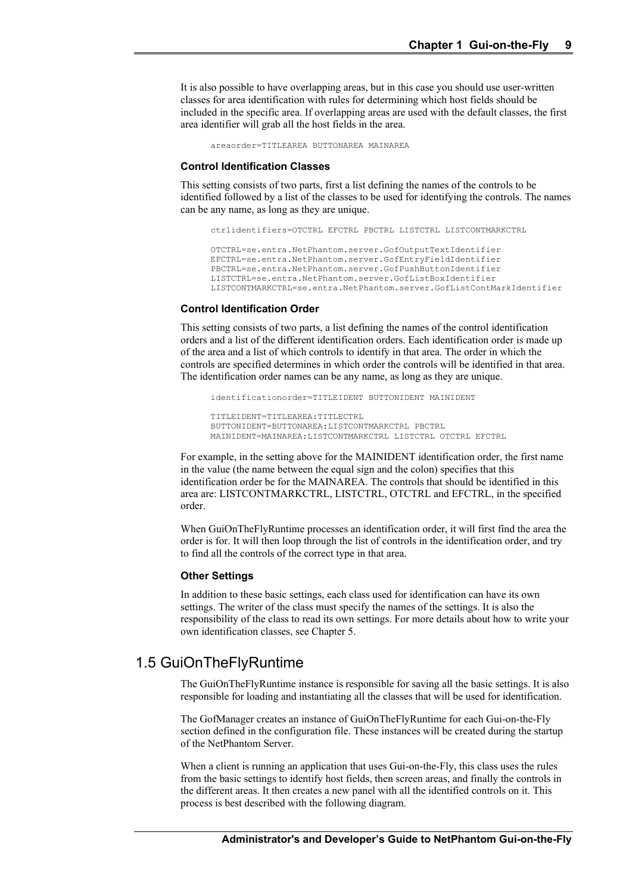It is also possible to have overlapping areas, but in this case you should use user-written classes for area identification with rules for determining which host fields should be included in the specific area. If overlapping areas are used with the default classes, the first area identifier will grab all the host fields in the area.

```
areaorder=TITLEAREA BUTTONAREA MAINAREA
```

### Control Identification Classes

This setting consists of two parts, first a list defining the names of the controls to be identified followed by a list of the classes to be used for identifying the controls. The names can be any name, as long as they are unique.

```
ctrlidentifiers=OTCTRL EFCTRL PBCTRL LISTCTRL LISTCONTMARKCTRL

OTCTRL=se.entra.NetPhantom.server.GofOutputTextIdentifier
EFCTRL=se.entra.NetPhantom.server.GofEntryFieldIdentifier
PBCTRL=se.entra.NetPhantom.server.GofPushButtonIdentifier
LISTCTRL=se.entra.NetPhantom.server.GofListBoxIdentifier
LISTCONTMARKCTRL=se.entra.NetPhantom.server.GofListContMarkIdentifier
```

### Control Identification Order

This setting consists of two parts, a list defining the names of the control identification orders and a list of the different identification orders. Each identification order is made up of the area and a list of which controls to identify in that area. The order in which the controls are specified determines in which order the controls will be identified in that area. The identification order names can be any name, as long as they are unique.

```
identificationorder=TITLEIDENT BUTTONIDENT MAINIDENT

TITLEIDENT=TITLEAREA:TITLECTRL
BUTTONIDENT=BUTTONAREA:LISTCONTMARKCTRL PBCTRL
MAINIDENT=MAINAREA:LISTCONTMARKCTRL LISTCTRL OTCTRL EFCTRL
```

For example, in the setting above for the MAINIDENT identification order, the first name in the value (the name between the equal sign and the colon) specifies that this identification order be for the MAINAREA. The controls that should be identified in this area are: LISTCONTMARKCTRL, LISTCTRL, OTCTRL and EFCTRL, in the specified order.

When GuiOnTheFlyRuntime processes an identification order, it will first find the area the order is for. It will then loop through the list of controls in the identification order, and try to find all the controls of the correct type in that area.

### Other Settings

In addition to these basic settings, each class used for identification can have its own settings. The writer of the class must specify the names of the settings. It is also the responsibility of the class to read its own settings. For more details about how to write your own identification classes, see Chapter 5.

## 1.5 GuiOnTheFlyRuntime

The GuiOnTheFlyRuntime instance is responsible for saving all the basic settings. It is also responsible for loading and instantiating all the classes that will be used for identification.

The GofManager creates an instance of GuiOnTheFlyRuntime for each Gui-on-the-Fly section defined in the configuration file. These instances will be created during the startup of the NetPhantom Server.

When a client is running an application that uses Gui-on-the-Fly, this class uses the rules from the basic settings to identify host fields, then screen areas, and finally the controls in the different areas. It then creates a new panel with all the identified controls on it. This process is best described with the following diagram.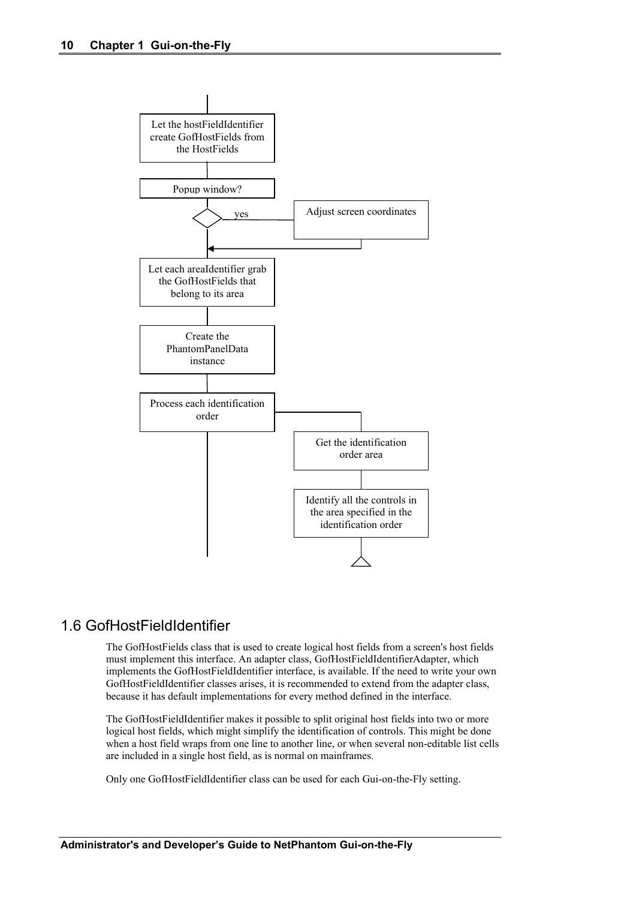Let the hostFieldIdentifier create GofHostFields from the HostFields

Popup window?

yes

Adjust screen coordinates

Let each areaIdentifier grab the GofHostFields that belong to its area

Create the PhantomPanelData instance

Process each identification order

Get the identification order area

Identify all the controls in the area specified in the identification order

## 1.6 GofHostFieldIdentifier

The GofHostFields class that is used to create logical host fields from a screen's host fields must implement this interface. An adapter class, GofHostFieldIdentifierAdapter, which implements the GofHostFieldIdentifier interface, is available. If the need to write your own GofHostFieldIdentifier classes arises, it is recommended to extend from the adapter class, because it has default implementations for every method defined in the interface.

The GofHostFieldIdentifier makes it possible to split original host fields into two or more logical host fields, which might simplify the identification of controls. This might be done when a host field wraps from one line to another line, or when several non-editable list cells are included in a single host field, as is normal on mainframes.

Only one GofHostFieldIdentifier class can be used for each Gui-on-the-Fly setting.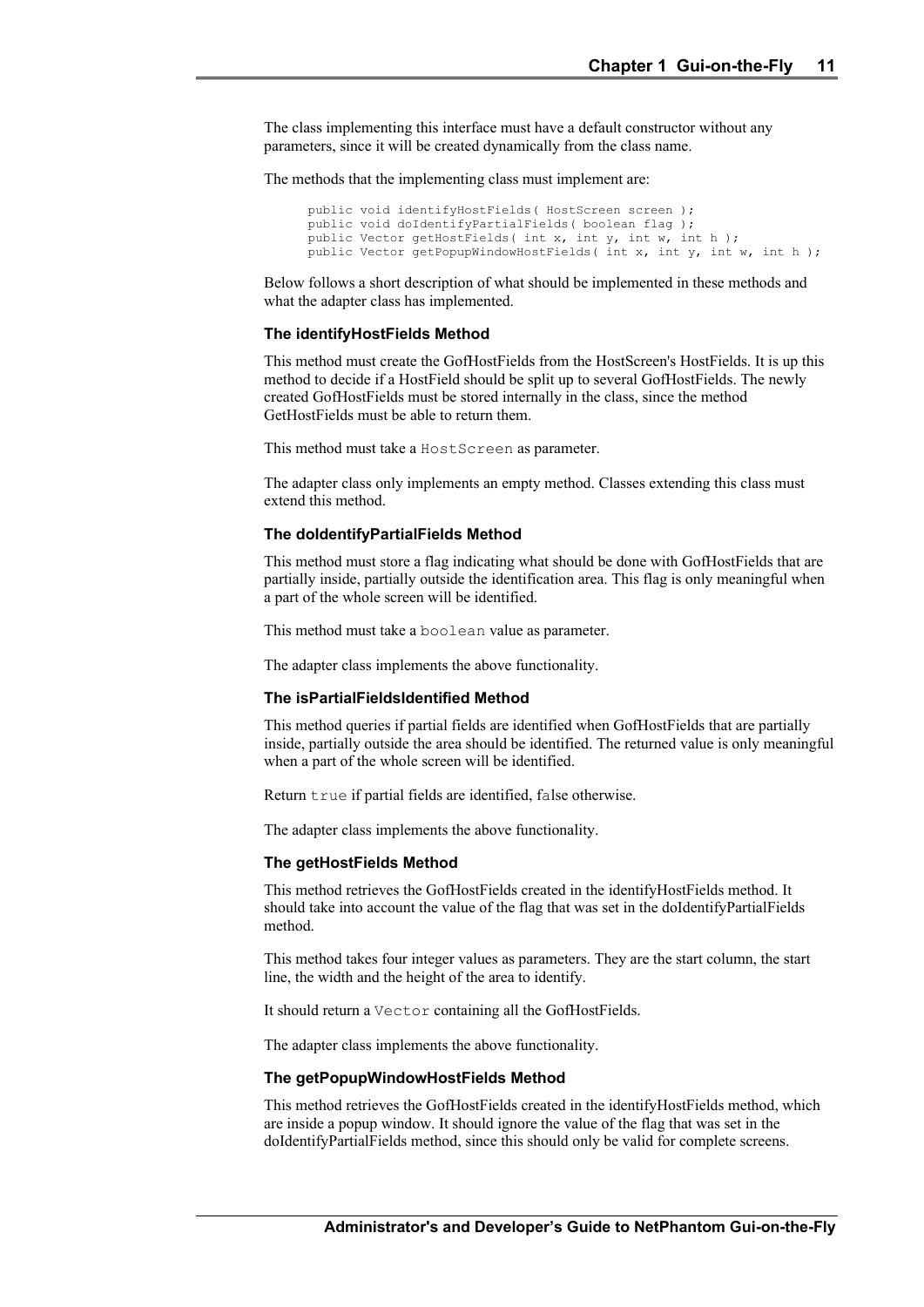The class implementing this interface must have a default constructor without any parameters, since it will be created dynamically from the class name.

The methods that the implementing class must implement are:

```
public void identifyHostFields( HostScreen screen );
public void doIdentifyPartialFields( boolean flag );
public Vector getHostFields( int x, int y, int w, int h );
public Vector getPopupWindowHostFields( int x, int y, int w, int h );
```

Below follows a short description of what should be implemented in these methods and what the adapter class has implemented.

### The identifyHostFields Method

This method must create the GofHostFields from the HostScreen's HostFields. It is up this method to decide if a HostField should be split up to several GofHostFields. The newly created GofHostFields must be stored internally in the class, since the method GetHostFields must be able to return them.

This method must take a `HostScreen` as parameter.

The adapter class only implements an empty method. Classes extending this class must extend this method.

### The doIdentifyPartialFields Method

This method must store a flag indicating what should be done with GofHostFields that are partially inside, partially outside the identification area. This flag is only meaningful when a part of the whole screen will be identified.

This method must take a `boolean` value as parameter.

The adapter class implements the above functionality.

### The isPartialFieldsIdentified Method

This method queries if partial fields are identified when GofHostFields that are partially inside, partially outside the area should be identified. The returned value is only meaningful when a part of the whole screen will be identified.

Return `true` if partial fields are identified, false otherwise.

The adapter class implements the above functionality.

### The getHostFields Method

This method retrieves the GofHostFields created in the identifyHostFields method. It should take into account the value of the flag that was set in the doIdentifyPartialFields method.

This method takes four integer values as parameters. They are the start column, the start line, the width and the height of the area to identify.

It should return a `Vector` containing all the GofHostFields.

The adapter class implements the above functionality.

### The getPopupWindowHostFields Method

This method retrieves the GofHostFields created in the identifyHostFields method, which are inside a popup window. It should ignore the value of the flag that was set in the doIdentifyPartialFields method, since this should only be valid for complete screens.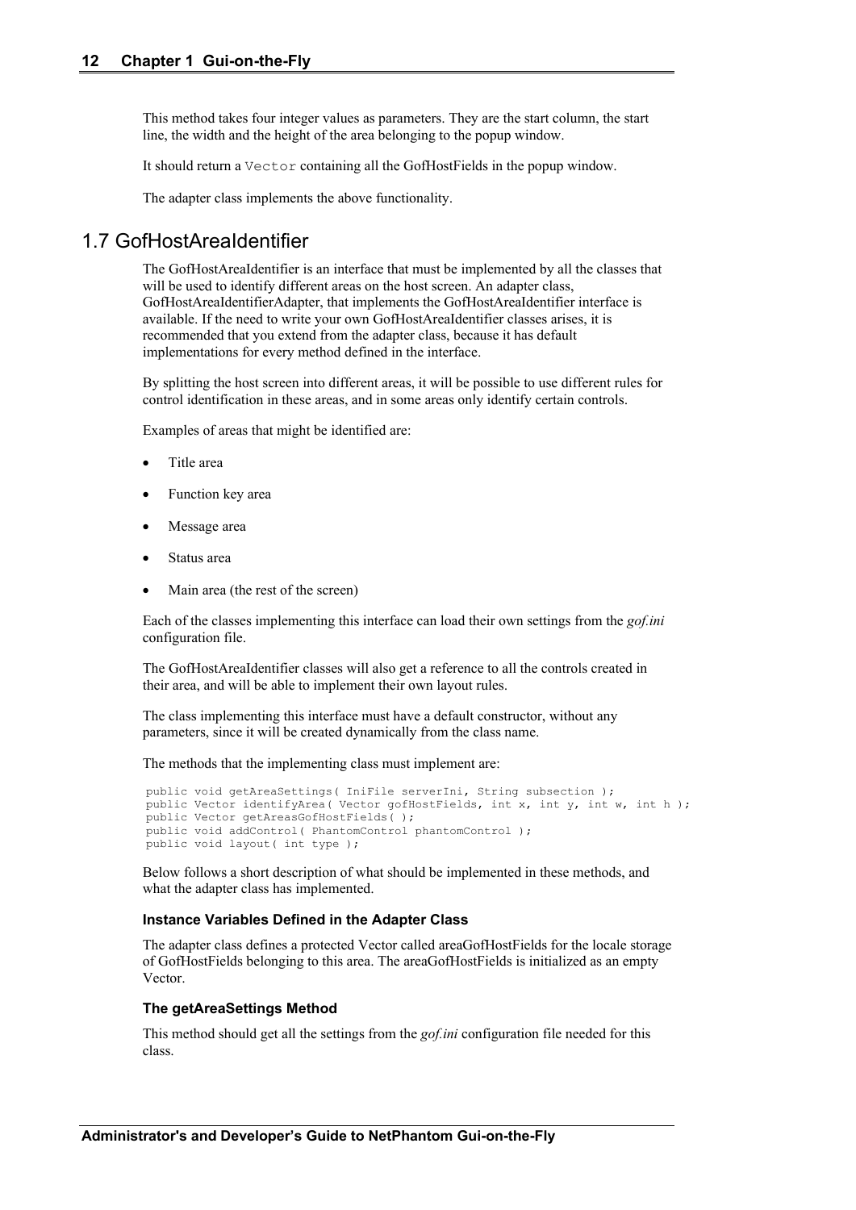This method takes four integer values as parameters. They are the start column, the start line, the width and the height of the area belonging to the popup window.

It should return a `Vector` containing all the GofHostFields in the popup window.

The adapter class implements the above functionality.

## 1.7 GofHostAreaIdentifier

The GofHostAreaIdentifier is an interface that must be implemented by all the classes that will be used to identify different areas on the host screen. An adapter class, GofHostAreaIdentifierAdapter, that implements the GofHostAreaIdentifier interface is available. If the need to write your own GofHostAreaIdentifier classes arises, it is recommended that you extend from the adapter class, because it has default implementations for every method defined in the interface.

By splitting the host screen into different areas, it will be possible to use different rules for control identification in these areas, and in some areas only identify certain controls.

Examples of areas that might be identified are:

- Title area
- Function key area
- Message area
- Status area
- Main area (the rest of the screen)

Each of the classes implementing this interface can load their own settings from the *gof.ini* configuration file.

The GofHostAreaIdentifier classes will also get a reference to all the controls created in their area, and will be able to implement their own layout rules.

The class implementing this interface must have a default constructor, without any parameters, since it will be created dynamically from the class name.

The methods that the implementing class must implement are:

```
public void getAreaSettings( IniFile serverIni, String subsection );
public Vector identifyArea( Vector gofHostFields, int x, int y, int w, int h );
public Vector getAreasGofHostFields( );
public void addControl( PhantomControl phantomControl );
public void layout( int type );
```

Below follows a short description of what should be implemented in these methods, and what the adapter class has implemented.

#### Instance Variables Defined in the Adapter Class

The adapter class defines a protected Vector called areaGofHostFields for the locale storage of GofHostFields belonging to this area. The areaGofHostFields is initialized as an empty Vector.

#### The getAreaSettings Method

This method should get all the settings from the *gof.ini* configuration file needed for this class.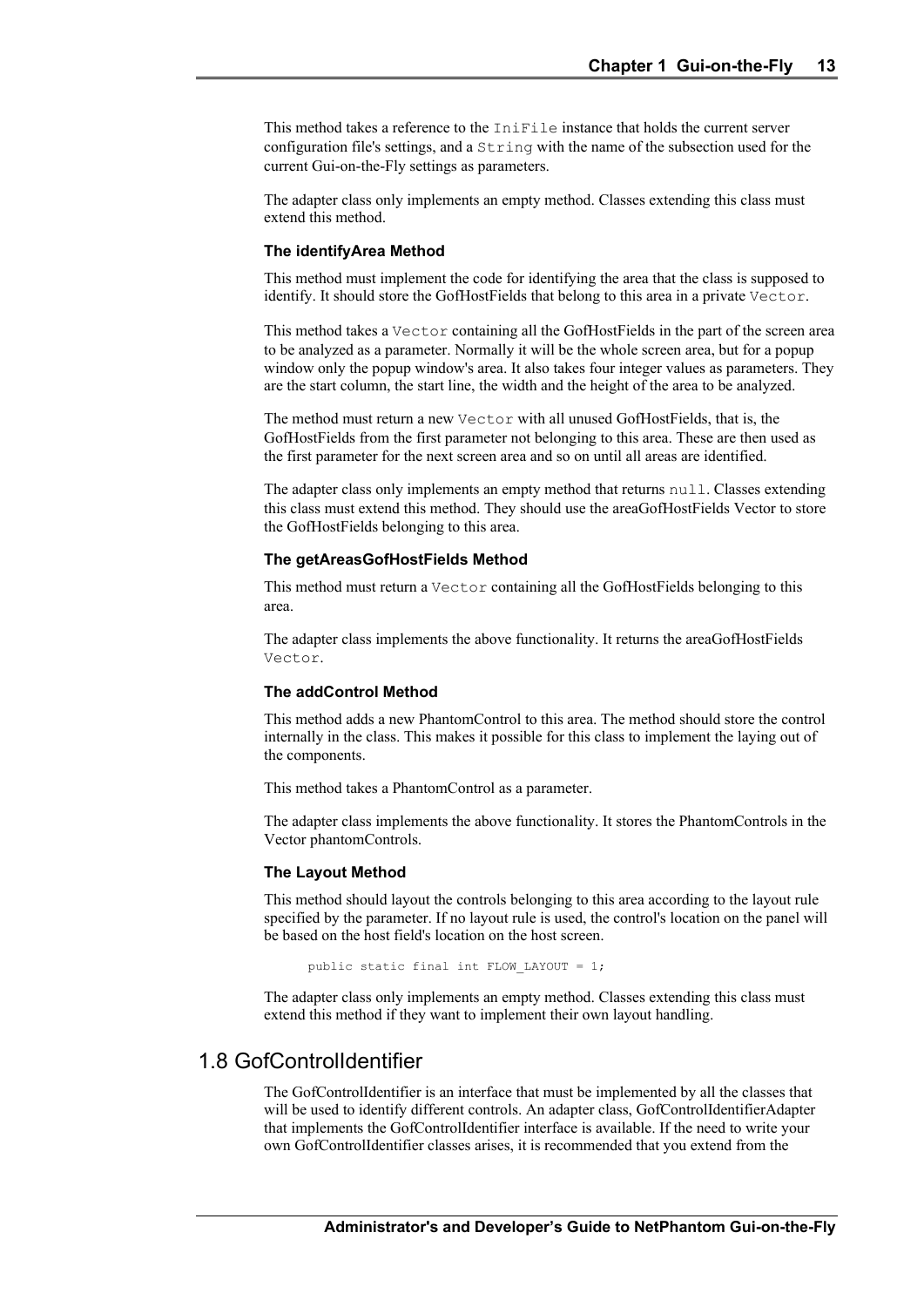This method takes a reference to the `IniFile` instance that holds the current server configuration file's settings, and a `String` with the name of the subsection used for the current Gui-on-the-Fly settings as parameters.

The adapter class only implements an empty method. Classes extending this class must extend this method.

### The identifyArea Method

This method must implement the code for identifying the area that the class is supposed to identify. It should store the GofHostFields that belong to this area in a private `Vector`.

This method takes a `Vector` containing all the GofHostFields in the part of the screen area to be analyzed as a parameter. Normally it will be the whole screen area, but for a popup window only the popup window's area. It also takes four integer values as parameters. They are the start column, the start line, the width and the height of the area to be analyzed.

The method must return a new `Vector` with all unused GofHostFields, that is, the GofHostFields from the first parameter not belonging to this area. These are then used as the first parameter for the next screen area and so on until all areas are identified.

The adapter class only implements an empty method that returns `null`. Classes extending this class must extend this method. They should use the areaGofHostFields Vector to store the GofHostFields belonging to this area.

### The getAreasGofHostFields Method

This method must return a `Vector` containing all the GofHostFields belonging to this area.

The adapter class implements the above functionality. It returns the areaGofHostFields `Vector`.

### The addControl Method

This method adds a new PhantomControl to this area. The method should store the control internally in the class. This makes it possible for this class to implement the laying out of the components.

This method takes a PhantomControl as a parameter.

The adapter class implements the above functionality. It stores the PhantomControls in the Vector phantomControls.

### The Layout Method

This method should layout the controls belonging to this area according to the layout rule specified by the parameter. If no layout rule is used, the control's location on the panel will be based on the host field's location on the host screen.

```
public static final int FLOW_LAYOUT = 1;
```

The adapter class only implements an empty method. Classes extending this class must extend this method if they want to implement their own layout handling.

## 1.8 GofControlIdentifier

The GofControlIdentifier is an interface that must be implemented by all the classes that will be used to identify different controls. An adapter class, GofControlIdentifierAdapter that implements the GofControlIdentifier interface is available. If the need to write your own GofControlIdentifier classes arises, it is recommended that you extend from the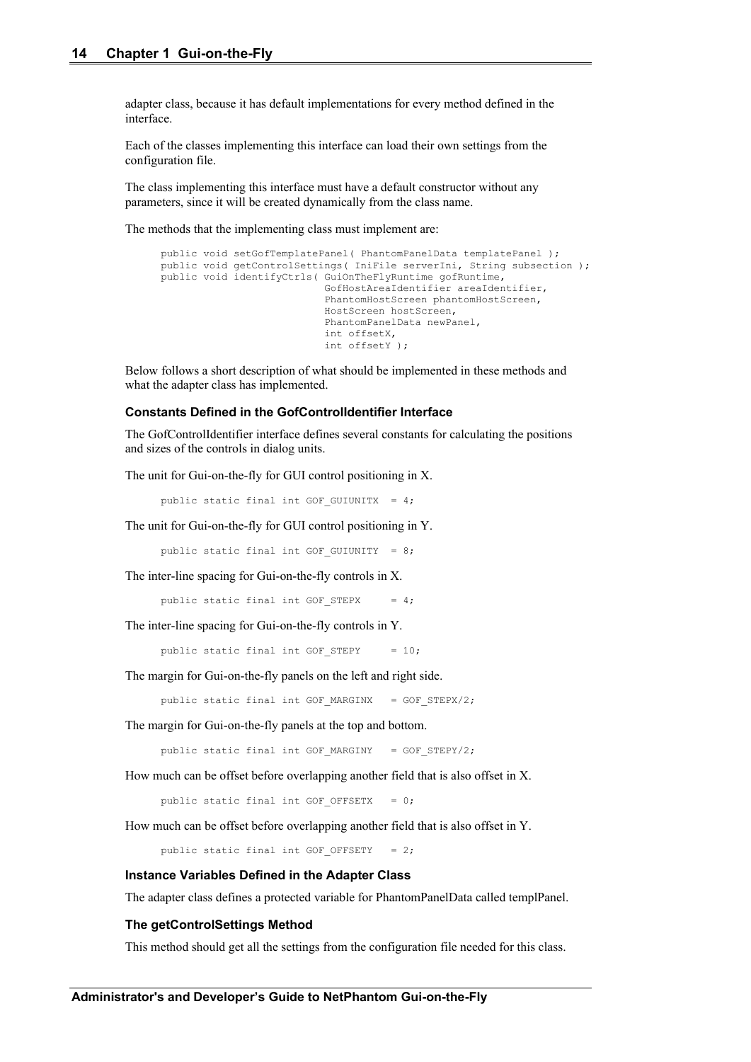adapter class, because it has default implementations for every method defined in the interface.

Each of the classes implementing this interface can load their own settings from the configuration file.

The class implementing this interface must have a default constructor without any parameters, since it will be created dynamically from the class name.

The methods that the implementing class must implement are:

```
public void setGofTemplatePanel( PhantomPanelData templatePanel );
public void getControlSettings( IniFile serverIni, String subsection );
public void identifyCtrls( GuiOnTheFlyRuntime gofRuntime,
                           GofHostAreaIdentifier areaIdentifier,
                           PhantomHostScreen phantomHostScreen,
                           HostScreen hostScreen,
                           PhantomPanelData newPanel,
                           int offsetX,
                           int offsetY );
```

Below follows a short description of what should be implemented in these methods and what the adapter class has implemented.

#### Constants Defined in the GofControlIdentifier Interface

The GofControlIdentifier interface defines several constants for calculating the positions and sizes of the controls in dialog units.

The unit for Gui-on-the-fly for GUI control positioning in X.

```
public static final int GOF_GUIUNITX  = 4;
```

The unit for Gui-on-the-fly for GUI control positioning in Y.

```
public static final int GOF_GUIUNITY  = 8;
```

The inter-line spacing for Gui-on-the-fly controls in X.

```
public static final int GOF_STEPX     = 4;
```

The inter-line spacing for Gui-on-the-fly controls in Y.

```
public static final int GOF_STEPY     = 10;
```

The margin for Gui-on-the-fly panels on the left and right side.

```
public static final int GOF_MARGINX   = GOF_STEPX/2;
```

The margin for Gui-on-the-fly panels at the top and bottom.

```
public static final int GOF_MARGINY   = GOF_STEPY/2;
```

How much can be offset before overlapping another field that is also offset in X.

```
public static final int GOF_OFFSETX   = 0;
```

How much can be offset before overlapping another field that is also offset in Y.

```
public static final int GOF_OFFSETY   = 2;
```

#### Instance Variables Defined in the Adapter Class

The adapter class defines a protected variable for PhantomPanelData called templPanel.

#### The getControlSettings Method

This method should get all the settings from the configuration file needed for this class.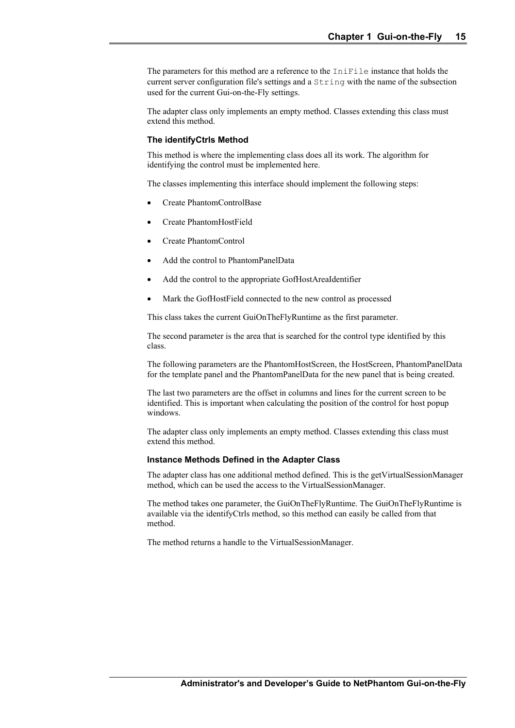The parameters for this method are a reference to the `IniFile` instance that holds the current server configuration file's settings and a `String` with the name of the subsection used for the current Gui-on-the-Fly settings.

The adapter class only implements an empty method. Classes extending this class must extend this method.

#### The identifyCtrls Method

This method is where the implementing class does all its work. The algorithm for identifying the control must be implemented here.

The classes implementing this interface should implement the following steps:

- Create PhantomControlBase
- Create PhantomHostField
- Create PhantomControl
- Add the control to PhantomPanelData
- Add the control to the appropriate GofHostAreaIdentifier
- Mark the GofHostField connected to the new control as processed

This class takes the current GuiOnTheFlyRuntime as the first parameter.

The second parameter is the area that is searched for the control type identified by this class.

The following parameters are the PhantomHostScreen, the HostScreen, PhantomPanelData for the template panel and the PhantomPanelData for the new panel that is being created.

The last two parameters are the offset in columns and lines for the current screen to be identified. This is important when calculating the position of the control for host popup windows.

The adapter class only implements an empty method. Classes extending this class must extend this method.

#### Instance Methods Defined in the Adapter Class

The adapter class has one additional method defined. This is the getVirtualSessionManager method, which can be used the access to the VirtualSessionManager.

The method takes one parameter, the GuiOnTheFlyRuntime. The GuiOnTheFlyRuntime is available via the identifyCtrls method, so this method can easily be called from that method.

The method returns a handle to the VirtualSessionManager.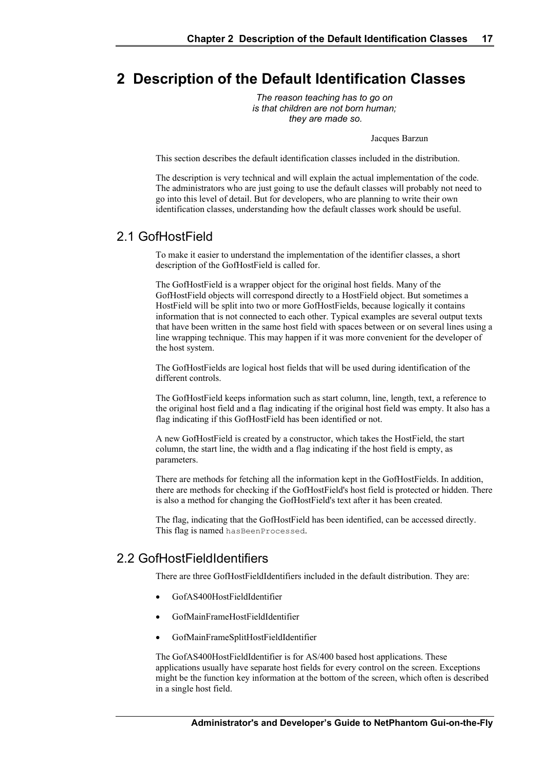# 2 Description of the Default Identification Classes

*The reason teaching has to go on*
*is that children are not born human;*
*they are made so.*

Jacques Barzun

This section describes the default identification classes included in the distribution.

The description is very technical and will explain the actual implementation of the code. The administrators who are just going to use the default classes will probably not need to go into this level of detail. But for developers, who are planning to write their own identification classes, understanding how the default classes work should be useful.

## 2.1 GofHostField

To make it easier to understand the implementation of the identifier classes, a short description of the GofHostField is called for.

The GofHostField is a wrapper object for the original host fields. Many of the GofHostField objects will correspond directly to a HostField object. But sometimes a HostField will be split into two or more GofHostFields, because logically it contains information that is not connected to each other. Typical examples are several output texts that have been written in the same host field with spaces between or on several lines using a line wrapping technique. This may happen if it was more convenient for the developer of the host system.

The GofHostFields are logical host fields that will be used during identification of the different controls.

The GofHostField keeps information such as start column, line, length, text, a reference to the original host field and a flag indicating if the original host field was empty. It also has a flag indicating if this GofHostField has been identified or not.

A new GofHostField is created by a constructor, which takes the HostField, the start column, the start line, the width and a flag indicating if the host field is empty, as parameters.

There are methods for fetching all the information kept in the GofHostFields. In addition, there are methods for checking if the GofHostField's host field is protected or hidden. There is also a method for changing the GofHostField's text after it has been created.

The flag, indicating that the GofHostField has been identified, can be accessed directly. This flag is named `hasBeenProcessed`.

## 2.2 GofHostFieldIdentifiers

There are three GofHostFieldIdentifiers included in the default distribution. They are:

- GofAS400HostFieldIdentifier
- GofMainFrameHostFieldIdentifier
- GofMainFrameSplitHostFieldIdentifier

The GofAS400HostFieldIdentifier is for AS/400 based host applications. These applications usually have separate host fields for every control on the screen. Exceptions might be the function key information at the bottom of the screen, which often is described in a single host field.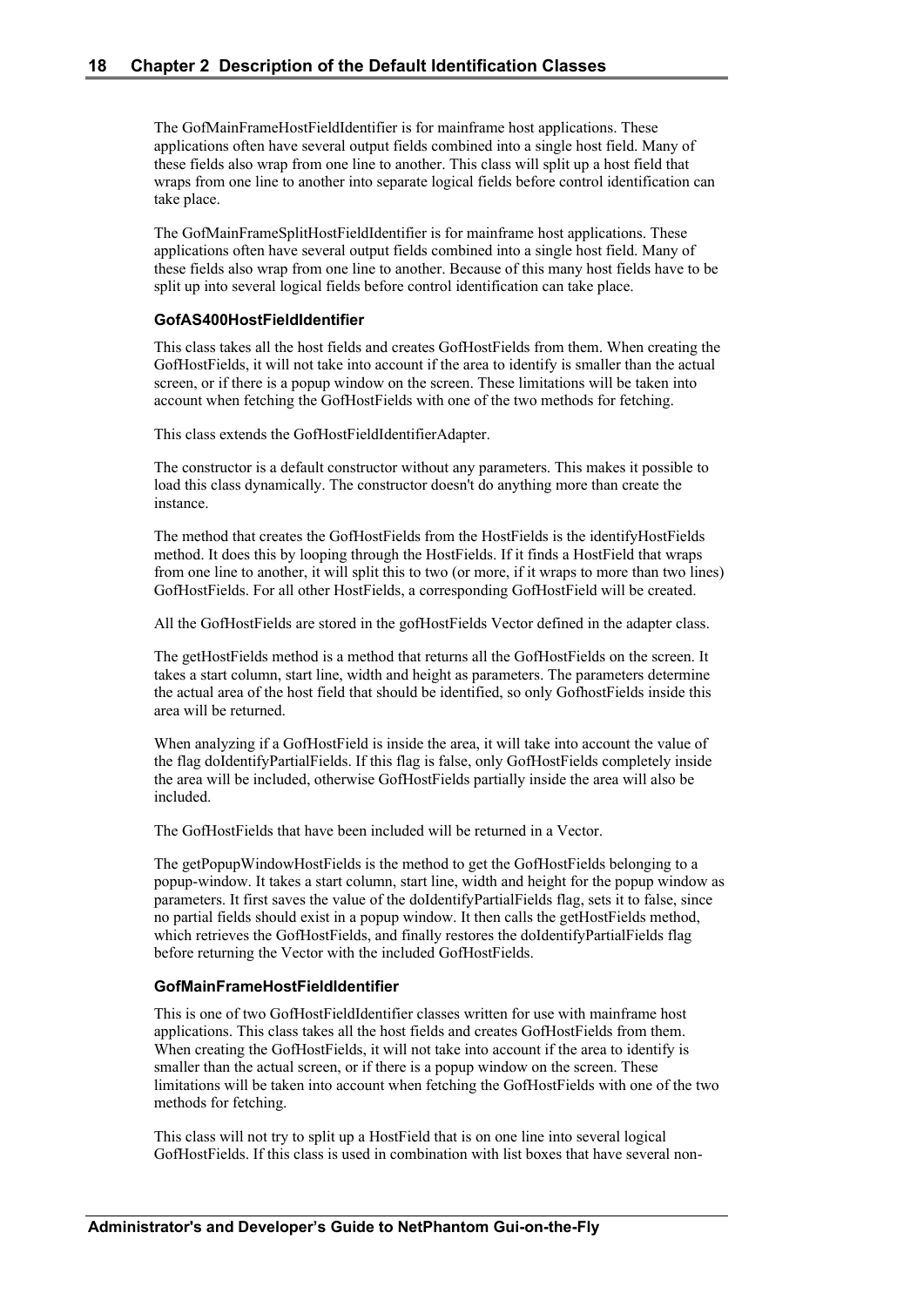The GofMainFrameHostFieldIdentifier is for mainframe host applications. These applications often have several output fields combined into a single host field. Many of these fields also wrap from one line to another. This class will split up a host field that wraps from one line to another into separate logical fields before control identification can take place.

The GofMainFrameSplitHostFieldIdentifier is for mainframe host applications. These applications often have several output fields combined into a single host field. Many of these fields also wrap from one line to another. Because of this many host fields have to be split up into several logical fields before control identification can take place.

### GofAS400HostFieldIdentifier

This class takes all the host fields and creates GofHostFields from them. When creating the GofHostFields, it will not take into account if the area to identify is smaller than the actual screen, or if there is a popup window on the screen. These limitations will be taken into account when fetching the GofHostFields with one of the two methods for fetching.

This class extends the GofHostFieldIdentifierAdapter.

The constructor is a default constructor without any parameters. This makes it possible to load this class dynamically. The constructor doesn't do anything more than create the instance.

The method that creates the GofHostFields from the HostFields is the identifyHostFields method. It does this by looping through the HostFields. If it finds a HostField that wraps from one line to another, it will split this to two (or more, if it wraps to more than two lines) GofHostFields. For all other HostFields, a corresponding GofHostField will be created.

All the GofHostFields are stored in the gofHostFields Vector defined in the adapter class.

The getHostFields method is a method that returns all the GofHostFields on the screen. It takes a start column, start line, width and height as parameters. The parameters determine the actual area of the host field that should be identified, so only GofhostFields inside this area will be returned.

When analyzing if a GofHostField is inside the area, it will take into account the value of the flag doIdentifyPartialFields. If this flag is false, only GofHostFields completely inside the area will be included, otherwise GofHostFields partially inside the area will also be included.

The GofHostFields that have been included will be returned in a Vector.

The getPopupWindowHostFields is the method to get the GofHostFields belonging to a popup-window. It takes a start column, start line, width and height for the popup window as parameters. It first saves the value of the doIdentifyPartialFields flag, sets it to false, since no partial fields should exist in a popup window. It then calls the getHostFields method, which retrieves the GofHostFields, and finally restores the doIdentifyPartialFields flag before returning the Vector with the included GofHostFields.

### GofMainFrameHostFieldIdentifier

This is one of two GofHostFieldIdentifier classes written for use with mainframe host applications. This class takes all the host fields and creates GofHostFields from them. When creating the GofHostFields, it will not take into account if the area to identify is smaller than the actual screen, or if there is a popup window on the screen. These limitations will be taken into account when fetching the GofHostFields with one of the two methods for fetching.

This class will not try to split up a HostField that is on one line into several logical GofHostFields. If this class is used in combination with list boxes that have several non-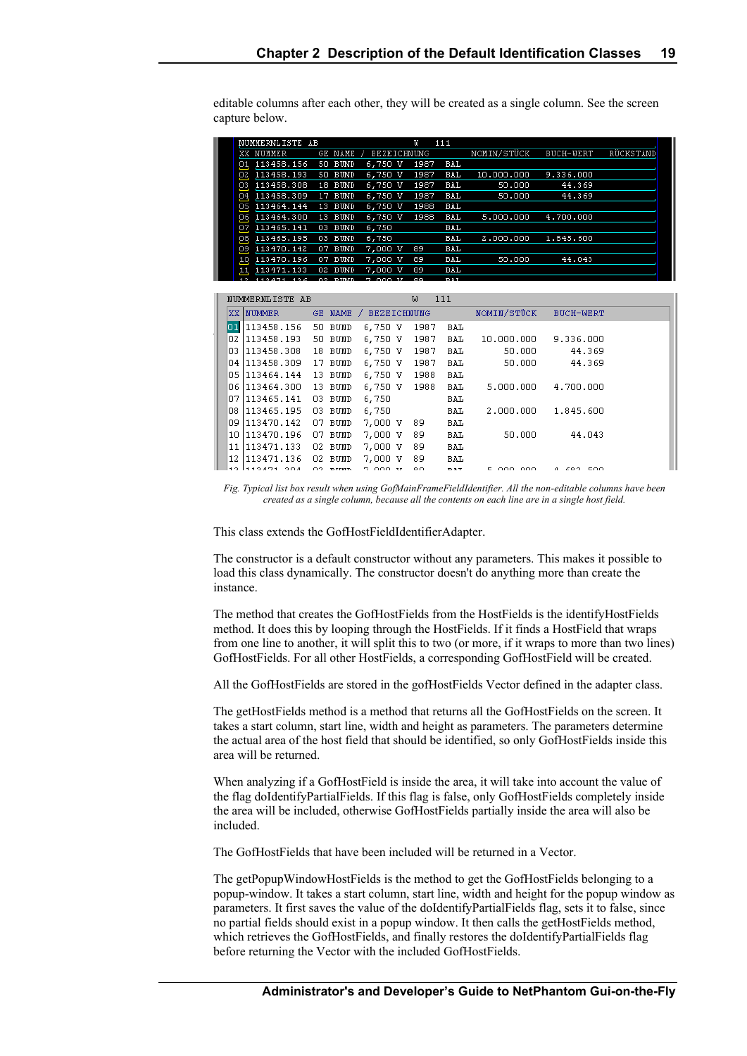editable columns after each other, they will be created as a single column. See the screen capture below.

| NUMMERNLISTE AB | W 111 | | | |
|---|---|---|---|---|
| XX NUMMER | GE NAME / BEZEICHNUNG | NOMIN/STÜCK | BUCH-WERT | RÜCKSTAND |
| 01 113458.156 | 50 BUND 6,750 V 1987 BAL | | | |
| 02 113458.193 | 50 BUND 6,750 V 1987 BAL | 10.000.000 | 9.336.000 | |
| 03 113458.308 | 18 BUND 6,750 V 1987 BAL | 50.000 | 44.369 | |
| 04 113458.309 | 17 BUND 6,750 V 1987 BAL | 50.000 | 44.369 | |
| 05 113464.144 | 13 BUND 6,750 V 1988 BAL | | | |
| 06 113464.300 | 13 BUND 6,750 V 1988 BAL | 5.000.000 | 4.700.000 | |
| 07 113465.141 | 03 BUND 6,750 BAL | | | |
| 08 113465.195 | 03 BUND 6,750 BAL | 2.000.000 | 1.845.600 | |
| 09 113470.142 | 07 BUND 7,000 V 89 BAL | | | |
| 10 113470.196 | 07 BUND 7,000 V 89 BAL | 50.000 | 44.043 | |
| 11 113471.133 | 02 BUND 7,000 V 89 BAL | | | |

NUMMERNLISTE AB W 111

| XX | NUMMER | GE NAME / BEZEICHNUNG | NOMIN/STÜCK | BUCH-WERT |
|---|---|---|---|---|
| 01 | 113458.156 | 50 BUND 6,750 V 1987 BAL | | |
| 02 | 113458.193 | 50 BUND 6,750 V 1987 BAL | 10.000.000 | 9.336.000 |
| 03 | 113458.308 | 18 BUND 6,750 V 1987 BAL | 50.000 | 44.369 |
| 04 | 113458.309 | 17 BUND 6,750 V 1987 BAL | 50.000 | 44.369 |
| 05 | 113464.144 | 13 BUND 6,750 V 1988 BAL | | |
| 06 | 113464.300 | 13 BUND 6,750 V 1988 BAL | 5.000.000 | 4.700.000 |
| 07 | 113465.141 | 03 BUND 6,750 BAL | | |
| 08 | 113465.195 | 03 BUND 6,750 BAL | 2.000.000 | 1.845.600 |
| 09 | 113470.142 | 07 BUND 7,000 V 89 BAL | | |
| 10 | 113470.196 | 07 BUND 7,000 V 89 BAL | 50.000 | 44.043 |
| 11 | 113471.133 | 02 BUND 7,000 V 89 BAL | | |
| 12 | 113471.136 | 02 BUND 7,000 V 89 BAL | | |

*Fig. Typical list box result when using GofMainFrameFieldIdentifier. All the non-editable columns have been created as a single column, because all the contents on each line are in a single host field.*

This class extends the GofHostFieldIdentifierAdapter.

The constructor is a default constructor without any parameters. This makes it possible to load this class dynamically. The constructor doesn't do anything more than create the instance.

The method that creates the GofHostFields from the HostFields is the identifyHostFields method. It does this by looping through the HostFields. If it finds a HostField that wraps from one line to another, it will split this to two (or more, if it wraps to more than two lines) GofHostFields. For all other HostFields, a corresponding GofHostField will be created.

All the GofHostFields are stored in the gofHostFields Vector defined in the adapter class.

The getHostFields method is a method that returns all the GofHostFields on the screen. It takes a start column, start line, width and height as parameters. The parameters determine the actual area of the host field that should be identified, so only GofHostFields inside this area will be returned.

When analyzing if a GofHostField is inside the area, it will take into account the value of the flag doIdentifyPartialFields. If this flag is false, only GofHostFields completely inside the area will be included, otherwise GofHostFields partially inside the area will also be included.

The GofHostFields that have been included will be returned in a Vector.

The getPopupWindowHostFields is the method to get the GofHostFields belonging to a popup-window. It takes a start column, start line, width and height for the popup window as parameters. It first saves the value of the doIdentifyPartialFields flag, sets it to false, since no partial fields should exist in a popup window. It then calls the getHostFields method, which retrieves the GofHostFields, and finally restores the doIdentifyPartialFields flag before returning the Vector with the included GofHostFields.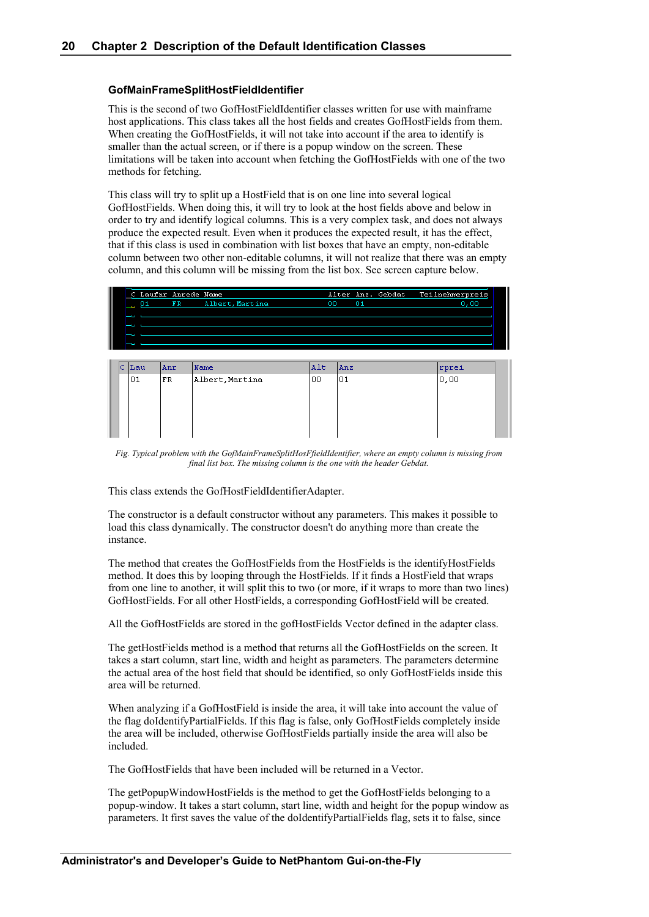### GofMainFrameSplitHostFieldIdentifier

This is the second of two GofHostFieldIdentifier classes written for use with mainframe host applications. This class takes all the host fields and creates GofHostFields from them. When creating the GofHostFields, it will not take into account if the area to identify is smaller than the actual screen, or if there is a popup window on the screen. These limitations will be taken into account when fetching the GofHostFields with one of the two methods for fetching.

This class will try to split up a HostField that is on one line into several logical GofHostFields. When doing this, it will try to look at the host fields above and below in order to try and identify logical columns. This is a very complex task, and does not always produce the expected result. Even when it produces the expected result, it has the effect, that if this class is used in combination with list boxes that have an empty, non-editable column between two other non-editable columns, it will not realize that there was an empty column, and this column will be missing from the list box. See screen capture below.

*Fig. Typical problem with the GofMainFrameSplitHosFfieldIdentifier, where an empty column is missing from final list box. The missing column is the one with the header Gebdat.*

This class extends the GofHostFieldIdentifierAdapter.

The constructor is a default constructor without any parameters. This makes it possible to load this class dynamically. The constructor doesn't do anything more than create the instance.

The method that creates the GofHostFields from the HostFields is the identifyHostFields method. It does this by looping through the HostFields. If it finds a HostField that wraps from one line to another, it will split this to two (or more, if it wraps to more than two lines) GofHostFields. For all other HostFields, a corresponding GofHostField will be created.

All the GofHostFields are stored in the gofHostFields Vector defined in the adapter class.

The getHostFields method is a method that returns all the GofHostFields on the screen. It takes a start column, start line, width and height as parameters. The parameters determine the actual area of the host field that should be identified, so only GofHostFields inside this area will be returned.

When analyzing if a GofHostField is inside the area, it will take into account the value of the flag doIdentifyPartialFields. If this flag is false, only GofHostFields completely inside the area will be included, otherwise GofHostFields partially inside the area will also be included.

The GofHostFields that have been included will be returned in a Vector.

The getPopupWindowHostFields is the method to get the GofHostFields belonging to a popup-window. It takes a start column, start line, width and height for the popup window as parameters. It first saves the value of the doIdentifyPartialFields flag, sets it to false, since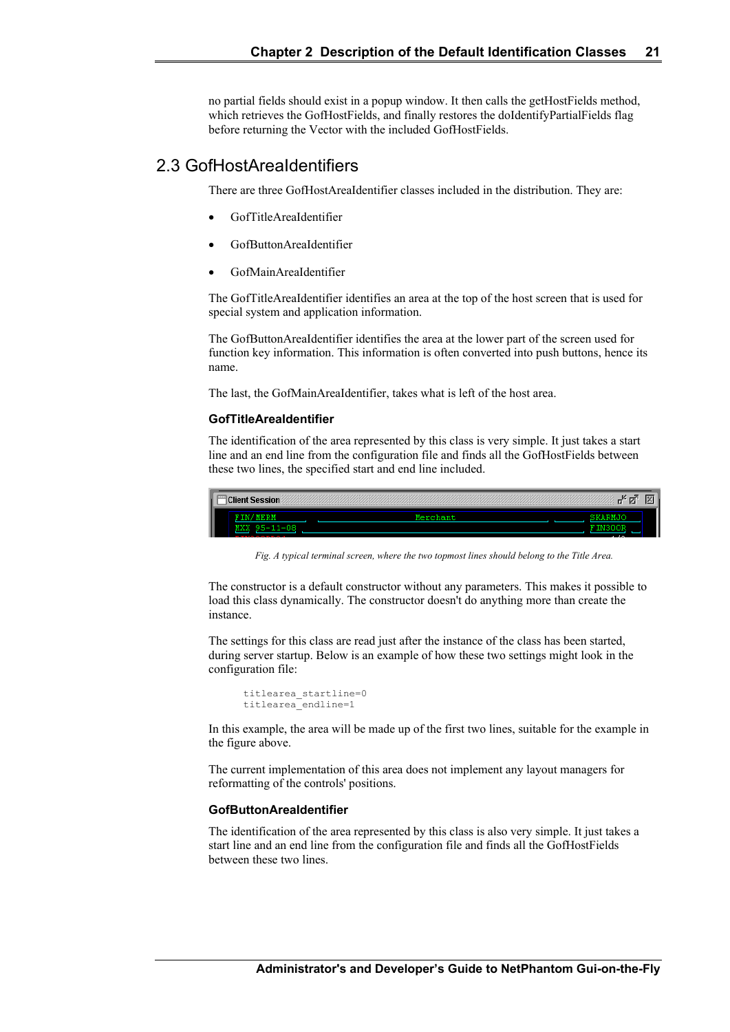no partial fields should exist in a popup window. It then calls the getHostFields method, which retrieves the GofHostFields, and finally restores the doIdentifyPartialFields flag before returning the Vector with the included GofHostFields.

## 2.3 GofHostAreaIdentifiers

There are three GofHostAreaIdentifier classes included in the distribution. They are:

- GofTitleAreaIdentifier
- GofButtonAreaIdentifier
- GofMainAreaIdentifier

The GofTitleAreaIdentifier identifies an area at the top of the host screen that is used for special system and application information.

The GofButtonAreaIdentifier identifies the area at the lower part of the screen used for function key information. This information is often converted into push buttons, hence its name.

The last, the GofMainAreaIdentifier, takes what is left of the host area.

### GofTitleAreaIdentifier

The identification of the area represented by this class is very simple. It just takes a start line and an end line from the configuration file and finds all the GofHostFields between these two lines, the specified start and end line included.

*Fig. A typical terminal screen, where the two topmost lines should belong to the Title Area.*

The constructor is a default constructor without any parameters. This makes it possible to load this class dynamically. The constructor doesn't do anything more than create the instance.

The settings for this class are read just after the instance of the class has been started, during server startup. Below is an example of how these two settings might look in the configuration file:

```
titlearea_startline=0
titlearea_endline=1
```

In this example, the area will be made up of the first two lines, suitable for the example in the figure above.

The current implementation of this area does not implement any layout managers for reformatting of the controls' positions.

### GofButtonAreaIdentifier

The identification of the area represented by this class is also very simple. It just takes a start line and an end line from the configuration file and finds all the GofHostFields between these two lines.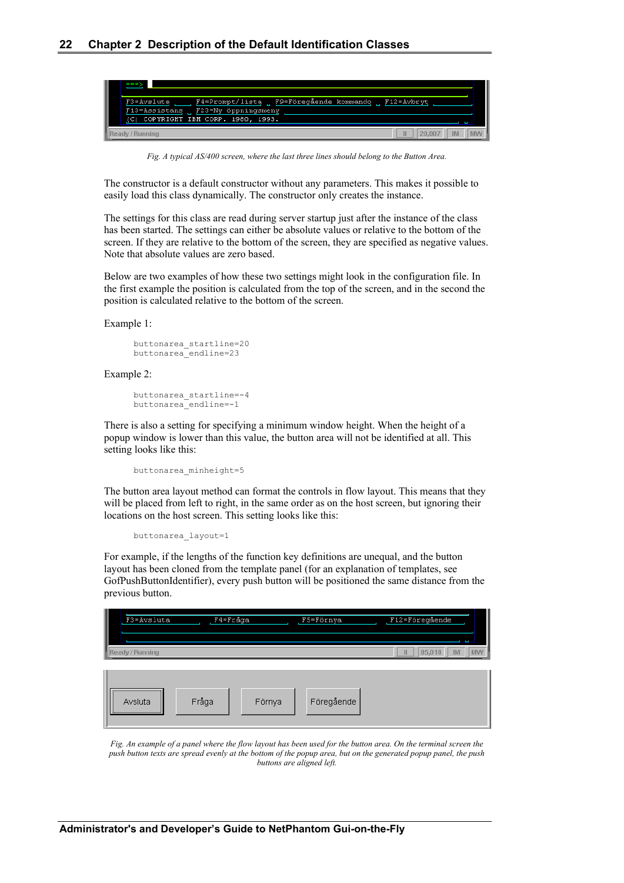Fig. A typical AS/400 screen, where the last three lines should belong to the Button Area.

The constructor is a default constructor without any parameters. This makes it possible to easily load this class dynamically. The constructor only creates the instance.

The settings for this class are read during server startup just after the instance of the class has been started. The settings can either be absolute values or relative to the bottom of the screen. If they are relative to the bottom of the screen, they are specified as negative values. Note that absolute values are zero based.

Below are two examples of how these two settings might look in the configuration file. In the first example the position is calculated from the top of the screen, and in the second the position is calculated relative to the bottom of the screen.

Example 1:

```
buttonarea_startline=20
buttonarea_endline=23
```

Example 2:

```
buttonarea_startline=-4
buttonarea_endline=-1
```

There is also a setting for specifying a minimum window height. When the height of a popup window is lower than this value, the button area will not be identified at all. This setting looks like this:

```
buttonarea_minheight=5
```

The button area layout method can format the controls in flow layout. This means that they will be placed from left to right, in the same order as on the host screen, but ignoring their locations on the host screen. This setting looks like this:

```
buttonarea_layout=1
```

For example, if the lengths of the function key definitions are unequal, and the button layout has been cloned from the template panel (for an explanation of templates, see GofPushButtonIdentifier), every push button will be positioned the same distance from the previous button.

Fig. An example of a panel where the flow layout has been used for the button area. On the terminal screen the push button texts are spread evenly at the bottom of the popup area, but on the generated popup panel, the push buttons are aligned left.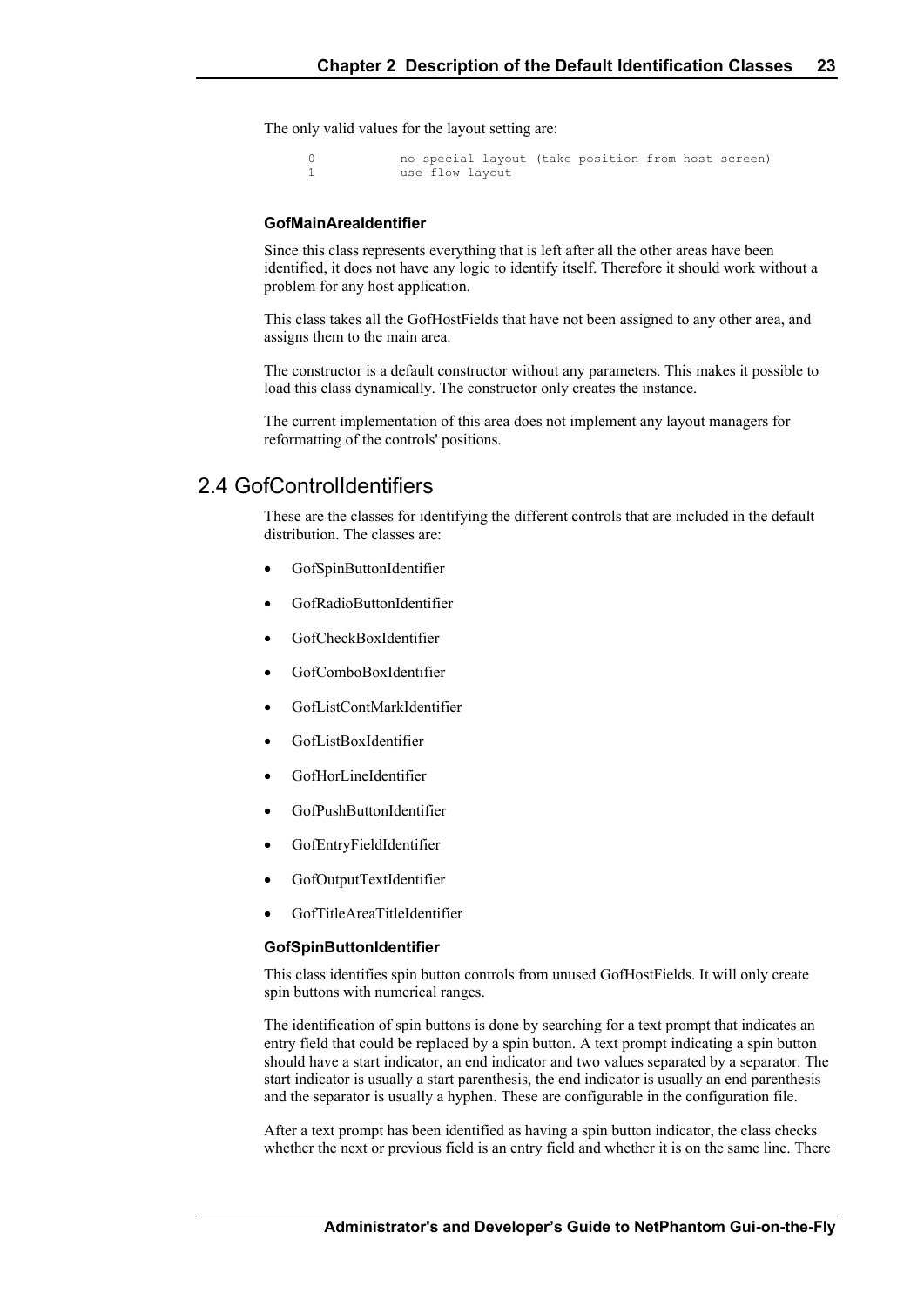The only valid values for the layout setting are:

```
0           no special layout (take position from host screen)
1           use flow layout
```

### GofMainAreaIdentifier

Since this class represents everything that is left after all the other areas have been identified, it does not have any logic to identify itself. Therefore it should work without a problem for any host application.

This class takes all the GofHostFields that have not been assigned to any other area, and assigns them to the main area.

The constructor is a default constructor without any parameters. This makes it possible to load this class dynamically. The constructor only creates the instance.

The current implementation of this area does not implement any layout managers for reformatting of the controls' positions.

## 2.4 GofControlIdentifiers

These are the classes for identifying the different controls that are included in the default distribution. The classes are:

- GofSpinButtonIdentifier
- GofRadioButtonIdentifier
- GofCheckBoxIdentifier
- GofComboBoxIdentifier
- GofListContMarkIdentifier
- GofListBoxIdentifier
- GofHorLineIdentifier
- GofPushButtonIdentifier
- GofEntryFieldIdentifier
- GofOutputTextIdentifier
- GofTitleAreaTitleIdentifier

### GofSpinButtonIdentifier

This class identifies spin button controls from unused GofHostFields. It will only create spin buttons with numerical ranges.

The identification of spin buttons is done by searching for a text prompt that indicates an entry field that could be replaced by a spin button. A text prompt indicating a spin button should have a start indicator, an end indicator and two values separated by a separator. The start indicator is usually a start parenthesis, the end indicator is usually an end parenthesis and the separator is usually a hyphen. These are configurable in the configuration file.

After a text prompt has been identified as having a spin button indicator, the class checks whether the next or previous field is an entry field and whether it is on the same line. There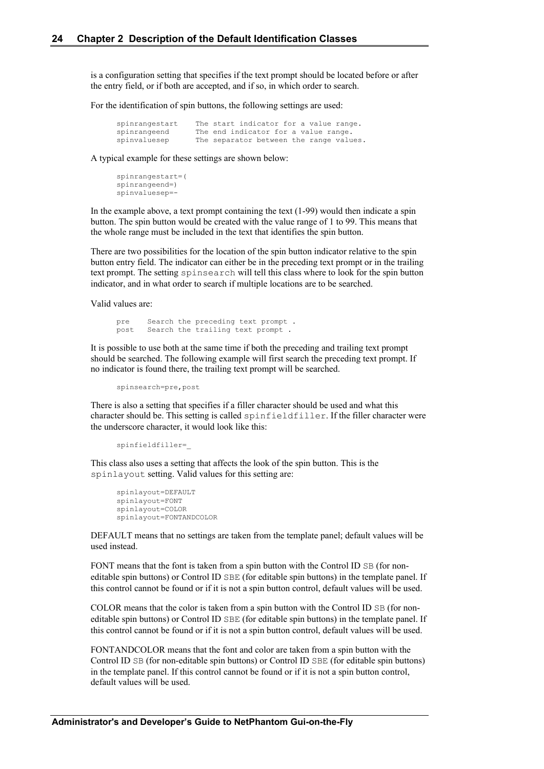is a configuration setting that specifies if the text prompt should be located before or after the entry field, or if both are accepted, and if so, in which order to search.

For the identification of spin buttons, the following settings are used:

```
spinrangestart    The start indicator for a value range.
spinrangeend      The end indicator for a value range.
spinvaluesep      The separator between the range values.
```

A typical example for these settings are shown below:

```
spinrangestart=(
spinrangeend=)
spinvaluesep=-
```

In the example above, a text prompt containing the text (1-99) would then indicate a spin button. The spin button would be created with the value range of 1 to 99. This means that the whole range must be included in the text that identifies the spin button.

There are two possibilities for the location of the spin button indicator relative to the spin button entry field. The indicator can either be in the preceding text prompt or in the trailing text prompt. The setting `spinsearch` will tell this class where to look for the spin button indicator, and in what order to search if multiple locations are to be searched.

Valid values are:

```
pre    Search the preceding text prompt .
post   Search the trailing text prompt .
```

It is possible to use both at the same time if both the preceding and trailing text prompt should be searched. The following example will first search the preceding text prompt. If no indicator is found there, the trailing text prompt will be searched.

```
spinsearch=pre,post
```

There is also a setting that specifies if a filler character should be used and what this character should be. This setting is called `spinfieldfiller`. If the filler character were the underscore character, it would look like this:

```
spinfieldfiller=_
```

This class also uses a setting that affects the look of the spin button. This is the `spinlayout` setting. Valid values for this setting are:

```
spinlayout=DEFAULT
spinlayout=FONT
spinlayout=COLOR
spinlayout=FONTANDCOLOR
```

DEFAULT means that no settings are taken from the template panel; default values will be used instead.

FONT means that the font is taken from a spin button with the Control ID `SB` (for non-editable spin buttons) or Control ID `SBE` (for editable spin buttons) in the template panel. If this control cannot be found or if it is not a spin button control, default values will be used.

COLOR means that the color is taken from a spin button with the Control ID `SB` (for non-editable spin buttons) or Control ID `SBE` (for editable spin buttons) in the template panel. If this control cannot be found or if it is not a spin button control, default values will be used.

FONTANDCOLOR means that the font and color are taken from a spin button with the Control ID `SB` (for non-editable spin buttons) or Control ID `SBE` (for editable spin buttons) in the template panel. If this control cannot be found or if it is not a spin button control, default values will be used.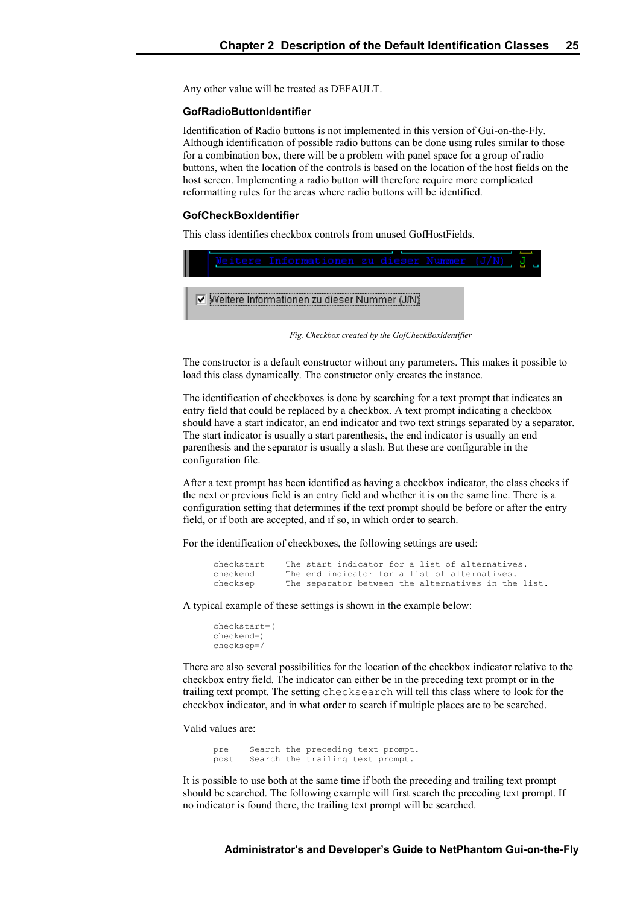Any other value will be treated as DEFAULT.

### GofRadioButtonIdentifier

Identification of Radio buttons is not implemented in this version of Gui-on-the-Fly. Although identification of possible radio buttons can be done using rules similar to those for a combination box, there will be a problem with panel space for a group of radio buttons, when the location of the controls is based on the location of the host fields on the host screen. Implementing a radio button will therefore require more complicated reformatting rules for the areas where radio buttons will be identified.

### GofCheckBoxIdentifier

This class identifies checkbox controls from unused GofHostFields.

*Fig. Checkbox created by the GofCheckBoxidentifier*

The constructor is a default constructor without any parameters. This makes it possible to load this class dynamically. The constructor only creates the instance.

The identification of checkboxes is done by searching for a text prompt that indicates an entry field that could be replaced by a checkbox. A text prompt indicating a checkbox should have a start indicator, an end indicator and two text strings separated by a separator. The start indicator is usually a start parenthesis, the end indicator is usually an end parenthesis and the separator is usually a slash. But these are configurable in the configuration file.

After a text prompt has been identified as having a checkbox indicator, the class checks if the next or previous field is an entry field and whether it is on the same line. There is a configuration setting that determines if the text prompt should be before or after the entry field, or if both are accepted, and if so, in which order to search.

For the identification of checkboxes, the following settings are used:

```
checkstart    The start indicator for a list of alternatives.
checkend      The end indicator for a list of alternatives.
checksep      The separator between the alternatives in the list.
```

A typical example of these settings is shown in the example below:

```
checkstart=(
checkend=)
checksep=/
```

There are also several possibilities for the location of the checkbox indicator relative to the checkbox entry field. The indicator can either be in the preceding text prompt or in the trailing text prompt. The setting `checksearch` will tell this class where to look for the checkbox indicator, and in what order to search if multiple places are to be searched.

Valid values are:

```
pre    Search the preceding text prompt.
post   Search the trailing text prompt.
```

It is possible to use both at the same time if both the preceding and trailing text prompt should be searched. The following example will first search the preceding text prompt. If no indicator is found there, the trailing text prompt will be searched.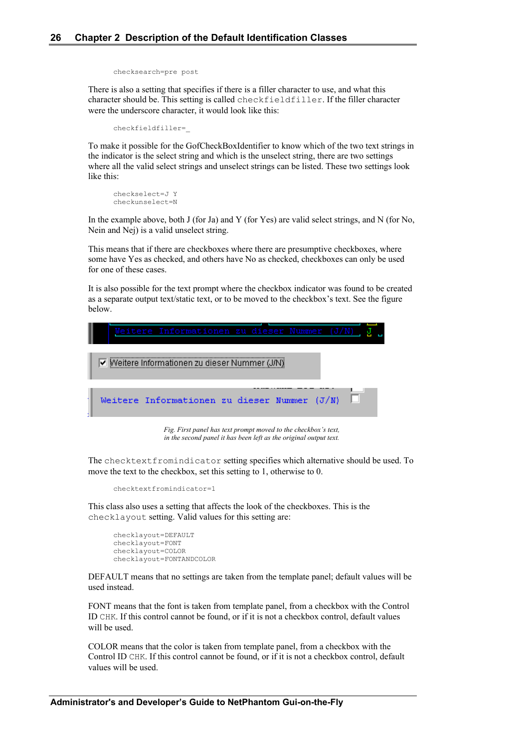```
checksearch=pre post
```

There is also a setting that specifies if there is a filler character to use, and what this character should be. This setting is called `checkfieldfiller`. If the filler character were the underscore character, it would look like this:

```
checkfieldfiller=_
```

To make it possible for the GofCheckBoxIdentifier to know which of the two text strings in the indicator is the select string and which is the unselect string, there are two settings where all the valid select strings and unselect strings can be listed. These two settings look like this:

```
checkselect=J Y
checkunselect=N
```

In the example above, both J (for Ja) and Y (for Yes) are valid select strings, and N (for No, Nein and Nej) is a valid unselect string.

This means that if there are checkboxes where there are presumptive checkboxes, where some have Yes as checked, and others have No as checked, checkboxes can only be used for one of these cases.

It is also possible for the text prompt where the checkbox indicator was found to be created as a separate output text/static text, or to be moved to the checkbox's text. See the figure below.

*Fig. First panel has text prompt moved to the checkbox's text, in the second panel it has been left as the original output text.*

The `checktextfromindicator` setting specifies which alternative should be used. To move the text to the checkbox, set this setting to 1, otherwise to 0.

```
checktextfromindicator=1
```

This class also uses a setting that affects the look of the checkboxes. This is the `checklayout` setting. Valid values for this setting are:

```
checklayout=DEFAULT
checklayout=FONT
checklayout=COLOR
checklayout=FONTANDCOLOR
```

DEFAULT means that no settings are taken from the template panel; default values will be used instead.

FONT means that the font is taken from template panel, from a checkbox with the Control ID `CHK`. If this control cannot be found, or if it is not a checkbox control, default values will be used.

COLOR means that the color is taken from template panel, from a checkbox with the Control ID `CHK`. If this control cannot be found, or if it is not a checkbox control, default values will be used.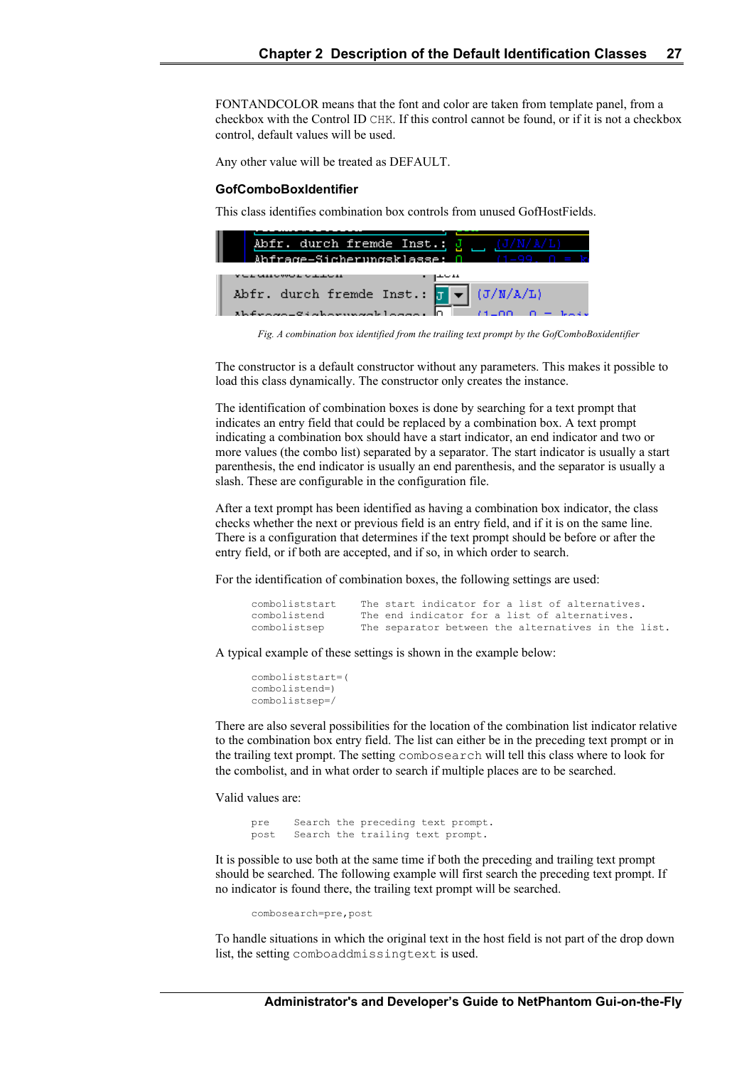FONTANDCOLOR means that the font and color are taken from template panel, from a checkbox with the Control ID `CHK`. If this control cannot be found, or if it is not a checkbox control, default values will be used.

Any other value will be treated as DEFAULT.

### GofComboBoxIdentifier

This class identifies combination box controls from unused GofHostFields.

*Fig. A combination box identified from the trailing text prompt by the GofComboBoxidentifier*

The constructor is a default constructor without any parameters. This makes it possible to load this class dynamically. The constructor only creates the instance.

The identification of combination boxes is done by searching for a text prompt that indicates an entry field that could be replaced by a combination box. A text prompt indicating a combination box should have a start indicator, an end indicator and two or more values (the combo list) separated by a separator. The start indicator is usually a start parenthesis, the end indicator is usually an end parenthesis, and the separator is usually a slash. These are configurable in the configuration file.

After a text prompt has been identified as having a combination box indicator, the class checks whether the next or previous field is an entry field, and if it is on the same line. There is a configuration that determines if the text prompt should be before or after the entry field, or if both are accepted, and if so, in which order to search.

For the identification of combination boxes, the following settings are used:

```
combolisttstart    The start indicator for a list of alternatives.
combolistend       The end indicator for a list of alternatives.
combolistsep       The separator between the alternatives in the list.
```

A typical example of these settings is shown in the example below:

```
combolisttstart=(
combolistend=)
combolistsep=/
```

There are also several possibilities for the location of the combination list indicator relative to the combination box entry field. The list can either be in the preceding text prompt or in the trailing text prompt. The setting `combosearch` will tell this class where to look for the combolist, and in what order to search if multiple places are to be searched.

Valid values are:

```
pre     Search the preceding text prompt.
post    Search the trailing text prompt.
```

It is possible to use both at the same time if both the preceding and trailing text prompt should be searched. The following example will first search the preceding text prompt. If no indicator is found there, the trailing text prompt will be searched.

```
combosearch=pre,post
```

To handle situations in which the original text in the host field is not part of the drop down list, the setting `comboaddmissingtext` is used.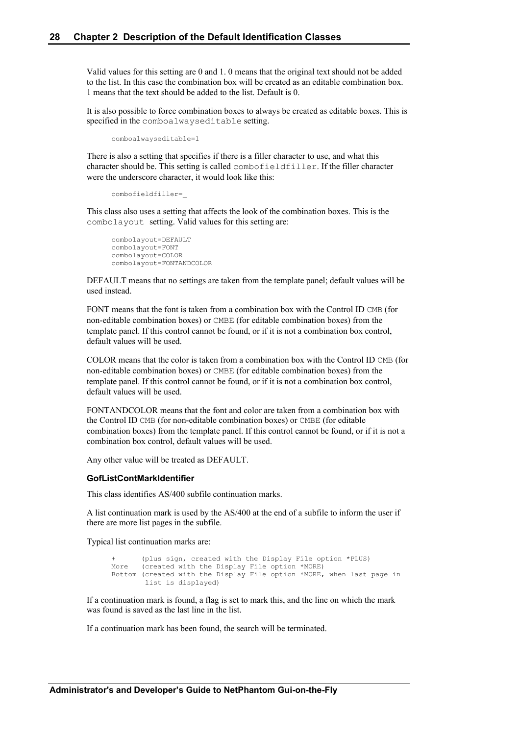Valid values for this setting are 0 and 1. 0 means that the original text should not be added to the list. In this case the combination box will be created as an editable combination box. 1 means that the text should be added to the list. Default is 0.

It is also possible to force combination boxes to always be created as editable boxes. This is specified in the `comboalwayseditable` setting.

```
comboalwayseditable=1
```

There is also a setting that specifies if there is a filler character to use, and what this character should be. This setting is called `combofieldfiller`. If the filler character were the underscore character, it would look like this:

```
combofieldfiller=_
```

This class also uses a setting that affects the look of the combination boxes. This is the `combolayout` setting. Valid values for this setting are:

```
combolayout=DEFAULT
combolayout=FONT
combolayout=COLOR
combolayout=FONTANDCOLOR
```

DEFAULT means that no settings are taken from the template panel; default values will be used instead.

FONT means that the font is taken from a combination box with the Control ID `CMB` (for non-editable combination boxes) or `CMBE` (for editable combination boxes) from the template panel. If this control cannot be found, or if it is not a combination box control, default values will be used.

COLOR means that the color is taken from a combination box with the Control ID `CMB` (for non-editable combination boxes) or `CMBE` (for editable combination boxes) from the template panel. If this control cannot be found, or if it is not a combination box control, default values will be used.

FONTANDCOLOR means that the font and color are taken from a combination box with the Control ID `CMB` (for non-editable combination boxes) or `CMBE` (for editable combination boxes) from the template panel. If this control cannot be found, or if it is not a combination box control, default values will be used.

Any other value will be treated as DEFAULT.

#### GofListContMarkIdentifier

This class identifies AS/400 subfile continuation marks.

A list continuation mark is used by the AS/400 at the end of a subfile to inform the user if there are more list pages in the subfile.

Typical list continuation marks are:

```
+      (plus sign, created with the Display File option *PLUS)
More   (created with the Display File option *MORE)
Bottom (created with the Display File option *MORE, when last page in
        list is displayed)
```

If a continuation mark is found, a flag is set to mark this, and the line on which the mark was found is saved as the last line in the list.

If a continuation mark has been found, the search will be terminated.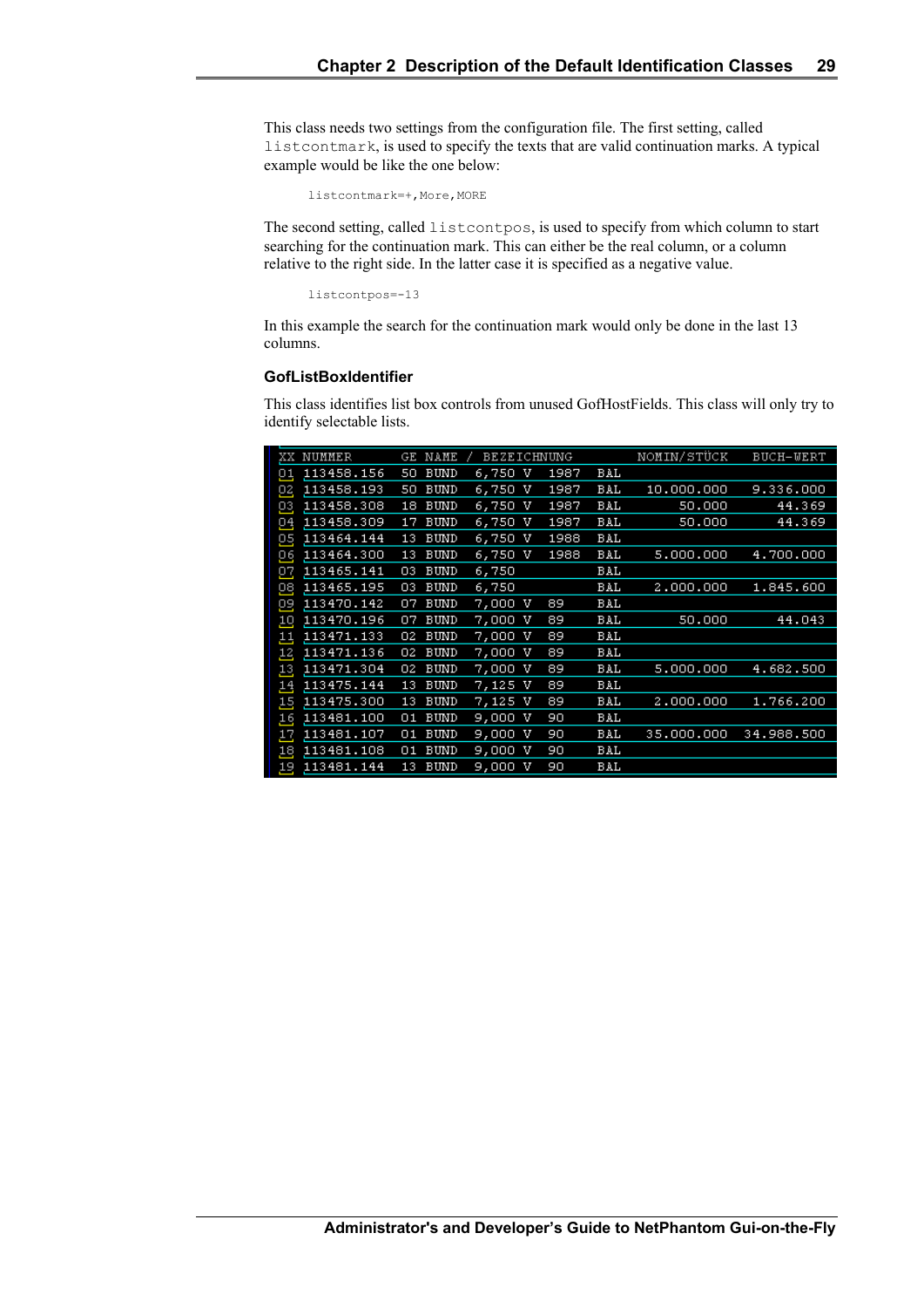This class needs two settings from the configuration file. The first setting, called `listcontmark`, is used to specify the texts that are valid continuation marks. A typical example would be like the one below:

```
listcontmark=+,More,MORE
```

The second setting, called `listcontpos`, is used to specify from which column to start searching for the continuation mark. This can either be the real column, or a column relative to the right side. In the latter case it is specified as a negative value.

```
listcontpos=-13
```

In this example the search for the continuation mark would only be done in the last 13 columns.

### GofListBoxIdentifier

This class identifies list box controls from unused GofHostFields. This class will only try to identify selectable lists.

```
XX NUMMER      GE NAME / BEZEICHNUNG        NOMIN/STÜCK   BUCH-WERT
01 113458.156  50 BUND  6,750 V  1987  BAL
02 113458.193  50 BUND  6,750 V  1987  BAL   10.000.000   9.336.000
03 113458.308  18 BUND  6,750 V  1987  BAL       50.000      44.369
04 113458.309  17 BUND  6,750 V  1987  BAL       50.000      44.369
05 113464.144  13 BUND  6,750 V  1988  BAL
06 113464.300  13 BUND  6,750 V  1988  BAL    5.000.000   4.700.000
07 113465.141  03 BUND  6,750          BAL
08 113465.195  03 BUND  6,750          BAL    2.000.000   1.845.600
09 113470.142  07 BUND  7,000 V  89    BAL
10 113470.196  07 BUND  7,000 V  89    BAL       50.000      44.043
11 113471.133  02 BUND  7,000 V  89    BAL
12 113471.136  02 BUND  7,000 V  89    BAL
13 113471.304  02 BUND  7,000 V  89    BAL    5.000.000   4.682.500
14 113475.144  13 BUND  7,125 V  89    BAL
15 113475.300  13 BUND  7,125 V  89    BAL    2.000.000   1.766.200
16 113481.100  01 BUND  9,000 V  90    BAL
17 113481.107  01 BUND  9,000 V  90    BAL   35.000.000  34.988.500
18 113481.108  01 BUND  9,000 V  90    BAL
19 113481.144  13 BUND  9,000 V  90    BAL
```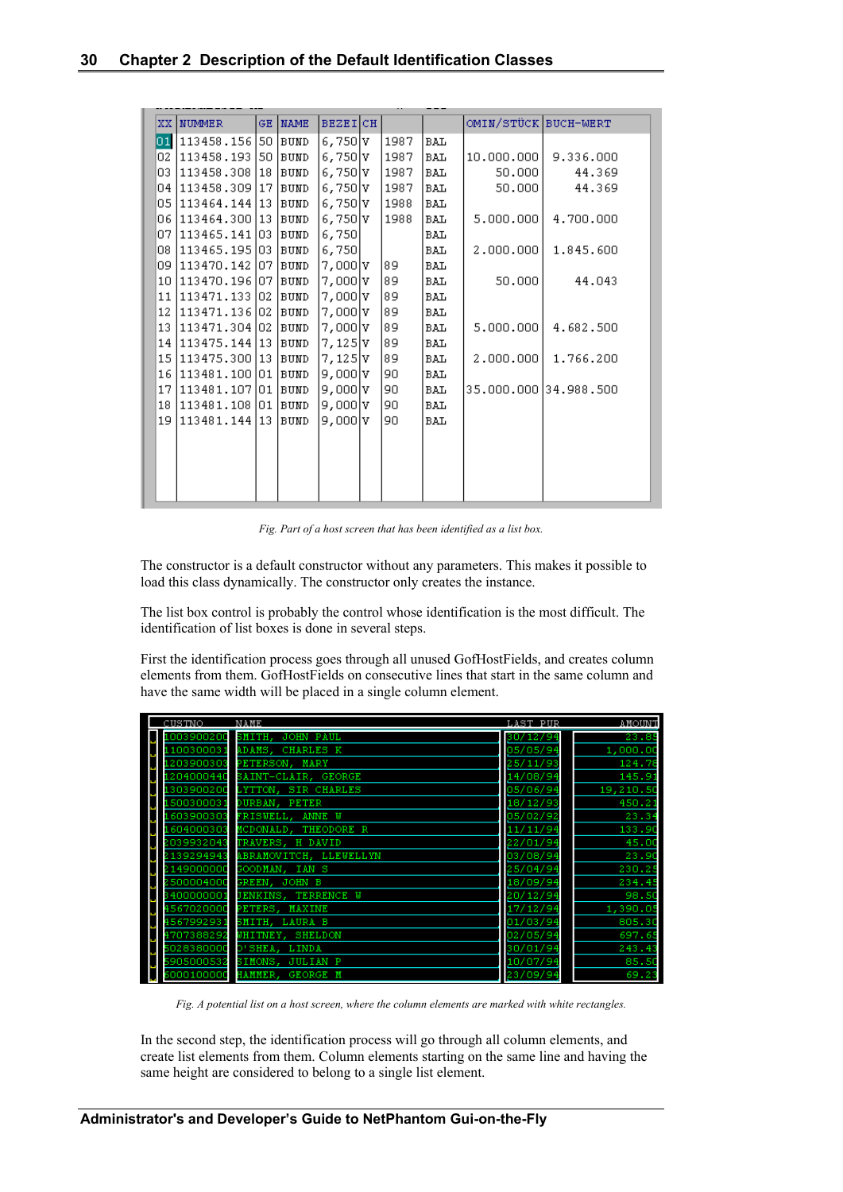| XX | NUMMER | GE | NAME | BEZEI | CH | | | OMIN/STÜCK | BUCH-WERT |
|---|---|---|---|---|---|---|---|---|---|
| 01 | 113458.156 | 50 | BUND | 6,750 | V | 1987 | BAL | | |
| 02 | 113458.193 | 50 | BUND | 6,750 | V | 1987 | BAL | 10.000.000 | 9.336.000 |
| 03 | 113458.308 | 18 | BUND | 6,750 | V | 1987 | BAL | 50.000 | 44.369 |
| 04 | 113458.309 | 17 | BUND | 6,750 | V | 1987 | BAL | 50.000 | 44.369 |
| 05 | 113464.144 | 13 | BUND | 6,750 | V | 1988 | BAL | | |
| 06 | 113464.300 | 13 | BUND | 6,750 | V | 1988 | BAL | 5.000.000 | 4.700.000 |
| 07 | 113465.141 | 03 | BUND | 6,750 | | | BAL | | |
| 08 | 113465.195 | 03 | BUND | 6,750 | | | BAL | 2.000.000 | 1.845.600 |
| 09 | 113470.142 | 07 | BUND | 7,000 | V | 89 | BAL | | |
| 10 | 113470.196 | 07 | BUND | 7,000 | V | 89 | BAL | 50.000 | 44.043 |
| 11 | 113471.133 | 02 | BUND | 7,000 | V | 89 | BAL | | |
| 12 | 113471.136 | 02 | BUND | 7,000 | V | 89 | BAL | | |
| 13 | 113471.304 | 02 | BUND | 7,000 | V | 89 | BAL | 5.000.000 | 4.682.500 |
| 14 | 113475.144 | 13 | BUND | 7,125 | V | 89 | BAL | | |
| 15 | 113475.300 | 13 | BUND | 7,125 | V | 89 | BAL | 2.000.000 | 1.766.200 |
| 16 | 113481.100 | 01 | BUND | 9,000 | V | 90 | BAL | | |
| 17 | 113481.107 | 01 | BUND | 9,000 | V | 90 | BAL | 35.000.000 | 34.988.500 |
| 18 | 113481.108 | 01 | BUND | 9,000 | V | 90 | BAL | | |
| 19 | 113481.144 | 13 | BUND | 9,000 | V | 90 | BAL | | |

*Fig. Part of a host screen that has been identified as a list box.*

The constructor is a default constructor without any parameters. This makes it possible to load this class dynamically. The constructor only creates the instance.

The list box control is probably the control whose identification is the most difficult. The identification of list boxes is done in several steps.

First the identification process goes through all unused GofHostFields, and creates column elements from them. GofHostFields on consecutive lines that start in the same column and have the same width will be placed in a single column element.

| CUSTNO | NAME | LAST PUR | AMOUNT |
|---|---|---|---|
| 1003900200 | SMITH, JOHN PAUL | 30/12/94 | 23.85 |
| 1100300031 | ADAMS, CHARLES K | 05/05/94 | 1,000.00 |
| 1203900303 | PETERSON, MARY | 25/11/93 | 124.78 |
| 1204000440 | SAINT-CLAIR, GEORGE | 14/08/94 | 145.91 |
| 1303900200 | LYTTON, SIR CHARLES | 05/06/94 | 19,210.50 |
| 1500300031 | DURBAN, PETER | 18/12/93 | 450.21 |
| 1603900303 | FRISWELL, ANNE W | 05/02/92 | 23.34 |
| 1604000303 | MCDONALD, THEODORE R | 11/11/94 | 133.90 |
| 2039932043 | TRAVERS, H DAVID | 22/01/94 | 45.00 |
| 2139294943 | ABRAMOVITCH, LLEWELLYN | 03/08/94 | 23.90 |
| 2149000000 | GOODMAN, IAN S | 25/04/94 | 230.25 |
| 2500004000 | GREEN, JOHN B | 18/09/94 | 234.45 |
| 3400000001 | JENKINS, TERRENCE W | 20/12/94 | 98.50 |
| 4567020000 | PETERS, MAXINE | 17/12/94 | 1,390.05 |
| 4567992931 | SMITH, LAURA B | 01/03/94 | 805.30 |
| 4707388292 | WHITNEY, SHELDON | 02/05/94 | 697.65 |
| 5028380000 | O'SHEA, LINDA | 30/01/94 | 243.43 |
| 5905000532 | SIMONS, JULIAN P | 10/07/94 | 85.50 |
| 6000100000 | HAMMER, GEORGE M | 23/09/94 | 69.23 |

*Fig. A potential list on a host screen, where the column elements are marked with white rectangles.*

In the second step, the identification process will go through all column elements, and create list elements from them. Column elements starting on the same line and having the same height are considered to belong to a single list element.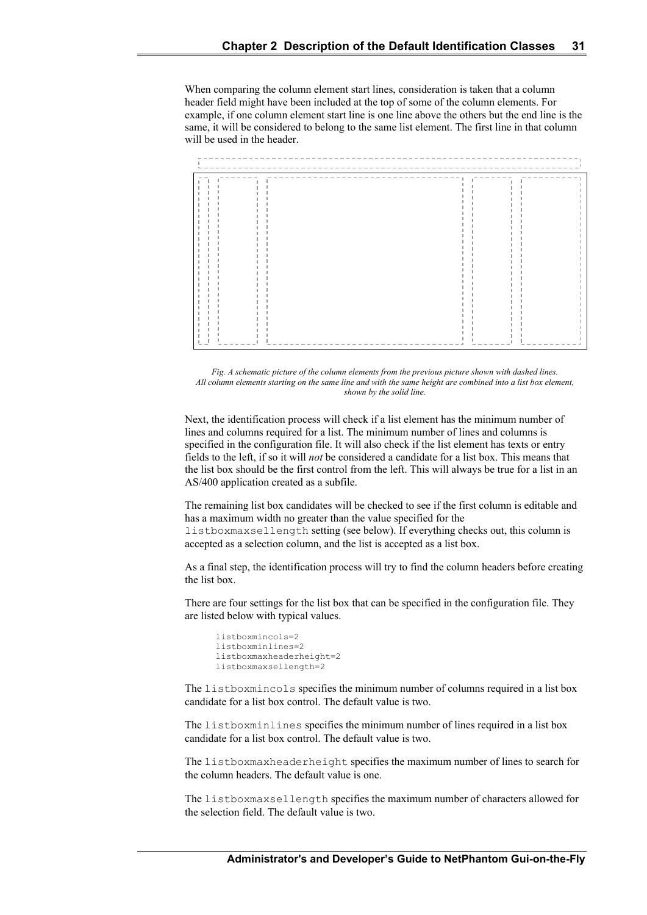When comparing the column element start lines, consideration is taken that a column header field might have been included at the top of some of the column elements. For example, if one column element start line is one line above the others but the end line is the same, it will be considered to belong to the same list element. The first line in that column will be used in the header.

*Fig. A schematic picture of the column elements from the previous picture shown with dashed lines. All column elements starting on the same line and with the same height are combined into a list box element, shown by the solid line.*

Next, the identification process will check if a list element has the minimum number of lines and columns required for a list. The minimum number of lines and columns is specified in the configuration file. It will also check if the list element has texts or entry fields to the left, if so it will *not* be considered a candidate for a list box. This means that the list box should be the first control from the left. This will always be true for a list in an AS/400 application created as a subfile.

The remaining list box candidates will be checked to see if the first column is editable and has a maximum width no greater than the value specified for the `listboxmaxsellength` setting (see below). If everything checks out, this column is accepted as a selection column, and the list is accepted as a list box.

As a final step, the identification process will try to find the column headers before creating the list box.

There are four settings for the list box that can be specified in the configuration file. They are listed below with typical values.

```
listboxmincols=2
listboxminlines=2
listboxmaxheaderheight=2
listboxmaxsellength=2
```

The `listboxmincols` specifies the minimum number of columns required in a list box candidate for a list box control. The default value is two.

The `listboxminlines` specifies the minimum number of lines required in a list box candidate for a list box control. The default value is two.

The `listboxmaxheaderheight` specifies the maximum number of lines to search for the column headers. The default value is one.

The `listboxmaxsellength` specifies the maximum number of characters allowed for the selection field. The default value is two.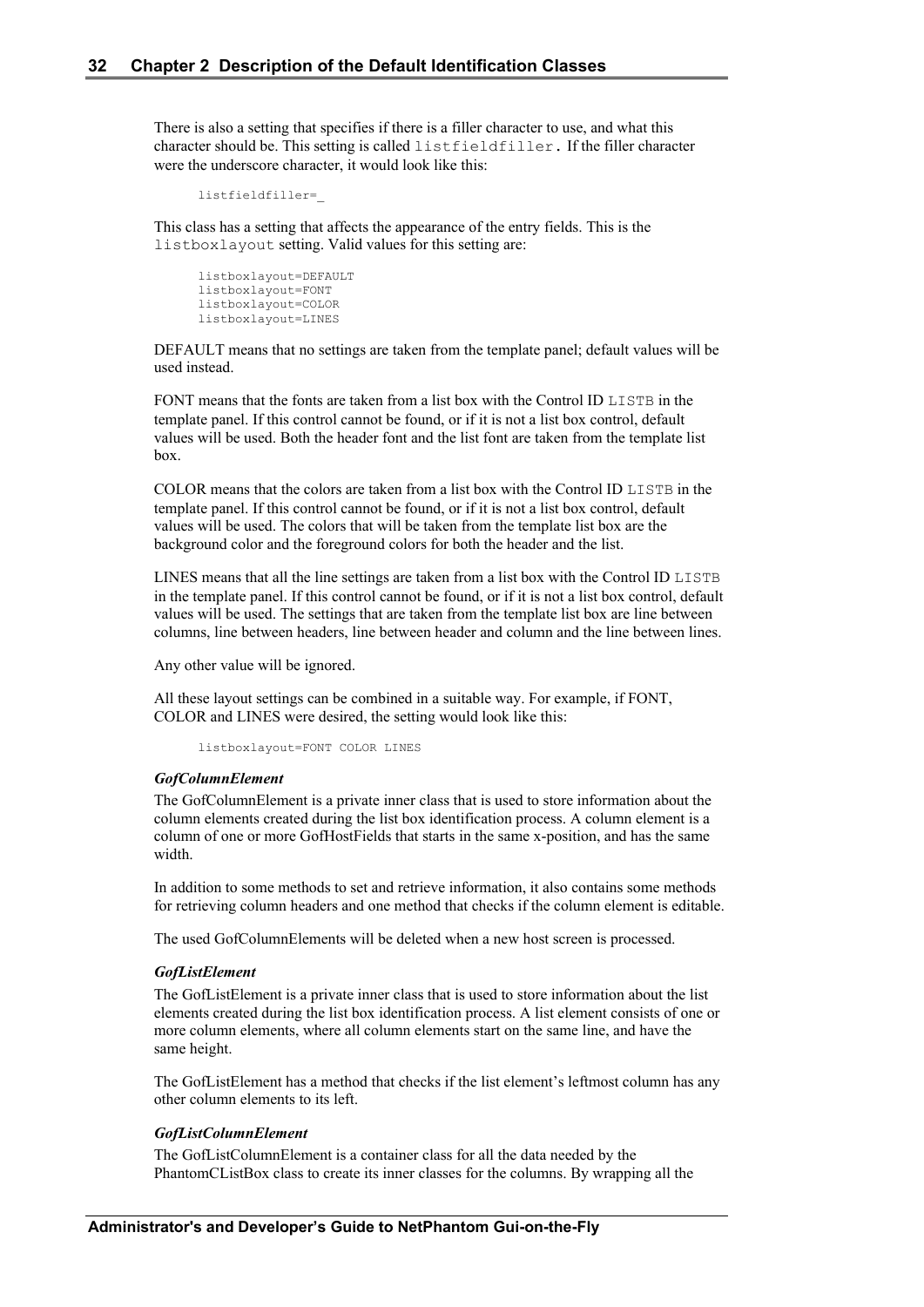There is also a setting that specifies if there is a filler character to use, and what this character should be. This setting is called `listfieldfiller`. If the filler character were the underscore character, it would look like this:

```
listfieldfiller=_
```

This class has a setting that affects the appearance of the entry fields. This is the `listboxlayout` setting. Valid values for this setting are:

```
listboxlayout=DEFAULT
listboxlayout=FONT
listboxlayout=COLOR
listboxlayout=LINES
```

DEFAULT means that no settings are taken from the template panel; default values will be used instead.

FONT means that the fonts are taken from a list box with the Control ID `LISTB` in the template panel. If this control cannot be found, or if it is not a list box control, default values will be used. Both the header font and the list font are taken from the template list box.

COLOR means that the colors are taken from a list box with the Control ID `LISTB` in the template panel. If this control cannot be found, or if it is not a list box control, default values will be used. The colors that will be taken from the template list box are the background color and the foreground colors for both the header and the list.

LINES means that all the line settings are taken from a list box with the Control ID `LISTB` in the template panel. If this control cannot be found, or if it is not a list box control, default values will be used. The settings that are taken from the template list box are line between columns, line between headers, line between header and column and the line between lines.

Any other value will be ignored.

All these layout settings can be combined in a suitable way. For example, if FONT, COLOR and LINES were desired, the setting would look like this:

```
listboxlayout=FONT COLOR LINES
```

#### *GofColumnElement*

The GofColumnElement is a private inner class that is used to store information about the column elements created during the list box identification process. A column element is a column of one or more GofHostFields that starts in the same x-position, and has the same width.

In addition to some methods to set and retrieve information, it also contains some methods for retrieving column headers and one method that checks if the column element is editable.

The used GofColumnElements will be deleted when a new host screen is processed.

#### *GofListElement*

The GofListElement is a private inner class that is used to store information about the list elements created during the list box identification process. A list element consists of one or more column elements, where all column elements start on the same line, and have the same height.

The GofListElement has a method that checks if the list element's leftmost column has any other column elements to its left.

#### *GofListColumnElement*

The GofListColumnElement is a container class for all the data needed by the PhantomCListBox class to create its inner classes for the columns. By wrapping all the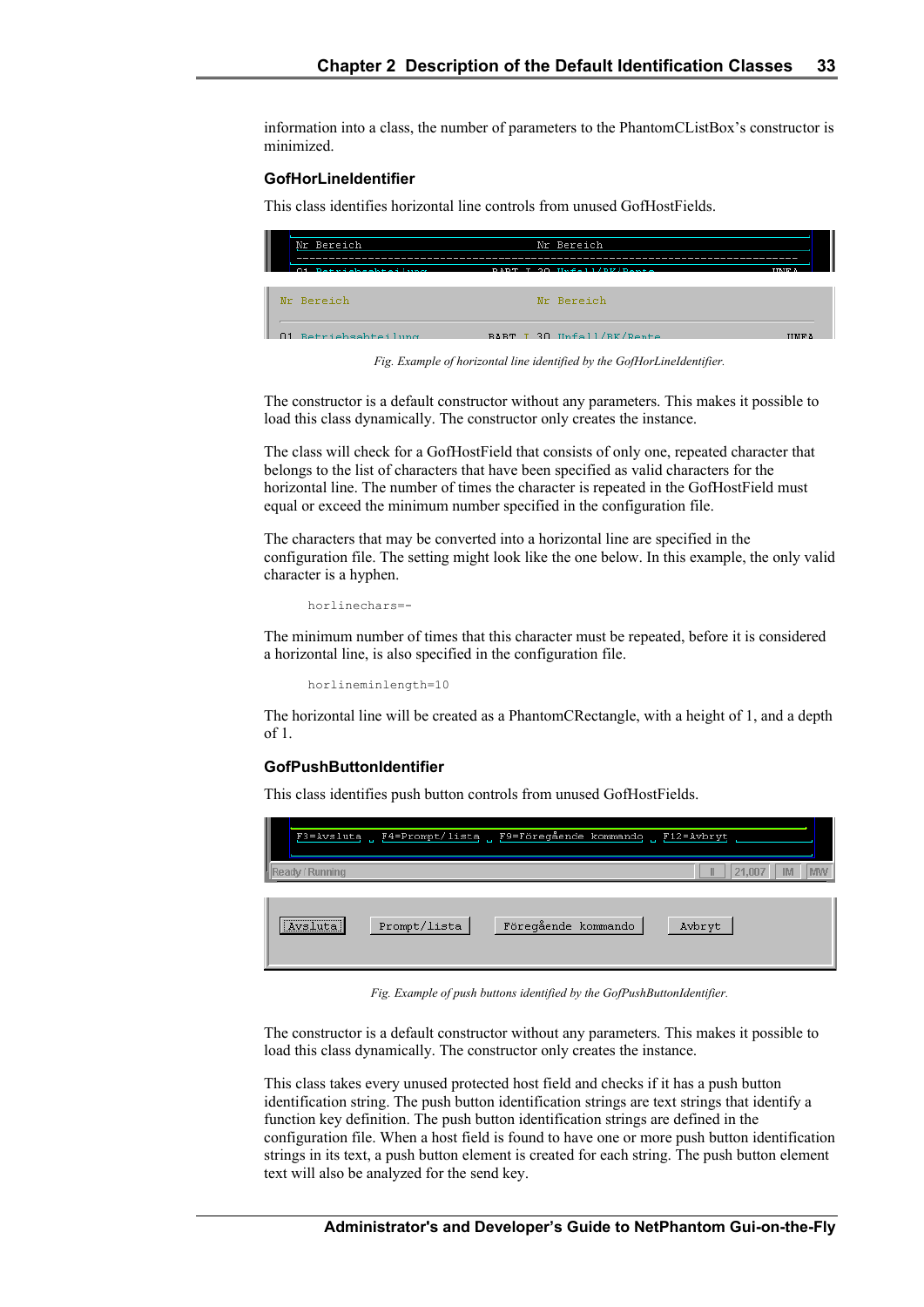information into a class, the number of parameters to the PhantomCListBox's constructor is minimized.

### GofHorLineIdentifier

This class identifies horizontal line controls from unused GofHostFields.

*Fig. Example of horizontal line identified by the GofHorLineIdentifier.*

The constructor is a default constructor without any parameters. This makes it possible to load this class dynamically. The constructor only creates the instance.

The class will check for a GofHostField that consists of only one, repeated character that belongs to the list of characters that have been specified as valid characters for the horizontal line. The number of times the character is repeated in the GofHostField must equal or exceed the minimum number specified in the configuration file.

The characters that may be converted into a horizontal line are specified in the configuration file. The setting might look like the one below. In this example, the only valid character is a hyphen.

```
horlinechars=-
```

The minimum number of times that this character must be repeated, before it is considered a horizontal line, is also specified in the configuration file.

```
horlineminlength=10
```

The horizontal line will be created as a PhantomCRectangle, with a height of 1, and a depth of 1.

### GofPushButtonIdentifier

This class identifies push button controls from unused GofHostFields.

*Fig. Example of push buttons identified by the GofPushButtonIdentifier.*

The constructor is a default constructor without any parameters. This makes it possible to load this class dynamically. The constructor only creates the instance.

This class takes every unused protected host field and checks if it has a push button identification string. The push button identification strings are text strings that identify a function key definition. The push button identification strings are defined in the configuration file. When a host field is found to have one or more push button identification strings in its text, a push button element is created for each string. The push button element text will also be analyzed for the send key.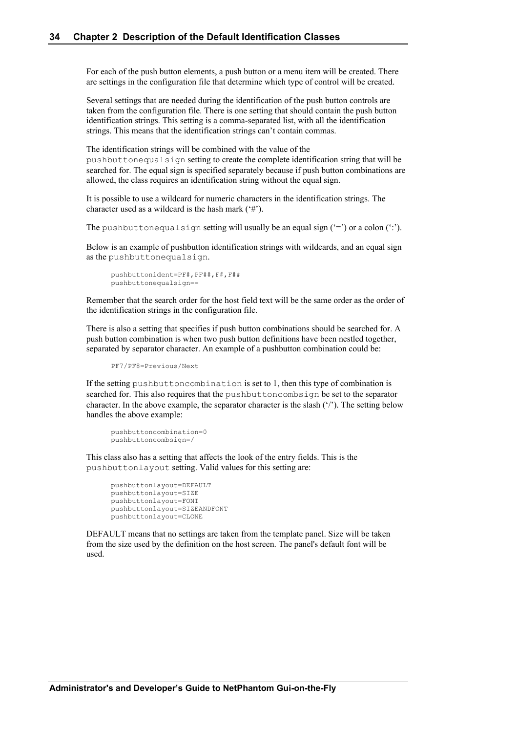For each of the push button elements, a push button or a menu item will be created. There are settings in the configuration file that determine which type of control will be created.

Several settings that are needed during the identification of the push button controls are taken from the configuration file. There is one setting that should contain the push button identification strings. This setting is a comma-separated list, with all the identification strings. This means that the identification strings can't contain commas.

The identification strings will be combined with the value of the `pushbuttonequalsign` setting to create the complete identification string that will be searched for. The equal sign is specified separately because if push button combinations are allowed, the class requires an identification string without the equal sign.

It is possible to use a wildcard for numeric characters in the identification strings. The character used as a wildcard is the hash mark ('#').

The `pushbuttonequalsign` setting will usually be an equal sign ('=') or a colon (':').

Below is an example of pushbutton identification strings with wildcards, and an equal sign as the `pushbuttonequalsign`.

```
pushbuttonident=PF#,PF##,F#,F##
pushbuttonequalsign==
```

Remember that the search order for the host field text will be the same order as the order of the identification strings in the configuration file.

There is also a setting that specifies if push button combinations should be searched for. A push button combination is when two push button definitions have been nestled together, separated by separator character. An example of a pushbutton combination could be:

```
PF7/PF8=Previous/Next
```

If the setting `pushbuttoncombination` is set to 1, then this type of combination is searched for. This also requires that the `pushbuttoncombsign` be set to the separator character. In the above example, the separator character is the slash ('/'). The setting below handles the above example:

```
pushbuttoncombination=0
pushbuttoncombsign=/
```

This class also has a setting that affects the look of the entry fields. This is the `pushbuttonlayout` setting. Valid values for this setting are:

```
pushbuttonlayout=DEFAULT
pushbuttonlayout=SIZE
pushbuttonlayout=FONT
pushbuttonlayout=SIZEANDFONT
pushbuttonlayout=CLONE
```

DEFAULT means that no settings are taken from the template panel. Size will be taken from the size used by the definition on the host screen. The panel's default font will be used.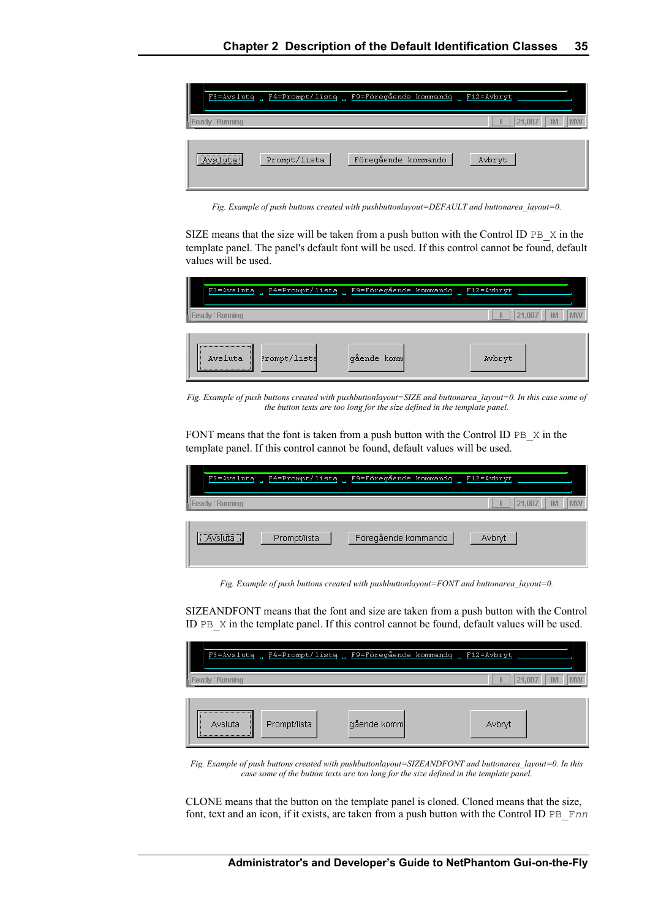*Fig. Example of push buttons created with pushbuttonlayout=DEFAULT and buttonarea_layout=0.*

SIZE means that the size will be taken from a push button with the Control ID `PB_X` in the template panel. The panel's default font will be used. If this control cannot be found, default values will be used.

*Fig. Example of push buttons created with pushbuttonlayout=SIZE and buttonarea_layout=0. In this case some of the button texts are too long for the size defined in the template panel.*

FONT means that the font is taken from a push button with the Control ID `PB_X` in the template panel. If this control cannot be found, default values will be used.

*Fig. Example of push buttons created with pushbuttonlayout=FONT and buttonarea_layout=0.*

SIZEANDFONT means that the font and size are taken from a push button with the Control ID `PB_X` in the template panel. If this control cannot be found, default values will be used.

*Fig. Example of push buttons created with pushbuttonlayout=SIZEANDFONT and buttonarea_layout=0. In this case some of the button texts are too long for the size defined in the template panel.*

CLONE means that the button on the template panel is cloned. Cloned means that the size, font, text and an icon, if it exists, are taken from a push button with the Control ID `PB_Fnn`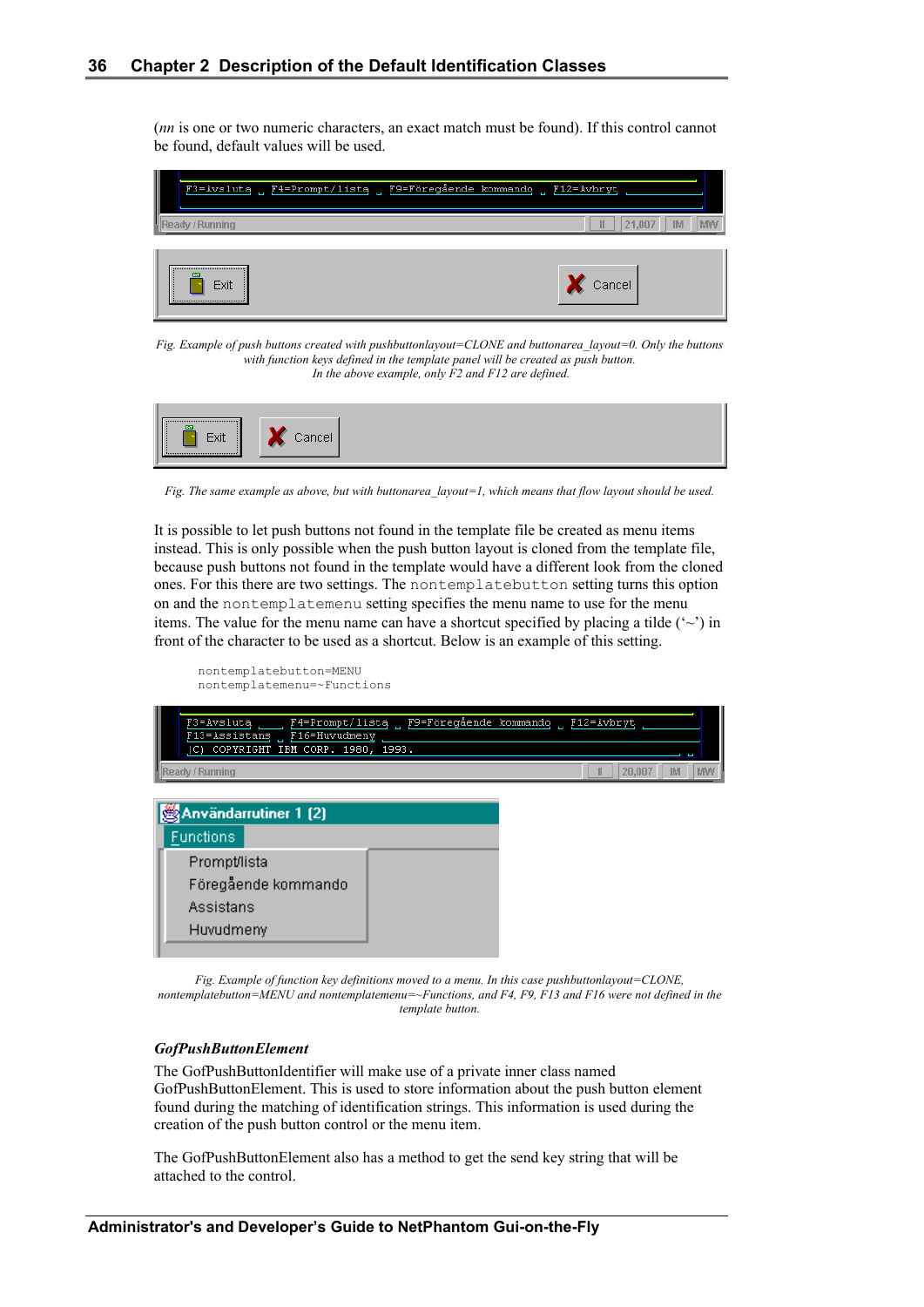(*nn* is one or two numeric characters, an exact match must be found). If this control cannot be found, default values will be used.

*Fig. Example of push buttons created with pushbuttonlayout=CLONE and buttonarea_layout=0. Only the buttons with function keys defined in the template panel will be created as push button. In the above example, only F2 and F12 are defined.*

*Fig. The same example as above, but with buttonarea_layout=1, which means that flow layout should be used.*

It is possible to let push buttons not found in the template file be created as menu items instead. This is only possible when the push button layout is cloned from the template file, because push buttons not found in the template would have a different look from the cloned ones. For this there are two settings. The `nontemplatebutton` setting turns this option on and the `nontemplatemenu` setting specifies the menu name to use for the menu items. The value for the menu name can have a shortcut specified by placing a tilde ('~') in front of the character to be used as a shortcut. Below is an example of this setting.

```
nontemplatebutton=MENU
nontemplatemenu=~Functions
```

*Fig. Example of function key definitions moved to a menu. In this case pushbuttonlayout=CLONE, nontemplatebutton=MENU and nontemplatemenu=~Functions, and F4, F9, F13 and F16 were not defined in the template button.*

### *GofPushButtonElement*

The GofPushButtonIdentifier will make use of a private inner class named GofPushButtonElement. This is used to store information about the push button element found during the matching of identification strings. This information is used during the creation of the push button control or the menu item.

The GofPushButtonElement also has a method to get the send key string that will be attached to the control.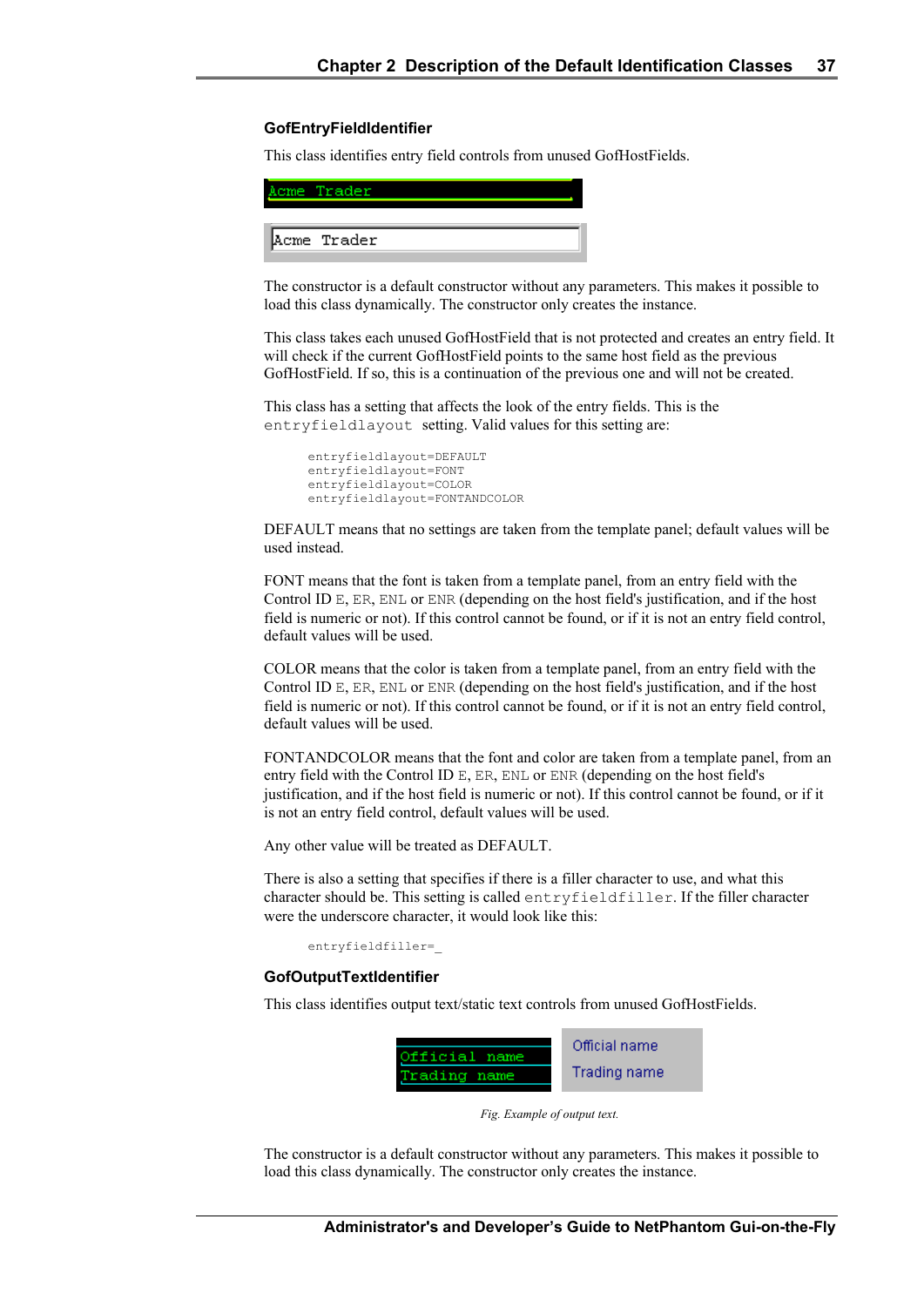### GofEntryFieldIdentifier

This class identifies entry field controls from unused GofHostFields.

The constructor is a default constructor without any parameters. This makes it possible to load this class dynamically. The constructor only creates the instance.

This class takes each unused GofHostField that is not protected and creates an entry field. It will check if the current GofHostField points to the same host field as the previous GofHostField. If so, this is a continuation of the previous one and will not be created.

This class has a setting that affects the look of the entry fields. This is the `entryfieldlayout` setting. Valid values for this setting are:

```
entryfieldlayout=DEFAULT
entryfieldlayout=FONT
entryfieldlayout=COLOR
entryfieldlayout=FONTANDCOLOR
```

DEFAULT means that no settings are taken from the template panel; default values will be used instead.

FONT means that the font is taken from a template panel, from an entry field with the Control ID `E`, `ER`, `ENL` or `ENR` (depending on the host field's justification, and if the host field is numeric or not). If this control cannot be found, or if it is not an entry field control, default values will be used.

COLOR means that the color is taken from a template panel, from an entry field with the Control ID `E`, `ER`, `ENL` or `ENR` (depending on the host field's justification, and if the host field is numeric or not). If this control cannot be found, or if it is not an entry field control, default values will be used.

FONTANDCOLOR means that the font and color are taken from a template panel, from an entry field with the Control ID `E`, `ER`, `ENL` or `ENR` (depending on the host field's justification, and if the host field is numeric or not). If this control cannot be found, or if it is not an entry field control, default values will be used.

Any other value will be treated as DEFAULT.

There is also a setting that specifies if there is a filler character to use, and what this character should be. This setting is called `entryfieldfiller`. If the filler character were the underscore character, it would look like this:

```
entryfieldfiller=_
```

### GofOutputTextIdentifier

This class identifies output text/static text controls from unused GofHostFields.

*Fig. Example of output text.*

The constructor is a default constructor without any parameters. This makes it possible to load this class dynamically. The constructor only creates the instance.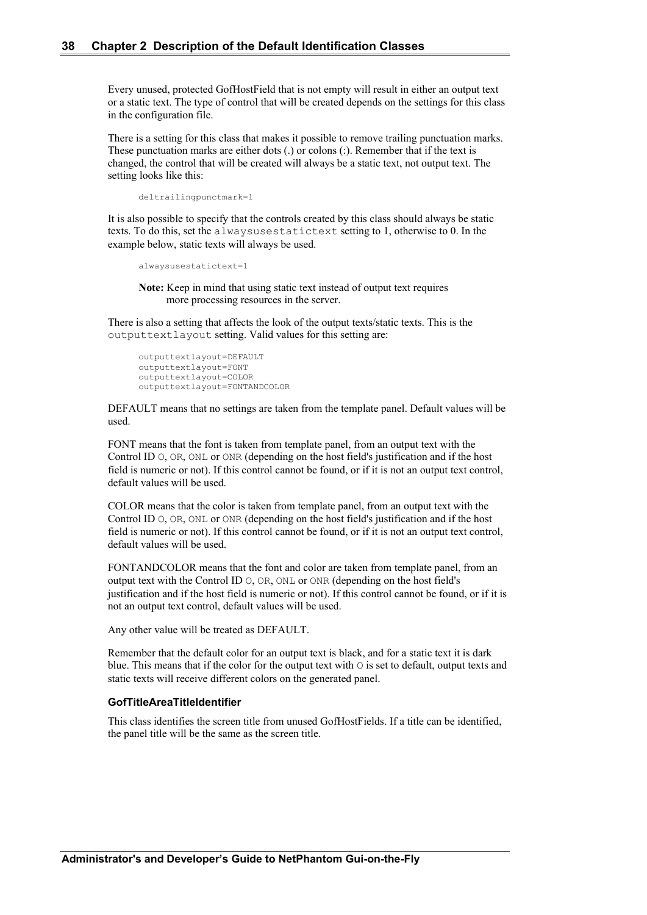Every unused, protected GofHostField that is not empty will result in either an output text or a static text. The type of control that will be created depends on the settings for this class in the configuration file.

There is a setting for this class that makes it possible to remove trailing punctuation marks. These punctuation marks are either dots (.) or colons (:). Remember that if the text is changed, the control that will be created will always be a static text, not output text. The setting looks like this:

```
deltrailingpunctmark=1
```

It is also possible to specify that the controls created by this class should always be static texts. To do this, set the `alwaysusestatictext` setting to 1, otherwise to 0. In the example below, static texts will always be used.

```
alwaysusestatictext=1
```

> **Note:** Keep in mind that using static text instead of output text requires more processing resources in the server.

There is also a setting that affects the look of the output texts/static texts. This is the `outputtextlayout` setting. Valid values for this setting are:

```
outputtextlayout=DEFAULT
outputtextlayout=FONT
outputtextlayout=COLOR
outputtextlayout=FONTANDCOLOR
```

DEFAULT means that no settings are taken from the template panel. Default values will be used.

FONT means that the font is taken from template panel, from an output text with the Control ID `O`, `OR`, `ONL` or `ONR` (depending on the host field's justification and if the host field is numeric or not). If this control cannot be found, or if it is not an output text control, default values will be used.

COLOR means that the color is taken from template panel, from an output text with the Control ID `O`, `OR`, `ONL` or `ONR` (depending on the host field's justification and if the host field is numeric or not). If this control cannot be found, or if it is not an output text control, default values will be used.

FONTANDCOLOR means that the font and color are taken from template panel, from an output text with the Control ID `O`, `OR`, `ONL` or `ONR` (depending on the host field's justification and if the host field is numeric or not). If this control cannot be found, or if it is not an output text control, default values will be used.

Any other value will be treated as DEFAULT.

Remember that the default color for an output text is black, and for a static text it is dark blue. This means that if the color for the output text with `O` is set to default, output texts and static texts will receive different colors on the generated panel.

#### GofTitleAreaTitleIdentifier

This class identifies the screen title from unused GofHostFields. If a title can be identified, the panel title will be the same as the screen title.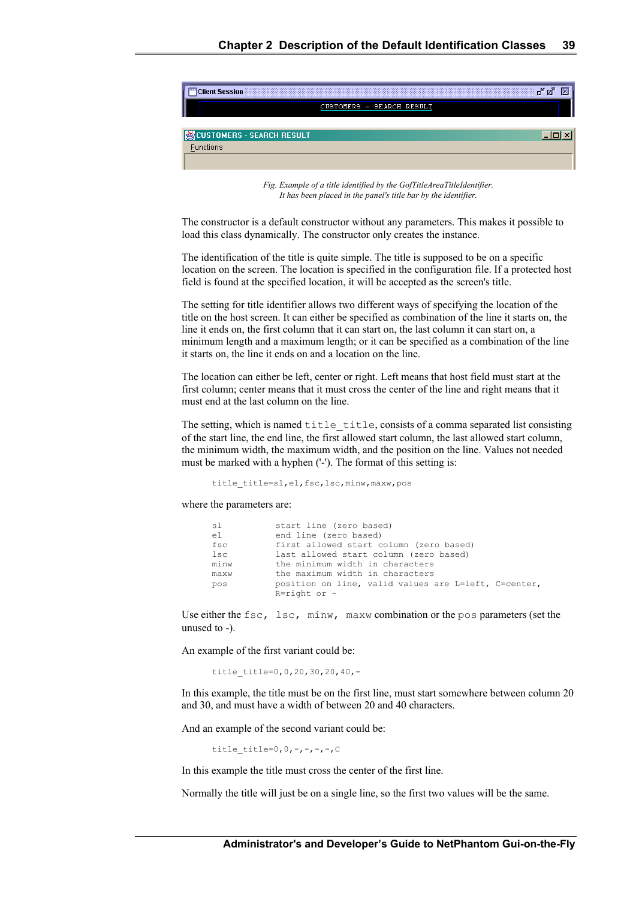*Fig. Example of a title identified by the GofTitleAreaTitleIdentifier.*
*It has been placed in the panel's title bar by the identifier.*

The constructor is a default constructor without any parameters. This makes it possible to load this class dynamically. The constructor only creates the instance.

The identification of the title is quite simple. The title is supposed to be on a specific location on the screen. The location is specified in the configuration file. If a protected host field is found at the specified location, it will be accepted as the screen's title.

The setting for title identifier allows two different ways of specifying the location of the title on the host screen. It can either be specified as combination of the line it starts on, the line it ends on, the first column that it can start on, the last column it can start on, a minimum length and a maximum length; or it can be specified as a combination of the line it starts on, the line it ends on and a location on the line.

The location can either be left, center or right. Left means that host field must start at the first column; center means that it must cross the center of the line and right means that it must end at the last column on the line.

The setting, which is named `title_title`, consists of a comma separated list consisting of the start line, the end line, the first allowed start column, the last allowed start column, the minimum width, the maximum width, and the position on the line. Values not needed must be marked with a hyphen ('-'). The format of this setting is:

```
title_title=sl,el,fsc,lsc,minw,maxw,pos
```

where the parameters are:

```
sl          start line (zero based)
el          end line (zero based)
fsc         first allowed start column (zero based)
lsc         last allowed start column (zero based)
minw        the minimum width in characters
maxw        the maximum width in characters
pos         position on line, valid values are L=left, C=center,
            R=right or -
```

Use either the `fsc, lsc, minw, maxw` combination or the `pos` parameters (set the unused to -).

An example of the first variant could be:

```
title_title=0,0,20,30,20,40,-
```

In this example, the title must be on the first line, must start somewhere between column 20 and 30, and must have a width of between 20 and 40 characters.

And an example of the second variant could be:

```
title_title=0,0,-,-,-,-,C
```

In this example the title must cross the center of the first line.

Normally the title will just be on a single line, so the first two values will be the same.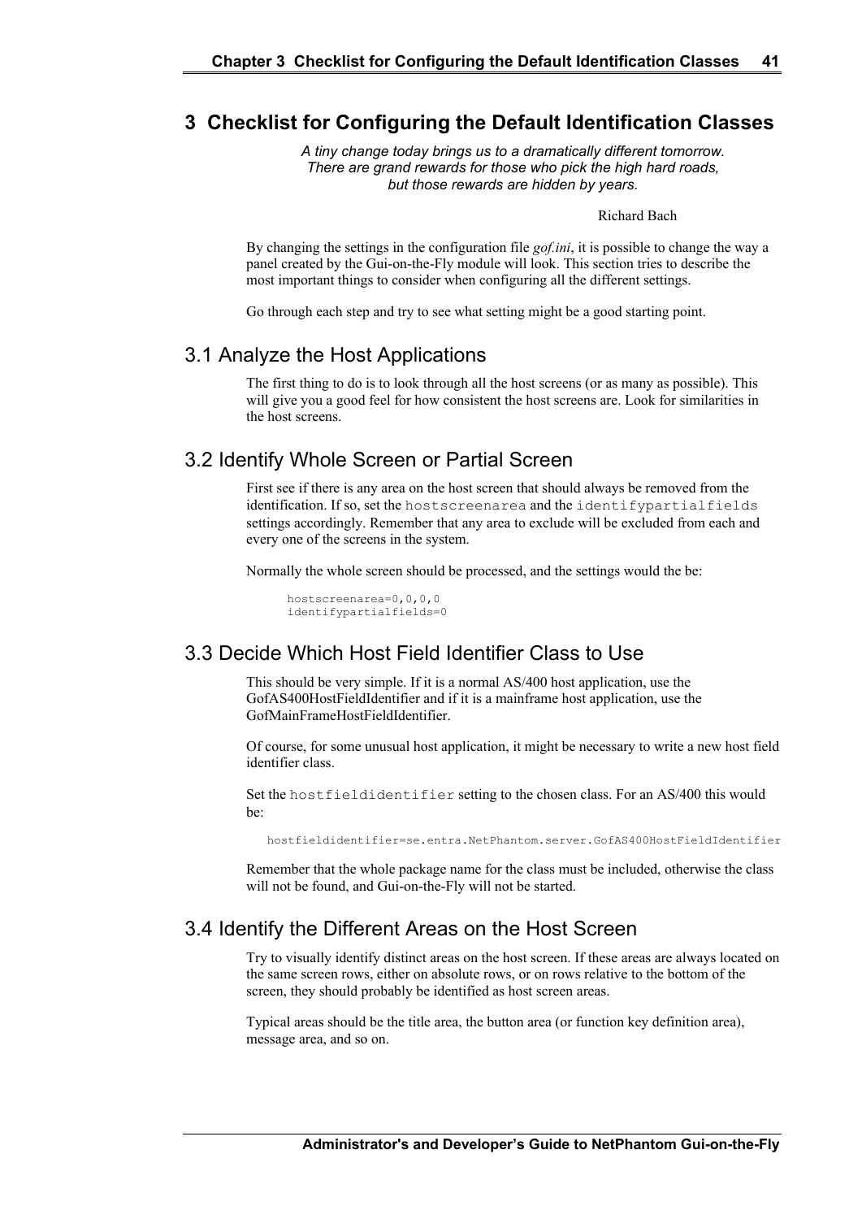# 3 Checklist for Configuring the Default Identification Classes

*A tiny change today brings us to a dramatically different tomorrow.*
*There are grand rewards for those who pick the high hard roads,*
*but those rewards are hidden by years.*

Richard Bach

By changing the settings in the configuration file *gof.ini*, it is possible to change the way a panel created by the Gui-on-the-Fly module will look. This section tries to describe the most important things to consider when configuring all the different settings.

Go through each step and try to see what setting might be a good starting point.

## 3.1 Analyze the Host Applications

The first thing to do is to look through all the host screens (or as many as possible). This will give you a good feel for how consistent the host screens are. Look for similarities in the host screens.

## 3.2 Identify Whole Screen or Partial Screen

First see if there is any area on the host screen that should always be removed from the identification. If so, set the `hostscreenarea` and the `identifypartialfields` settings accordingly. Remember that any area to exclude will be excluded from each and every one of the screens in the system.

Normally the whole screen should be processed, and the settings would the be:

```
hostscreenarea=0,0,0,0
identifypartialfields=0
```

## 3.3 Decide Which Host Field Identifier Class to Use

This should be very simple. If it is a normal AS/400 host application, use the GofAS400HostFieldIdentifier and if it is a mainframe host application, use the GofMainFrameHostFieldIdentifier.

Of course, for some unusual host application, it might be necessary to write a new host field identifier class.

Set the `hostfieldidentifier` setting to the chosen class. For an AS/400 this would be:

```
hostfieldidentifier=se.entra.NetPhantom.server.GofAS400HostFieldIdentifier
```

Remember that the whole package name for the class must be included, otherwise the class will not be found, and Gui-on-the-Fly will not be started.

## 3.4 Identify the Different Areas on the Host Screen

Try to visually identify distinct areas on the host screen. If these areas are always located on the same screen rows, either on absolute rows, or on rows relative to the bottom of the screen, they should probably be identified as host screen areas.

Typical areas should be the title area, the button area (or function key definition area), message area, and so on.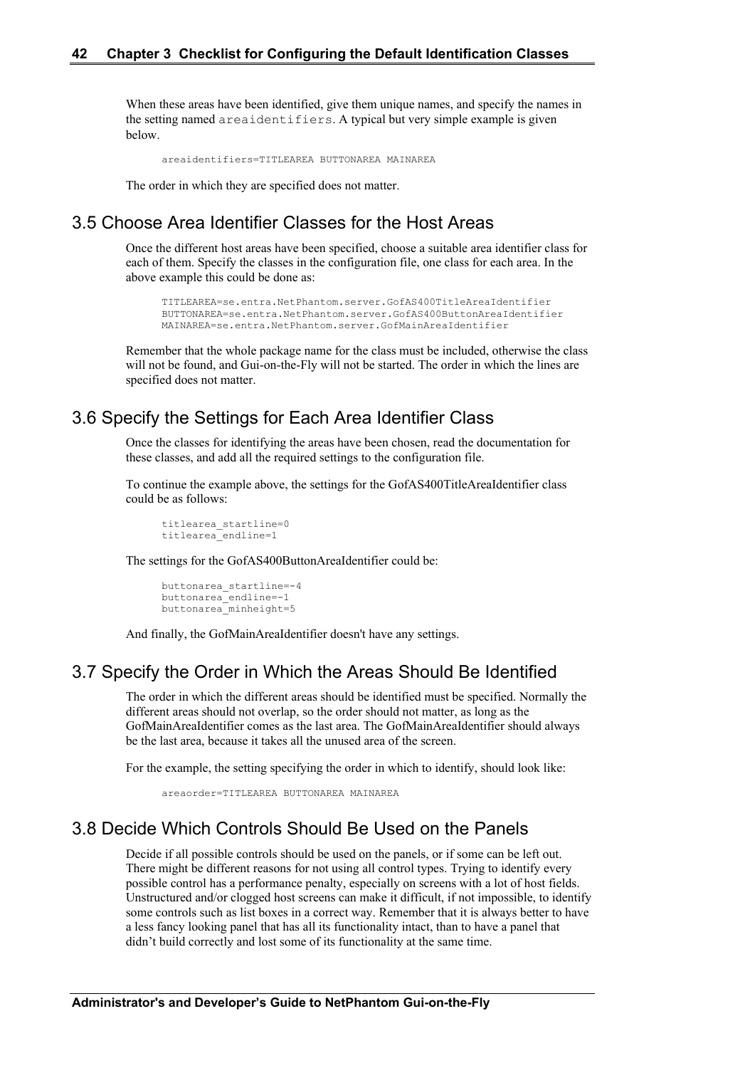When these areas have been identified, give them unique names, and specify the names in the setting named `areaidentifiers`. A typical but very simple example is given below.

```
areaidentifiers=TITLEAREA BUTTONAREA MAINAREA
```

The order in which they are specified does not matter.

## 3.5 Choose Area Identifier Classes for the Host Areas

Once the different host areas have been specified, choose a suitable area identifier class for each of them. Specify the classes in the configuration file, one class for each area. In the above example this could be done as:

```
TITLEAREA=se.entra.NetPhantom.server.GofAS400TitleAreaIdentifier
BUTTONAREA=se.entra.NetPhantom.server.GofAS400ButtonAreaIdentifier
MAINAREA=se.entra.NetPhantom.server.GofMainAreaIdentifier
```

Remember that the whole package name for the class must be included, otherwise the class will not be found, and Gui-on-the-Fly will not be started. The order in which the lines are specified does not matter.

## 3.6 Specify the Settings for Each Area Identifier Class

Once the classes for identifying the areas have been chosen, read the documentation for these classes, and add all the required settings to the configuration file.

To continue the example above, the settings for the GofAS400TitleAreaIdentifier class could be as follows:

```
titlearea_startline=0
titlearea_endline=1
```

The settings for the GofAS400ButtonAreaIdentifier could be:

```
buttonarea_startline=-4
buttonarea_endline=-1
buttonarea_minheight=5
```

And finally, the GofMainAreaIdentifier doesn't have any settings.

## 3.7 Specify the Order in Which the Areas Should Be Identified

The order in which the different areas should be identified must be specified. Normally the different areas should not overlap, so the order should not matter, as long as the GofMainAreaIdentifier comes as the last area. The GofMainAreaIdentifier should always be the last area, because it takes all the unused area of the screen.

For the example, the setting specifying the order in which to identify, should look like:

```
areaorder=TITLEAREA BUTTONAREA MAINAREA
```

## 3.8 Decide Which Controls Should Be Used on the Panels

Decide if all possible controls should be used on the panels, or if some can be left out. There might be different reasons for not using all control types. Trying to identify every possible control has a performance penalty, especially on screens with a lot of host fields. Unstructured and/or clogged host screens can make it difficult, if not impossible, to identify some controls such as list boxes in a correct way. Remember that it is always better to have a less fancy looking panel that has all its functionality intact, than to have a panel that didn't build correctly and lost some of its functionality at the same time.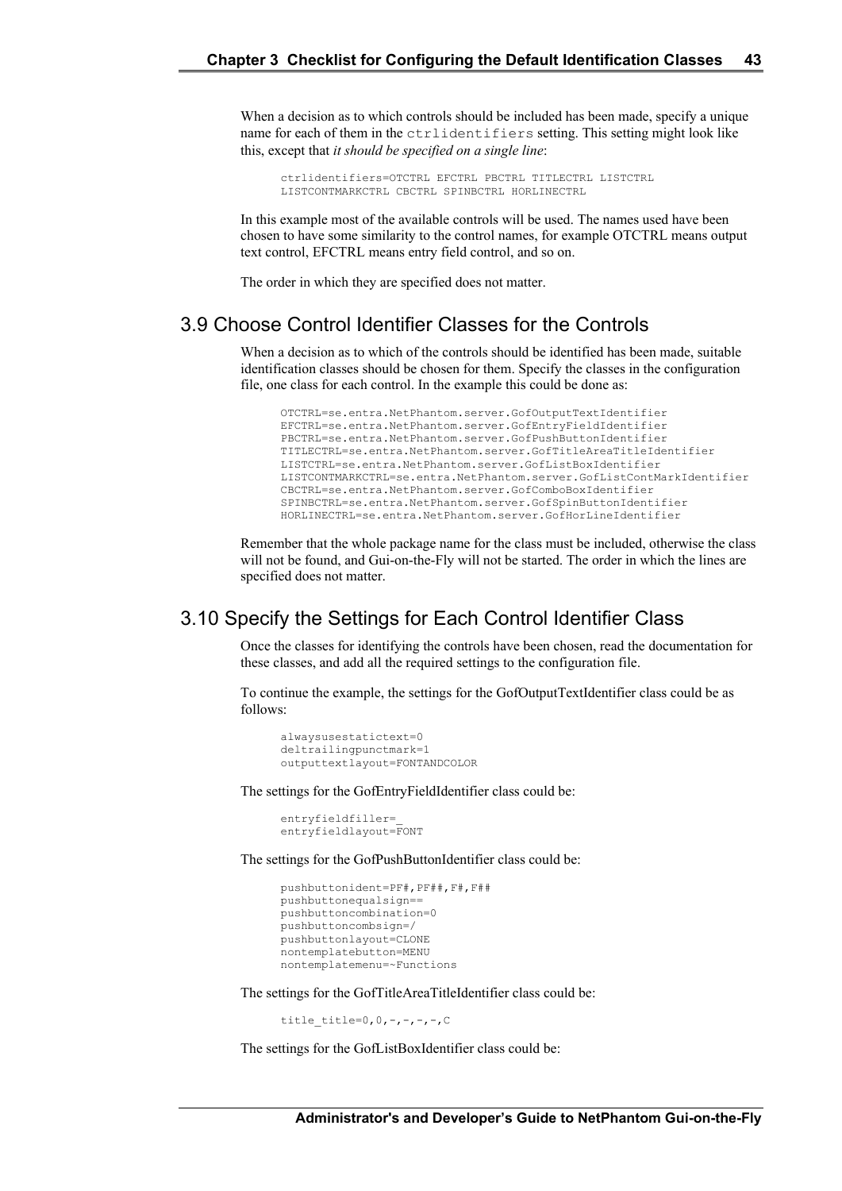When a decision as to which controls should be included has been made, specify a unique name for each of them in the `ctrlidentifiers` setting. This setting might look like this, except that *it should be specified on a single line*:

```
ctrlidentifiers=OTCTRL EFCTRL PBCTRL TITLECTRL LISTCTRL
LISTCONTMARKCTRL CBCTRL SPINBCTRL HORLINECTRL
```

In this example most of the available controls will be used. The names used have been chosen to have some similarity to the control names, for example OTCTRL means output text control, EFCTRL means entry field control, and so on.

The order in which they are specified does not matter.

## 3.9 Choose Control Identifier Classes for the Controls

When a decision as to which of the controls should be identified has been made, suitable identification classes should be chosen for them. Specify the classes in the configuration file, one class for each control. In the example this could be done as:

```
OTCTRL=se.entra.NetPhantom.server.GofOutputTextIdentifier
EFCTRL=se.entra.NetPhantom.server.GofEntryFieldIdentifier
PBCTRL=se.entra.NetPhantom.server.GofPushButtonIdentifier
TITLECTRL=se.entra.NetPhantom.server.GofTitleAreaTitleIdentifier
LISTCTRL=se.entra.NetPhantom.server.GofListBoxIdentifier
LISTCONTMARKCTRL=se.entra.NetPhantom.server.GofListContMarkIdentifier
CBCTRL=se.entra.NetPhantom.server.GofComboBoxIdentifier
SPINBCTRL=se.entra.NetPhantom.server.GofSpinButtonIdentifier
HORLINECTRL=se.entra.NetPhantom.server.GofHorLineIdentifier
```

Remember that the whole package name for the class must be included, otherwise the class will not be found, and Gui-on-the-Fly will not be started. The order in which the lines are specified does not matter.

## 3.10 Specify the Settings for Each Control Identifier Class

Once the classes for identifying the controls have been chosen, read the documentation for these classes, and add all the required settings to the configuration file.

To continue the example, the settings for the GofOutputTextIdentifier class could be as follows:

```
alwaysusestatictext=0
deltrailingpunctmark=1
outputtextlayout=FONTANDCOLOR
```

The settings for the GofEntryFieldIdentifier class could be:

```
entryfieldfiller=_
entryfieldlayout=FONT
```

The settings for the GofPushButtonIdentifier class could be:

```
pushbuttonident=PF#,PF##,F#,F##
pushbuttonequalsign==
pushbuttoncombination=0
pushbuttoncombsign=/
pushbuttonlayout=CLONE
nontemplatebutton=MENU
nontemplatemenu=~Functions
```

The settings for the GofTitleAreaTitleIdentifier class could be:

```
title_title=0,0,-,-,-,-,C
```

The settings for the GofListBoxIdentifier class could be: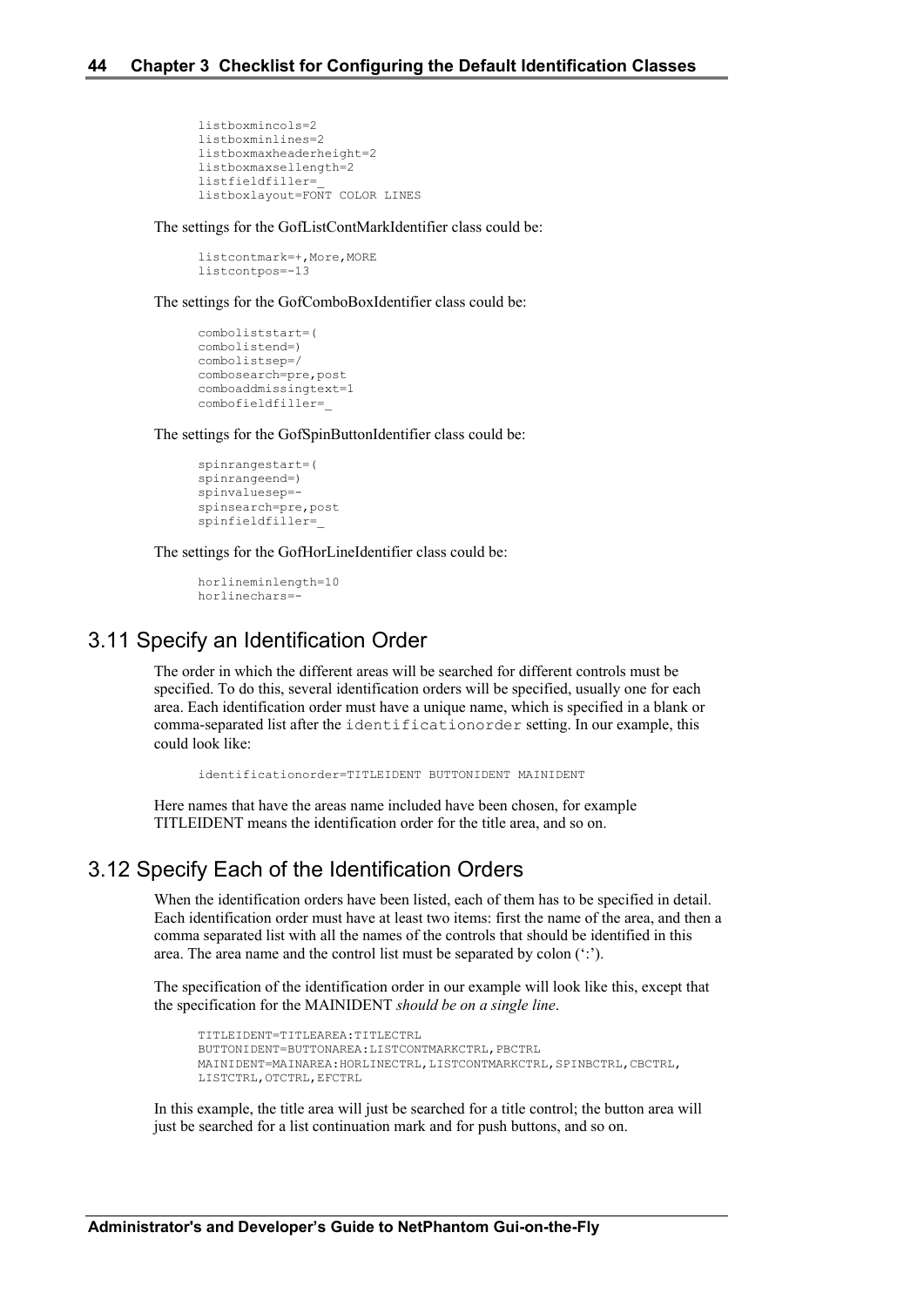```
listboxmincols=2
listboxminlines=2
listboxmaxheaderheight=2
listboxmaxsellength=2
listfieldfiller=_
listboxlayout=FONT COLOR LINES
```

The settings for the GofListContMarkIdentifier class could be:

```
listcontmark=+,More,MORE
listcontpos=-13
```

The settings for the GofComboBoxIdentifier class could be:

```
comboliststart=(
combolistend=)
combolistsep=/
combosearch=pre,post
comboaddmissingtext=1
combofieldfiller=_
```

The settings for the GofSpinButtonIdentifier class could be:

```
spinrangestart=(
spinrangeend=)
spinvaluesep=-
spinsearch=pre,post
spinfieldfiller=_
```

The settings for the GofHorLineIdentifier class could be:

```
horlineminlength=10
horlinechars=-
```

## 3.11 Specify an Identification Order

The order in which the different areas will be searched for different controls must be specified. To do this, several identification orders will be specified, usually one for each area. Each identification order must have a unique name, which is specified in a blank or comma-separated list after the `identificationorder` setting. In our example, this could look like:

```
identificationorder=TITLEIDENT BUTTONIDENT MAINIDENT
```

Here names that have the areas name included have been chosen, for example TITLEIDENT means the identification order for the title area, and so on.

## 3.12 Specify Each of the Identification Orders

When the identification orders have been listed, each of them has to be specified in detail. Each identification order must have at least two items: first the name of the area, and then a comma separated list with all the names of the controls that should be identified in this area. The area name and the control list must be separated by colon (':').

The specification of the identification order in our example will look like this, except that the specification for the MAINIDENT *should be on a single line*.

```
TITLEIDENT=TITLEAREA:TITLECTRL
BUTTONIDENT=BUTTONAREA:LISTCONTMARKCTRL,PBCTRL
MAINIDENT=MAINAREA:HORLINECTRL,LISTCONTMARKCTRL,SPINBCTRL,CBCTRL,
LISTCTRL,OTCTRL,EFCTRL
```

In this example, the title area will just be searched for a title control; the button area will just be searched for a list continuation mark and for push buttons, and so on.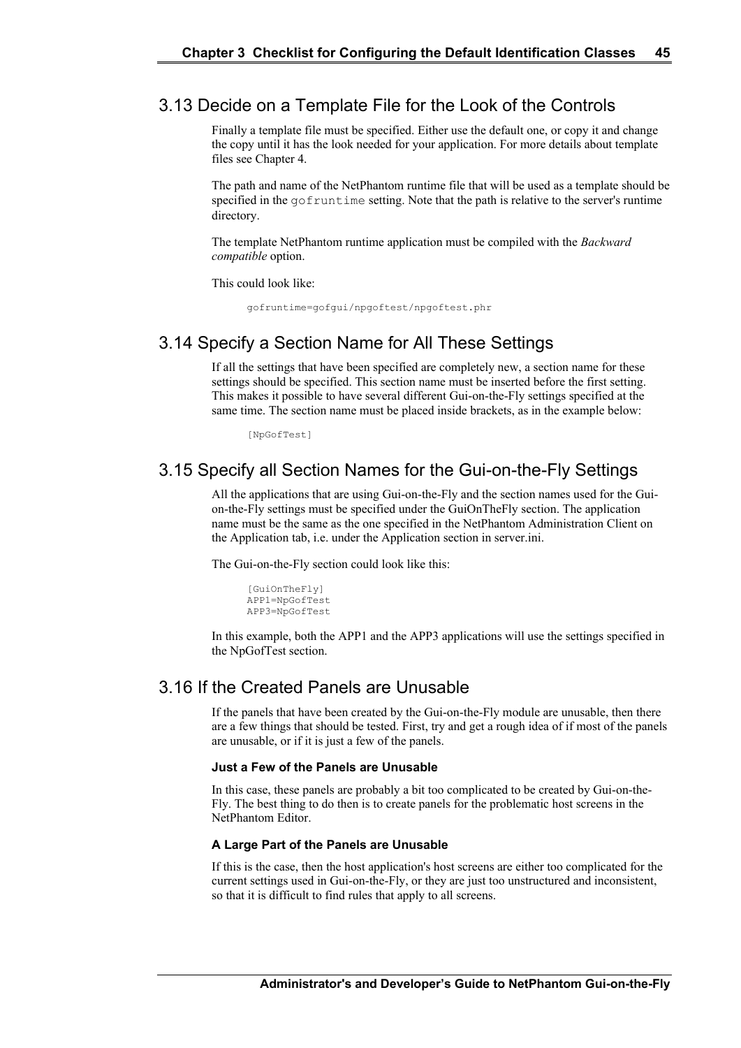## 3.13 Decide on a Template File for the Look of the Controls

Finally a template file must be specified. Either use the default one, or copy it and change the copy until it has the look needed for your application. For more details about template files see Chapter 4.

The path and name of the NetPhantom runtime file that will be used as a template should be specified in the `gofruntime` setting. Note that the path is relative to the server's runtime directory.

The template NetPhantom runtime application must be compiled with the *Backward compatible* option.

This could look like:

```
gofruntime=gofgui/npgoftest/npgoftest.phr
```

## 3.14 Specify a Section Name for All These Settings

If all the settings that have been specified are completely new, a section name for these settings should be specified. This section name must be inserted before the first setting. This makes it possible to have several different Gui-on-the-Fly settings specified at the same time. The section name must be placed inside brackets, as in the example below:

```
[NpGofTest]
```

## 3.15 Specify all Section Names for the Gui-on-the-Fly Settings

All the applications that are using Gui-on-the-Fly and the section names used for the Gui-on-the-Fly settings must be specified under the GuiOnTheFly section. The application name must be the same as the one specified in the NetPhantom Administration Client on the Application tab, i.e. under the Application section in server.ini.

The Gui-on-the-Fly section could look like this:

```
[GuiOnTheFly]
APP1=NpGofTest
APP3=NpGofTest
```

In this example, both the APP1 and the APP3 applications will use the settings specified in the NpGofTest section.

## 3.16 If the Created Panels are Unusable

If the panels that have been created by the Gui-on-the-Fly module are unusable, then there are a few things that should be tested. First, try and get a rough idea of if most of the panels are unusable, or if it is just a few of the panels.

#### Just a Few of the Panels are Unusable

In this case, these panels are probably a bit too complicated to be created by Gui-on-the-Fly. The best thing to do then is to create panels for the problematic host screens in the NetPhantom Editor.

#### A Large Part of the Panels are Unusable

If this is the case, then the host application's host screens are either too complicated for the current settings used in Gui-on-the-Fly, or they are just too unstructured and inconsistent, so that it is difficult to find rules that apply to all screens.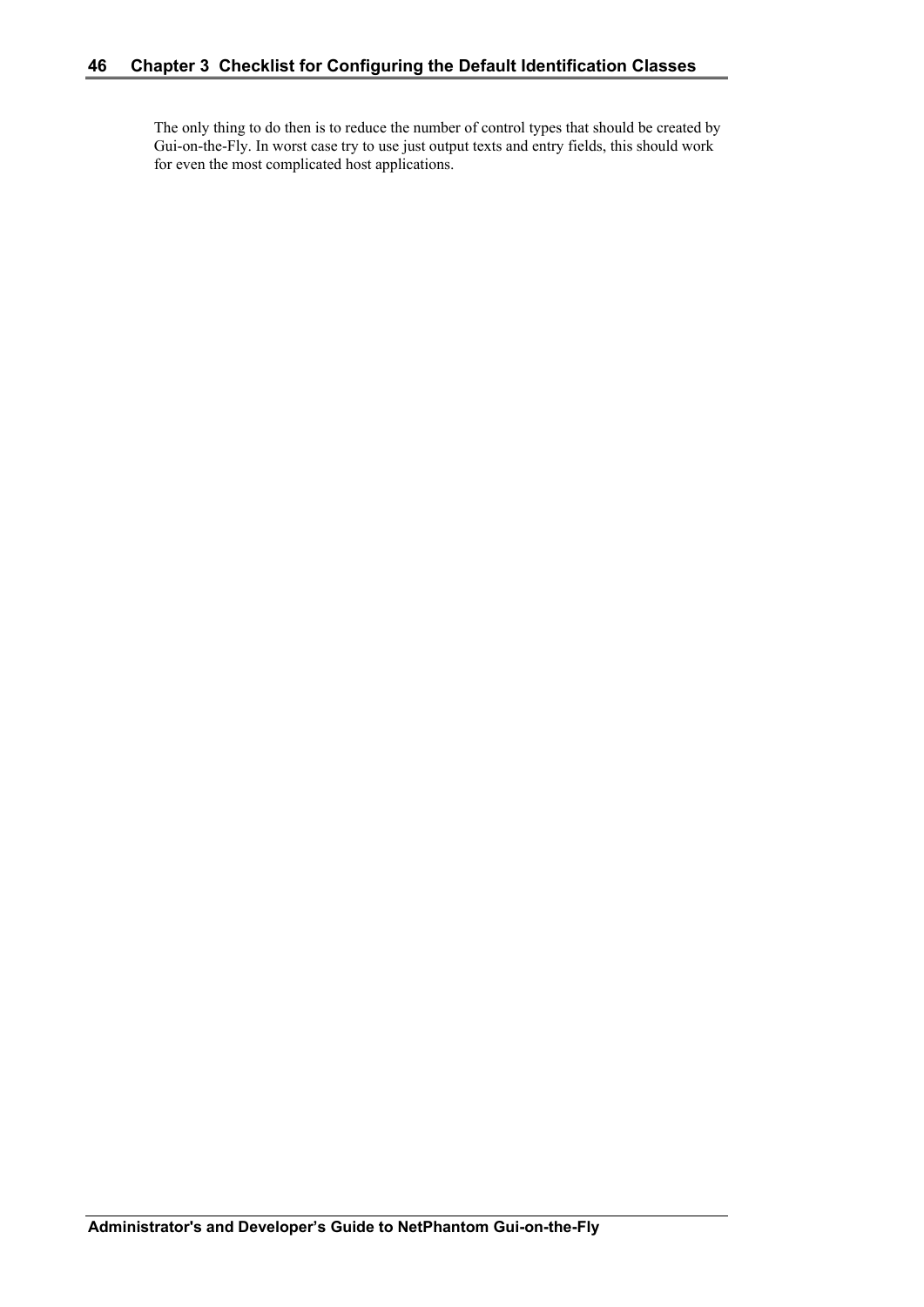The only thing to do then is to reduce the number of control types that should be created by Gui-on-the-Fly. In worst case try to use just output texts and entry fields, this should work for even the most complicated host applications.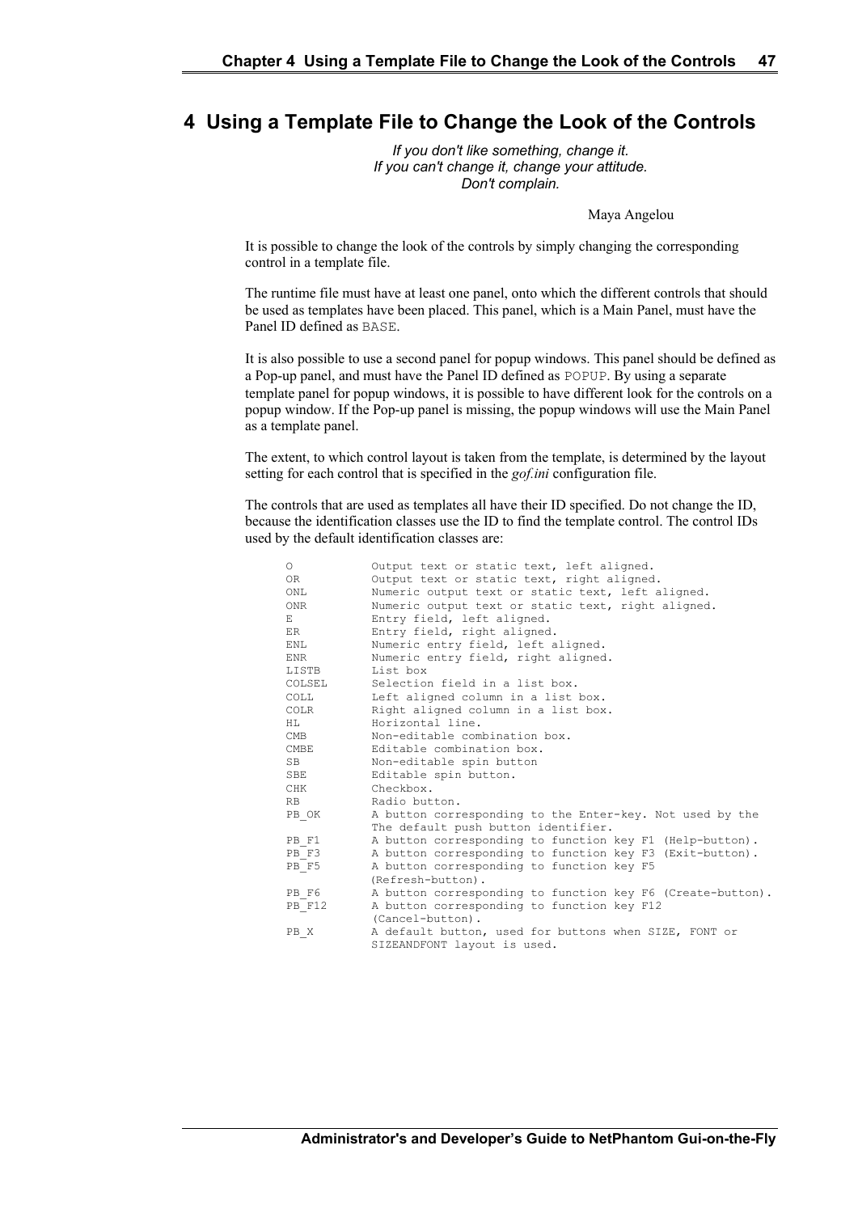# 4 Using a Template File to Change the Look of the Controls

*If you don't like something, change it.*
*If you can't change it, change your attitude.*
*Don't complain.*

Maya Angelou

It is possible to change the look of the controls by simply changing the corresponding control in a template file.

The runtime file must have at least one panel, onto which the different controls that should be used as templates have been placed. This panel, which is a Main Panel, must have the Panel ID defined as `BASE`.

It is also possible to use a second panel for popup windows. This panel should be defined as a Pop-up panel, and must have the Panel ID defined as `POPUP`. By using a separate template panel for popup windows, it is possible to have different look for the controls on a popup window. If the Pop-up panel is missing, the popup windows will use the Main Panel as a template panel.

The extent, to which control layout is taken from the template, is determined by the layout setting for each control that is specified in the *gof.ini* configuration file.

The controls that are used as templates all have their ID specified. Do not change the ID, because the identification classes use the ID to find the template control. The control IDs used by the default identification classes are:

```
O            Output text or static text, left aligned.
OR           Output text or static text, right aligned.
ONL          Numeric output text or static text, left aligned.
ONR          Numeric output text or static text, right aligned.
E            Entry field, left aligned.
ER           Entry field, right aligned.
ENL          Numeric entry field, left aligned.
ENR          Numeric entry field, right aligned.
LISTB        List box
COLSEL       Selection field in a list box.
COLL         Left aligned column in a list box.
COLR         Right aligned column in a list box.
HL           Horizontal line.
CMB          Non-editable combination box.
CMBE         Editable combination box.
SB           Non-editable spin button
SBE          Editable spin button.
CHK          Checkbox.
RB           Radio button.
PB_OK        A button corresponding to the Enter-key. Not used by the
             The default push button identifier.
PB_F1        A button corresponding to function key F1 (Help-button).
PB_F3        A button corresponding to function key F3 (Exit-button).
PB_F5        A button corresponding to function key F5
             (Refresh-button).
PB_F6        A button corresponding to function key F6 (Create-button).
PB_F12       A button corresponding to function key F12
             (Cancel-button).
PB_X         A default button, used for buttons when SIZE, FONT or
             SIZEANDFONT layout is used.
```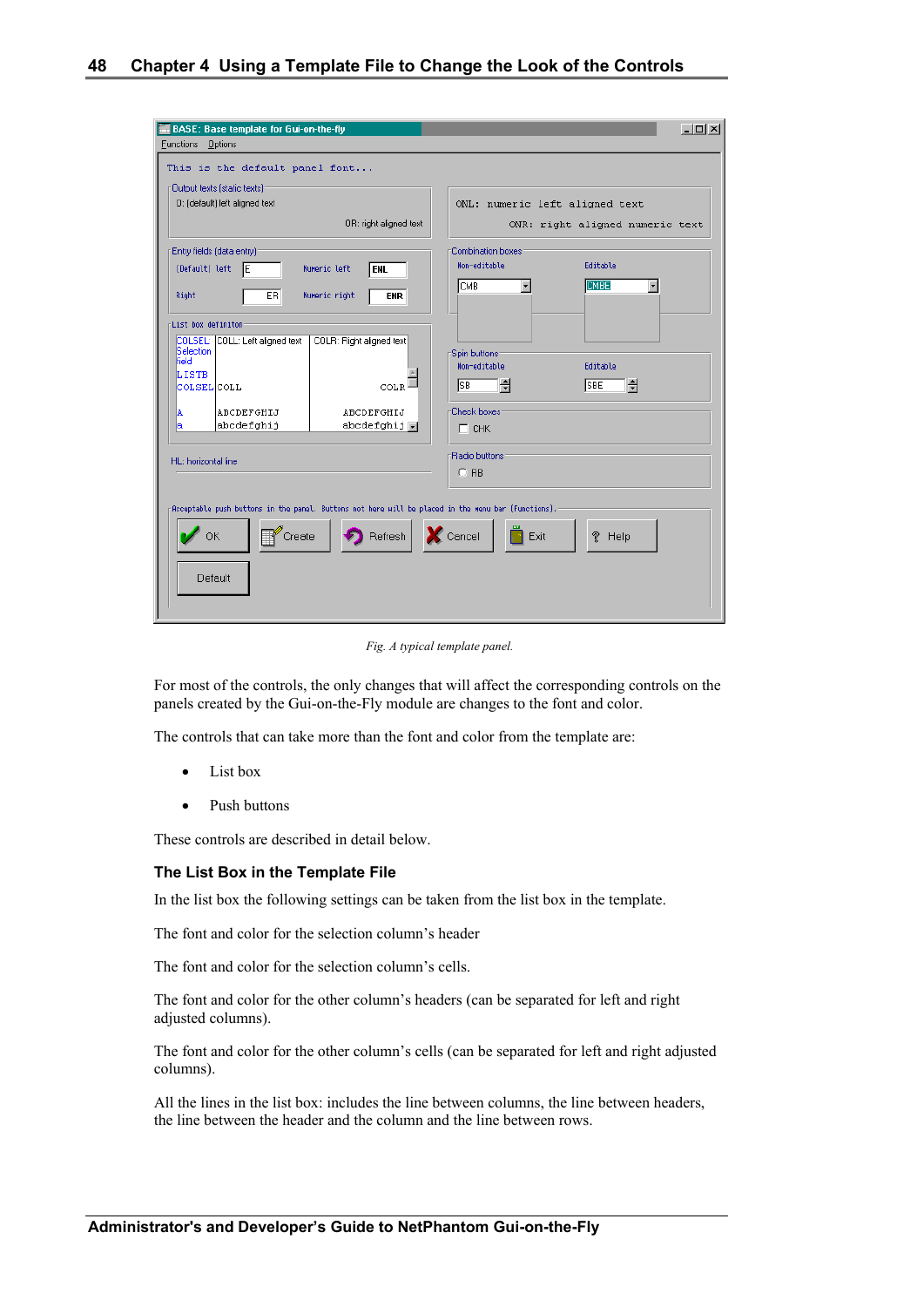Fig. A typical template panel.

For most of the controls, the only changes that will affect the corresponding controls on the panels created by the Gui-on-the-Fly module are changes to the font and color.

The controls that can take more than the font and color from the template are:

- List box
- Push buttons

These controls are described in detail below.

### The List Box in the Template File

In the list box the following settings can be taken from the list box in the template.

The font and color for the selection column's header

The font and color for the selection column's cells.

The font and color for the other column's headers (can be separated for left and right adjusted columns).

The font and color for the other column's cells (can be separated for left and right adjusted columns).

All the lines in the list box: includes the line between columns, the line between headers, the line between the header and the column and the line between rows.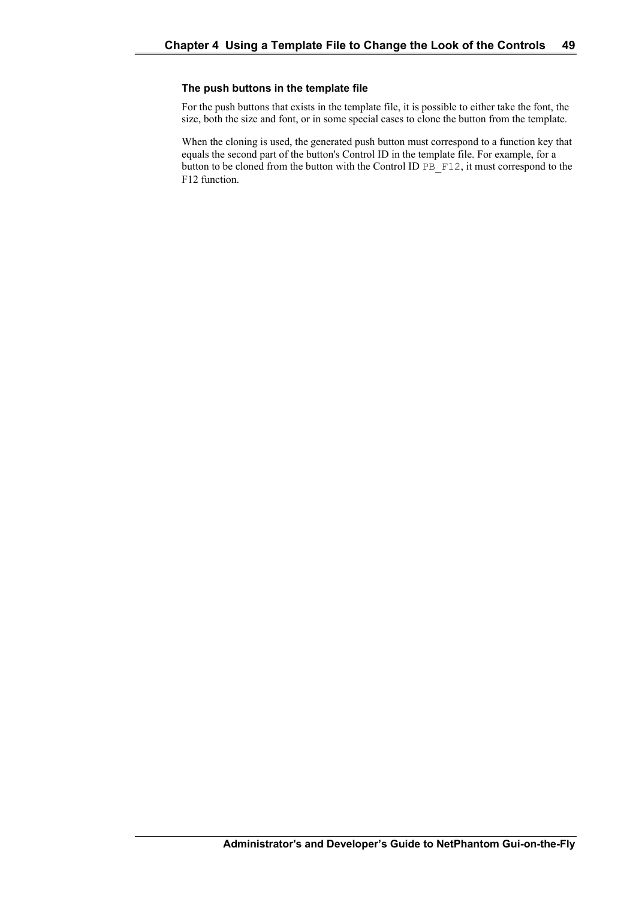### The push buttons in the template file

For the push buttons that exists in the template file, it is possible to either take the font, the size, both the size and font, or in some special cases to clone the button from the template.

When the cloning is used, the generated push button must correspond to a function key that equals the second part of the button's Control ID in the template file. For example, for a button to be cloned from the button with the Control ID `PB_F12`, it must correspond to the F12 function.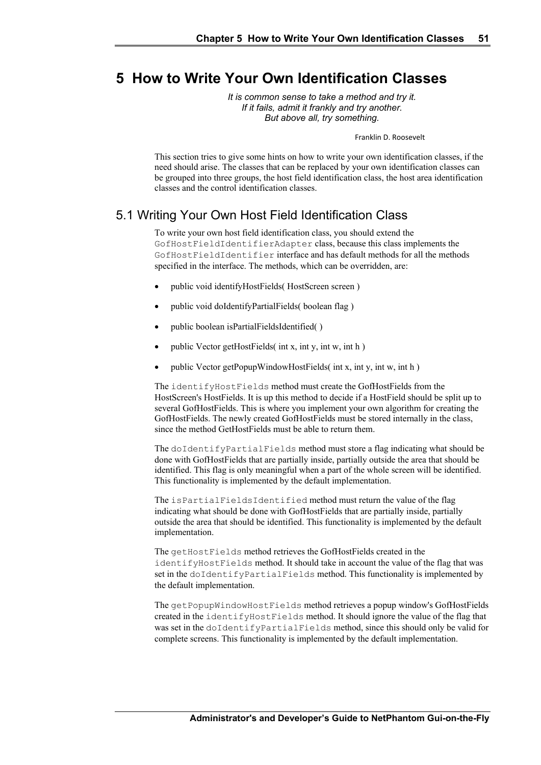# 5 How to Write Your Own Identification Classes

*It is common sense to take a method and try it.*
*If it fails, admit it frankly and try another.*
*But above all, try something.*

Franklin D. Roosevelt

This section tries to give some hints on how to write your own identification classes, if the need should arise. The classes that can be replaced by your own identification classes can be grouped into three groups, the host field identification class, the host area identification classes and the control identification classes.

## 5.1 Writing Your Own Host Field Identification Class

To write your own host field identification class, you should extend the `GofHostFieldIdentifierAdapter` class, because this class implements the `GofHostFieldIdentifier` interface and has default methods for all the methods specified in the interface. The methods, which can be overridden, are:

- public void identifyHostFields( HostScreen screen )
- public void doIdentifyPartialFields( boolean flag )
- public boolean isPartialFieldsIdentified( )
- public Vector getHostFields( int x, int y, int w, int h )
- public Vector getPopupWindowHostFields( int x, int y, int w, int h )

The `identifyHostFields` method must create the GofHostFields from the HostScreen's HostFields. It is up this method to decide if a HostField should be split up to several GofHostFields. This is where you implement your own algorithm for creating the GofHostFields. The newly created GofHostFields must be stored internally in the class, since the method GetHostFields must be able to return them.

The `doIdentifyPartialFields` method must store a flag indicating what should be done with GofHostFields that are partially inside, partially outside the area that should be identified. This flag is only meaningful when a part of the whole screen will be identified. This functionality is implemented by the default implementation.

The `isPartialFieldsIdentified` method must return the value of the flag indicating what should be done with GofHostFields that are partially inside, partially outside the area that should be identified. This functionality is implemented by the default implementation.

The `getHostFields` method retrieves the GofHostFields created in the `identifyHostFields` method. It should take in account the value of the flag that was set in the `doIdentifyPartialFields` method. This functionality is implemented by the default implementation.

The `getPopupWindowHostFields` method retrieves a popup window's GofHostFields created in the `identifyHostFields` method. It should ignore the value of the flag that was set in the `doIdentifyPartialFields` method, since this should only be valid for complete screens. This functionality is implemented by the default implementation.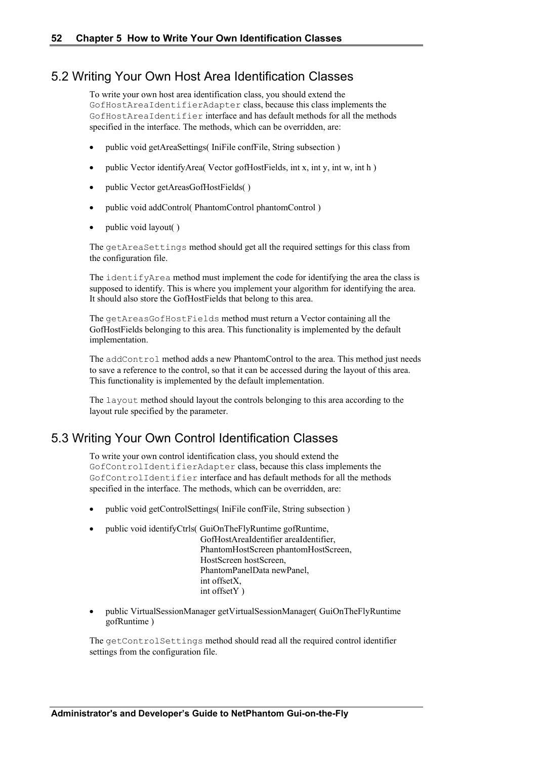## 5.2 Writing Your Own Host Area Identification Classes

To write your own host area identification class, you should extend the `GofHostAreaIdentifierAdapter` class, because this class implements the `GofHostAreaIdentifier` interface and has default methods for all the methods specified in the interface. The methods, which can be overridden, are:

- public void getAreaSettings( IniFile confFile, String subsection )
- public Vector identifyArea( Vector gofHostFields, int x, int y, int w, int h )
- public Vector getAreasGofHostFields( )
- public void addControl( PhantomControl phantomControl )
- public void layout( )

The `getAreaSettings` method should get all the required settings for this class from the configuration file.

The `identifyArea` method must implement the code for identifying the area the class is supposed to identify. This is where you implement your algorithm for identifying the area. It should also store the GofHostFields that belong to this area.

The `getAreasGofHostFields` method must return a Vector containing all the GofHostFields belonging to this area. This functionality is implemented by the default implementation.

The `addControl` method adds a new PhantomControl to the area. This method just needs to save a reference to the control, so that it can be accessed during the layout of this area. This functionality is implemented by the default implementation.

The `layout` method should layout the controls belonging to this area according to the layout rule specified by the parameter.

## 5.3 Writing Your Own Control Identification Classes

To write your own control identification class, you should extend the `GofControlIdentifierAdapter` class, because this class implements the `GofControlIdentifier` interface and has default methods for all the methods specified in the interface. The methods, which can be overridden, are:

- public void getControlSettings( IniFile confFile, String subsection )
- public void identifyCtrls( GuiOnTheFlyRuntime gofRuntime,
  GofHostAreaIdentifier areaIdentifier,
  PhantomHostScreen phantomHostScreen,
  HostScreen hostScreen,
  PhantomPanelData newPanel,
  int offsetX,
  int offsetY )
- public VirtualSessionManager getVirtualSessionManager( GuiOnTheFlyRuntime gofRuntime )

The `getControlSettings` method should read all the required control identifier settings from the configuration file.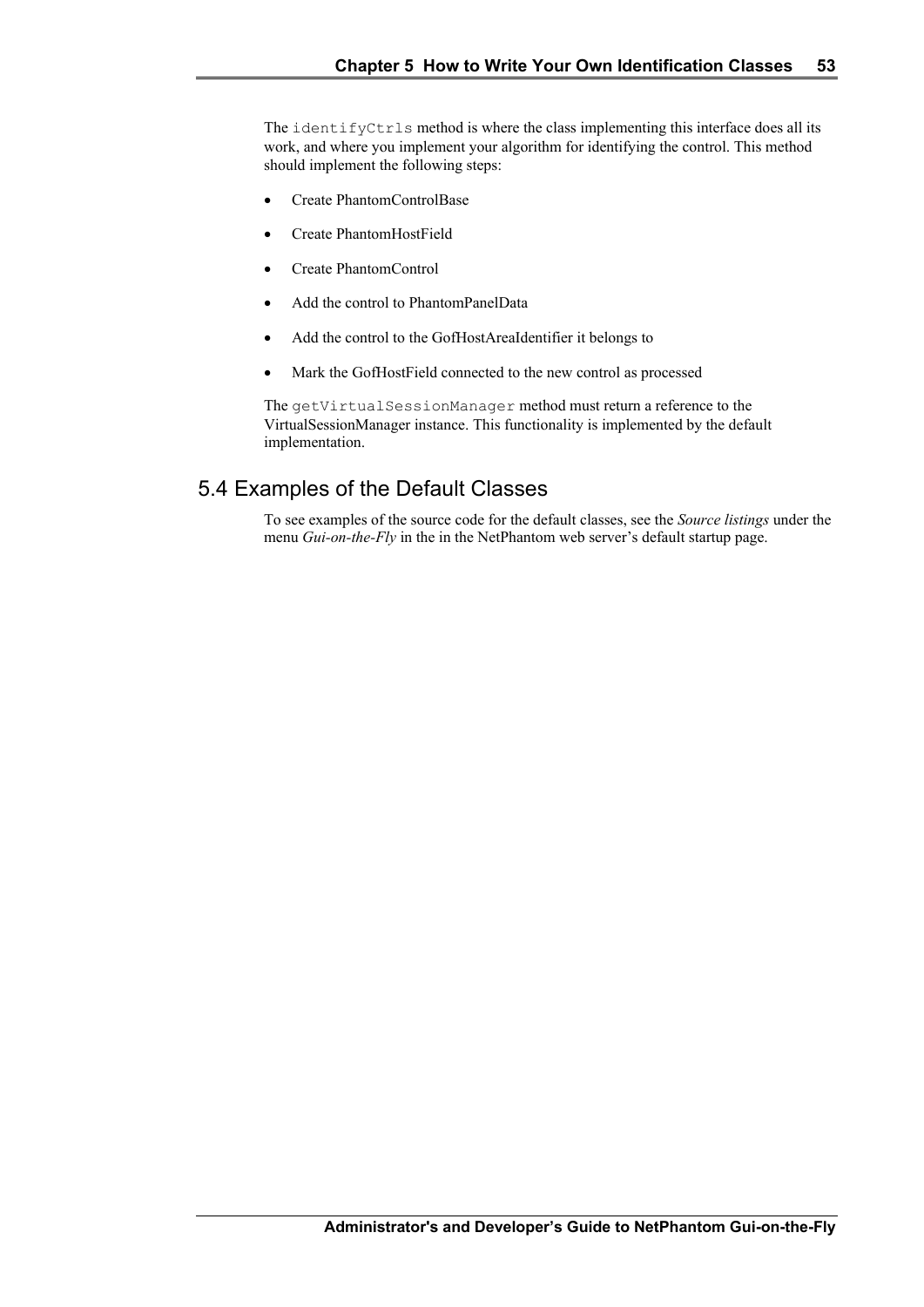The `identifyCtrls` method is where the class implementing this interface does all its work, and where you implement your algorithm for identifying the control. This method should implement the following steps:

- Create PhantomControlBase
- Create PhantomHostField
- Create PhantomControl
- Add the control to PhantomPanelData
- Add the control to the GofHostAreaIdentifier it belongs to
- Mark the GofHostField connected to the new control as processed

The `getVirtualSessionManager` method must return a reference to the VirtualSessionManager instance. This functionality is implemented by the default implementation.

## 5.4 Examples of the Default Classes

To see examples of the source code for the default classes, see the *Source listings* under the menu *Gui-on-the-Fly* in the in the NetPhantom web server's default startup page.